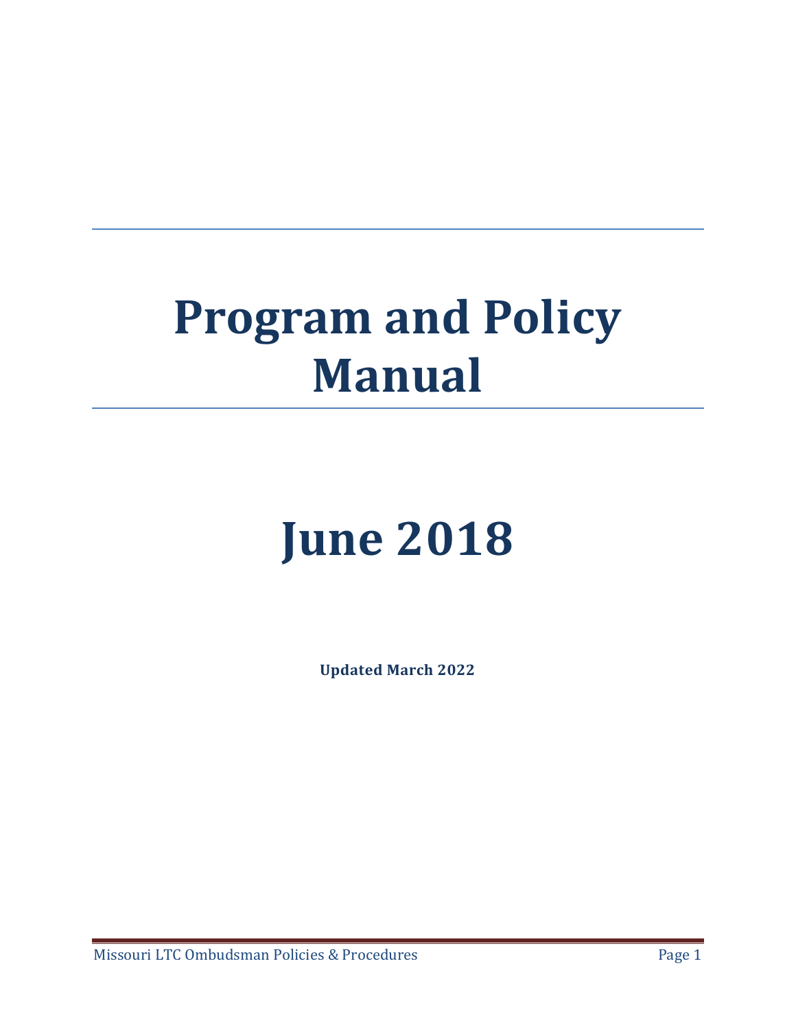# Program and Policy Manual

# June 2018

**Updated March 2022**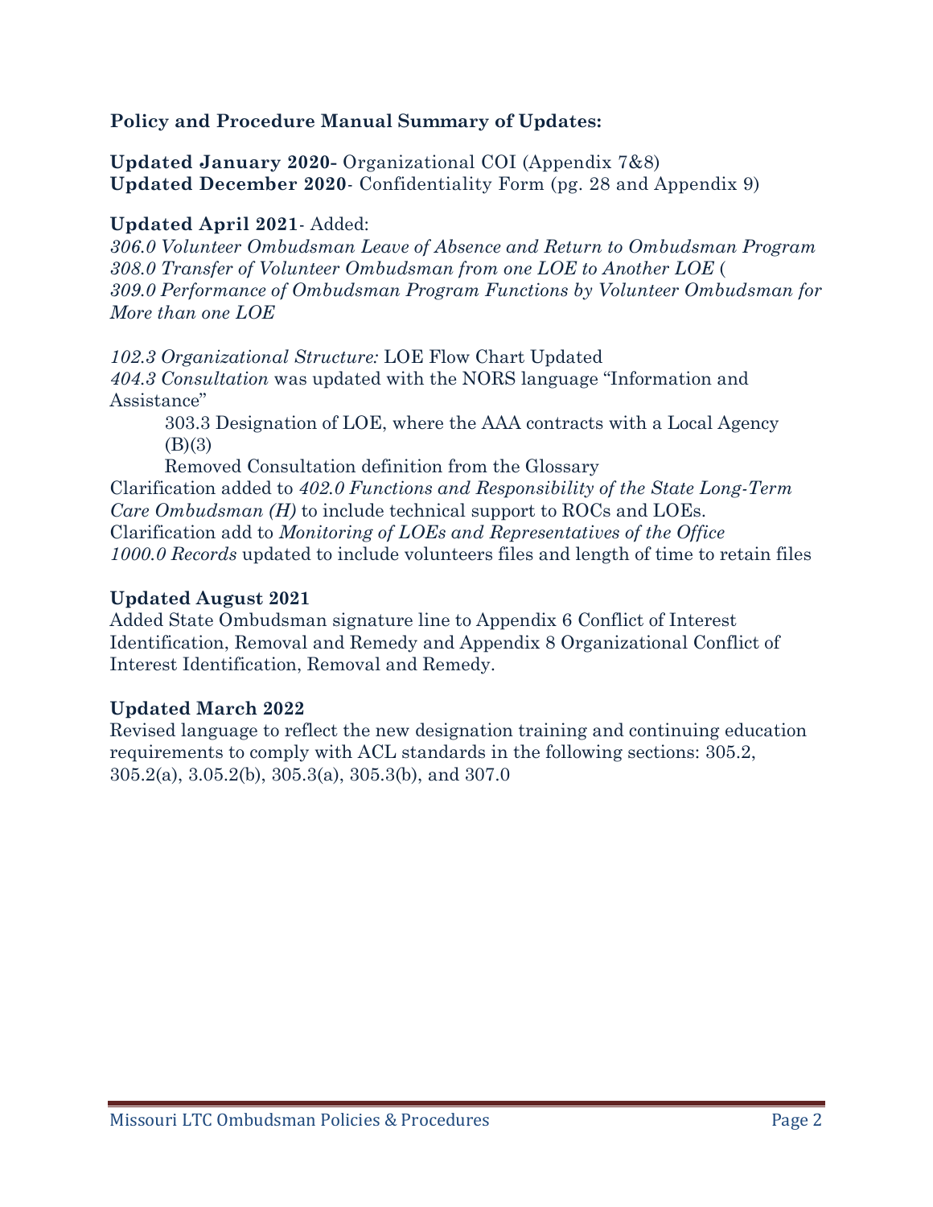**Policy and Procedure Manual Summary of Updates:**

**Updated January 2020-** Organizational COI (Appendix 7&8)
**Updated December 2020**- Confidentiality Form (pg. 28 and Appendix 9)

**Updated April 2021**- Added:
*306.0 Volunteer Ombudsman Leave of Absence and Return to Ombudsman Program*
*308.0 Transfer of Volunteer Ombudsman from one LOE to Another LOE* (
*309.0 Performance of Ombudsman Program Functions by Volunteer Ombudsman for More than one LOE*

*102.3 Organizational Structure:* LOE Flow Chart Updated
*404.3 Consultation* was updated with the NORS language "Information and Assistance"

303.3 Designation of LOE, where the AAA contracts with a Local Agency (B)(3)

Removed Consultation definition from the Glossary

Clarification added to *402.0 Functions and Responsibility of the State Long-Term Care Ombudsman (H)* to include technical support to ROCs and LOEs.
Clarification add to *Monitoring of LOEs and Representatives of the Office*
*1000.0 Records* updated to include volunteers files and length of time to retain files

**Updated August 2021**

Added State Ombudsman signature line to Appendix 6 Conflict of Interest Identification, Removal and Remedy and Appendix 8 Organizational Conflict of Interest Identification, Removal and Remedy.

**Updated March 2022**

Revised language to reflect the new designation training and continuing education requirements to comply with ACL standards in the following sections: 305.2, 305.2(a), 3.05.2(b), 305.3(a), 305.3(b), and 307.0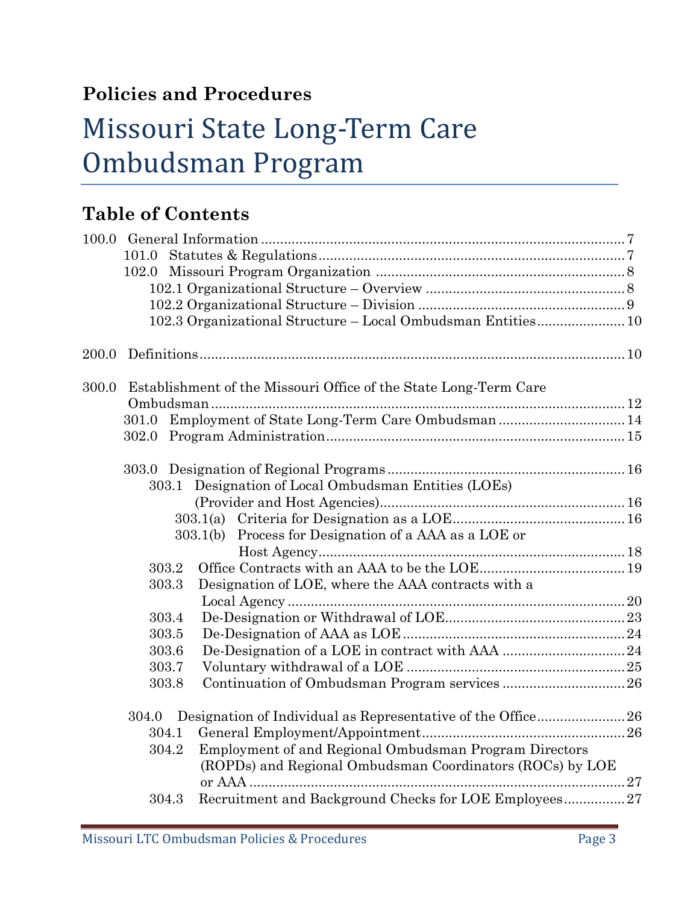**Policies and Procedures**

# Missouri State Long-Term Care Ombudsman Program

## Table of Contents

100.0 General Information ... 7
- 101.0 Statutes & Regulations ... 7
- 102.0 Missouri Program Organization ... 8
  - 102.1 Organizational Structure – Overview ... 8
  - 102.2 Organizational Structure – Division ... 9
  - 102.3 Organizational Structure – Local Ombudsman Entities ... 10

200.0 Definitions ... 10

300.0 Establishment of the Missouri Office of the State Long-Term Care Ombudsman ... 12
- 301.0 Employment of State Long-Term Care Ombudsman ... 14
- 302.0 Program Administration ... 15
- 303.0 Designation of Regional Programs ... 16
  - 303.1 Designation of Local Ombudsman Entities (LOEs) (Provider and Host Agencies) ... 16
    - 303.1(a) Criteria for Designation as a LOE ... 16
    - 303.1(b) Process for Designation of a AAA as a LOE or Host Agency ... 18
  - 303.2 Office Contracts with an AAA to be the LOE ... 19
  - 303.3 Designation of LOE, where the AAA contracts with a Local Agency ... 20
  - 303.4 De-Designation or Withdrawal of LOE ... 23
  - 303.5 De-Designation of AAA as LOE ... 24
  - 303.6 De-Designation of a LOE in contract with AAA ... 24
  - 303.7 Voluntary withdrawal of a LOE ... 25
  - 303.8 Continuation of Ombudsman Program services ... 26
- 304.0 Designation of Individual as Representative of the Office ... 26
  - 304.1 General Employment/Appointment ... 26
  - 304.2 Employment of and Regional Ombudsman Program Directors (ROPDs) and Regional Ombudsman Coordinators (ROCs) by LOE or AAA ... 27
  - 304.3 Recruitment and Background Checks for LOE Employees ... 27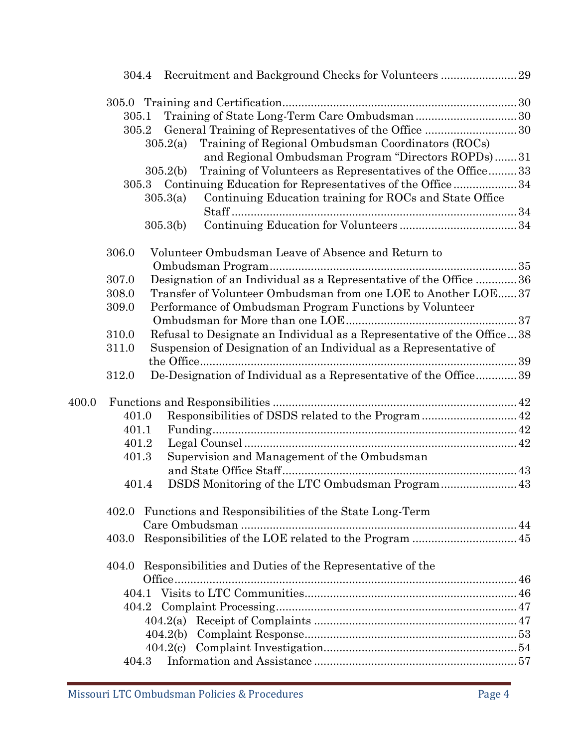304.4 Recruitment and Background Checks for Volunteers ........................ 29

305.0 Training and Certification ........................................................................ 30

305.1 Training of State Long-Term Care Ombudsman ................................ 30

305.2 General Training of Representatives of the Office ............................ 30

305.2(a) Training of Regional Ombudsman Coordinators (ROCs) and Regional Ombudsman Program "Directors ROPDs) ....... 31

305.2(b) Training of Volunteers as Representatives of the Office ......... 33

305.3 Continuing Education for Representatives of the Office .................... 34

305.3(a) Continuing Education training for ROCs and State Office Staff ................................................................................................ 34

305.3(b) Continuing Education for Volunteers ..................................... 34

306.0 Volunteer Ombudsman Leave of Absence and Return to Ombudsman Program ............................................................................... 35

307.0 Designation of an Individual as a Representative of the Office ............. 36

308.0 Transfer of Volunteer Ombudsman from one LOE to Another LOE ...... 37

309.0 Performance of Ombudsman Program Functions by Volunteer Ombudsman for More than one LOE ...................................................... 37

310.0 Refusal to Designate an Individual as a Representative of the Office ... 38

311.0 Suspension of Designation of an Individual as a Representative of the Office ................................................................................................... 39

312.0 De-Designation of Individual as a Representative of the Office ............. 39

400.0 Functions and Responsibilities ............................................................................ 42

401.0 Responsibilities of DSDS related to the Program ............................. 42

401.1 Funding ............................................................................................... 42

401.2 Legal Counsel ...................................................................................... 42

401.3 Supervision and Management of the Ombudsman and State Office Staff ........................................................................ 43

401.4 DSDS Monitoring of the LTC Ombudsman Program ........................ 43

402.0 Functions and Responsibilities of the State Long-Term Care Ombudsman ...................................................................................... 44

403.0 Responsibilities of the LOE related to the Program ................................ 45

404.0 Responsibilities and Duties of the Representative of the Office ........................................................................................................... 46

404.1 Visits to LTC Communities ................................................................. 46

404.2 Complaint Processing .......................................................................... 47

404.2(a) Receipt of Complaints ............................................................... 47

404.2(b) Complaint Response ................................................................. 53

404.2(c) Complaint Investigation ............................................................ 54

404.3 Information and Assistance ............................................................... 57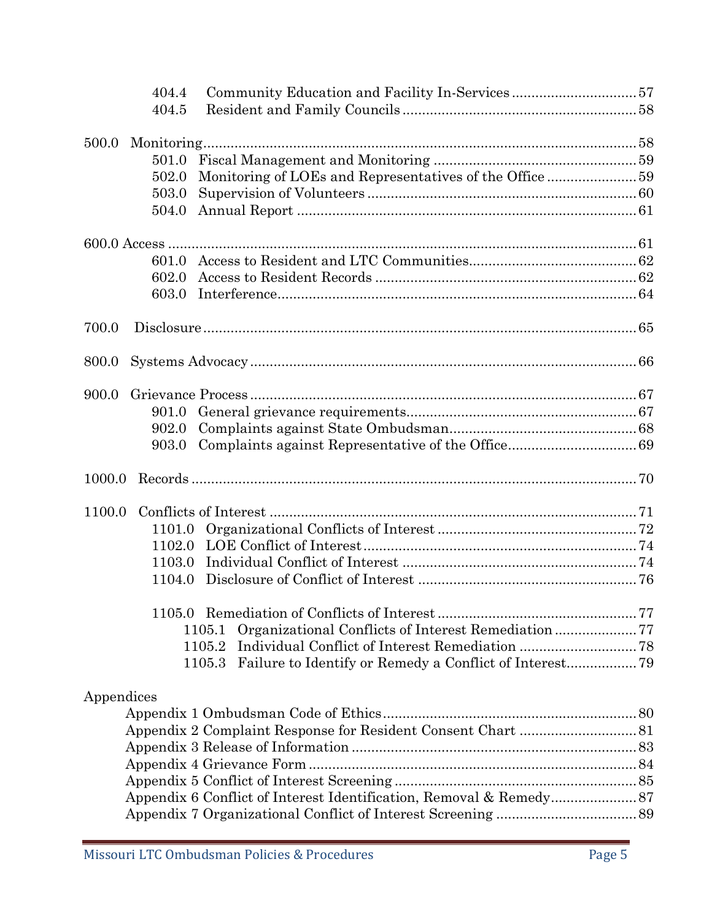404.4 Community Education and Facility In-Services ....... 57
404.5 Resident and Family Councils ....... 58

500.0 Monitoring ....... 58
501.0 Fiscal Management and Monitoring ....... 59
502.0 Monitoring of LOEs and Representatives of the Office ....... 59
503.0 Supervision of Volunteers ....... 60
504.0 Annual Report ....... 61

600.0 Access ....... 61
601.0 Access to Resident and LTC Communities ....... 62
602.0 Access to Resident Records ....... 62
603.0 Interference ....... 64

700.0 Disclosure ....... 65

800.0 Systems Advocacy ....... 66

900.0 Grievance Process ....... 67
901.0 General grievance requirements ....... 67
902.0 Complaints against State Ombudsman ....... 68
903.0 Complaints against Representative of the Office ....... 69

1000.0 Records ....... 70

1100.0 Conflicts of Interest ....... 71
1101.0 Organizational Conflicts of Interest ....... 72
1102.0 LOE Conflict of Interest ....... 74
1103.0 Individual Conflict of Interest ....... 74
1104.0 Disclosure of Conflict of Interest ....... 76

1105.0 Remediation of Conflicts of Interest ....... 77
1105.1 Organizational Conflicts of Interest Remediation ....... 77
1105.2 Individual Conflict of Interest Remediation ....... 78
1105.3 Failure to Identify or Remedy a Conflict of Interest ....... 79

Appendices
Appendix 1 Ombudsman Code of Ethics ....... 80
Appendix 2 Complaint Response for Resident Consent Chart ....... 81
Appendix 3 Release of Information ....... 83
Appendix 4 Grievance Form ....... 84
Appendix 5 Conflict of Interest Screening ....... 85
Appendix 6 Conflict of Interest Identification, Removal & Remedy ....... 87
Appendix 7 Organizational Conflict of Interest Screening ....... 89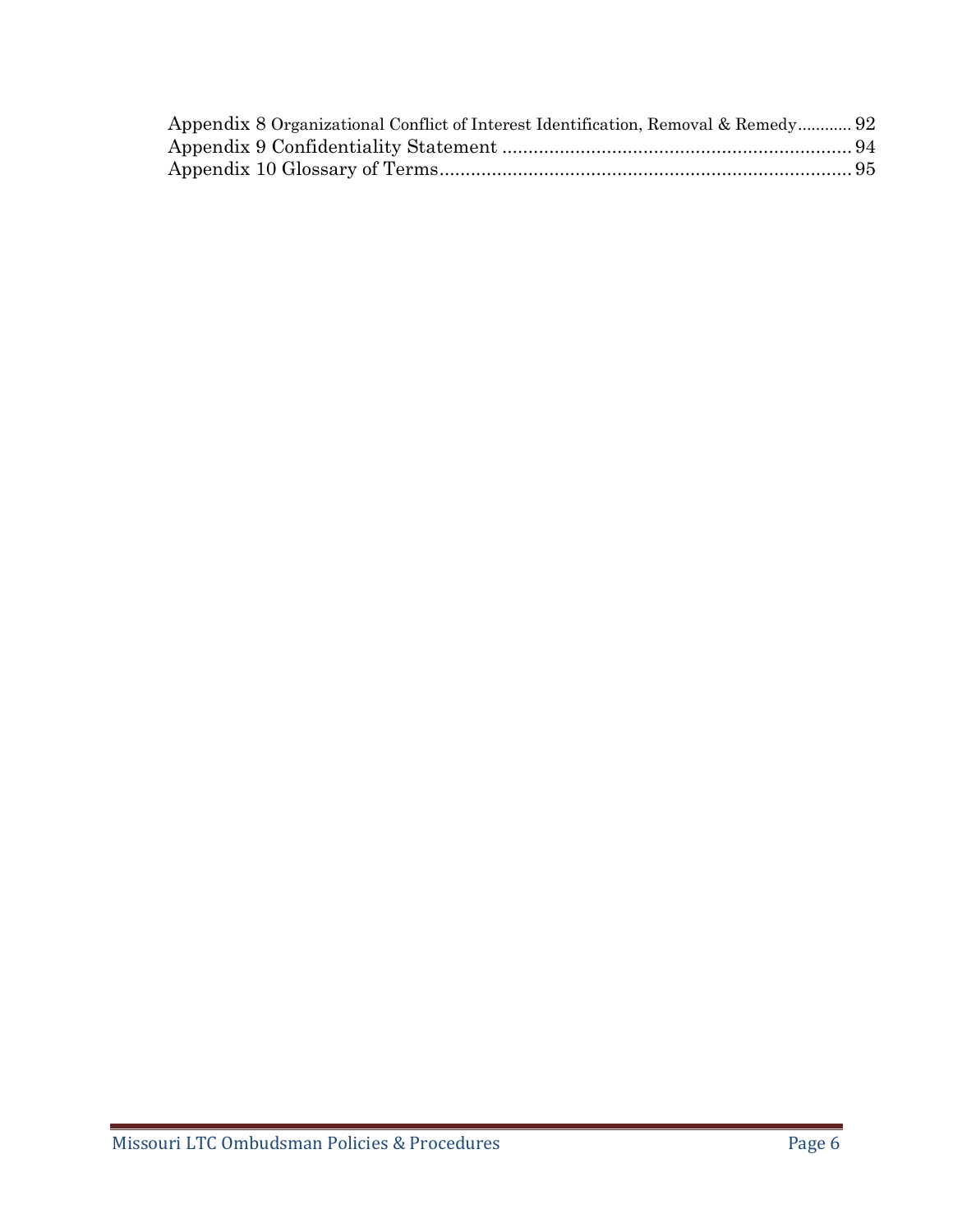Appendix 8 Organizational Conflict of Interest Identification, Removal & Remedy............ 92
Appendix 9 Confidentiality Statement .................................................................. 94
Appendix 10 Glossary of Terms.............................................................................. 95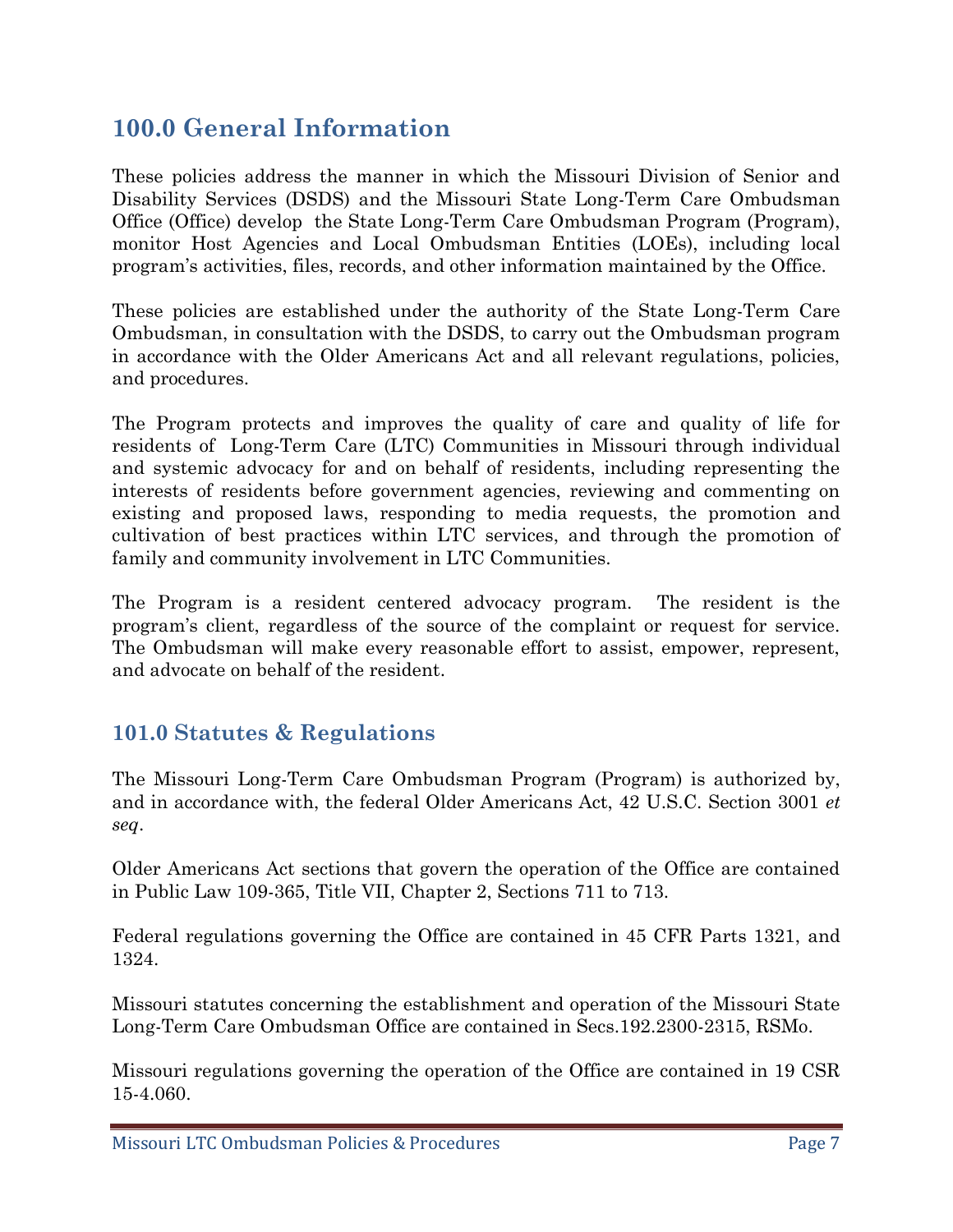# 100.0 General Information

These policies address the manner in which the Missouri Division of Senior and Disability Services (DSDS) and the Missouri State Long-Term Care Ombudsman Office (Office) develop the State Long-Term Care Ombudsman Program (Program), monitor Host Agencies and Local Ombudsman Entities (LOEs), including local program's activities, files, records, and other information maintained by the Office.

These policies are established under the authority of the State Long-Term Care Ombudsman, in consultation with the DSDS, to carry out the Ombudsman program in accordance with the Older Americans Act and all relevant regulations, policies, and procedures.

The Program protects and improves the quality of care and quality of life for residents of Long-Term Care (LTC) Communities in Missouri through individual and systemic advocacy for and on behalf of residents, including representing the interests of residents before government agencies, reviewing and commenting on existing and proposed laws, responding to media requests, the promotion and cultivation of best practices within LTC services, and through the promotion of family and community involvement in LTC Communities.

The Program is a resident centered advocacy program. The resident is the program's client, regardless of the source of the complaint or request for service. The Ombudsman will make every reasonable effort to assist, empower, represent, and advocate on behalf of the resident.

## 101.0 Statutes & Regulations

The Missouri Long-Term Care Ombudsman Program (Program) is authorized by, and in accordance with, the federal Older Americans Act, 42 U.S.C. Section 3001 *et seq*.

Older Americans Act sections that govern the operation of the Office are contained in Public Law 109-365, Title VII, Chapter 2, Sections 711 to 713.

Federal regulations governing the Office are contained in 45 CFR Parts 1321, and 1324.

Missouri statutes concerning the establishment and operation of the Missouri State Long-Term Care Ombudsman Office are contained in Secs.192.2300-2315, RSMo.

Missouri regulations governing the operation of the Office are contained in 19 CSR 15-4.060.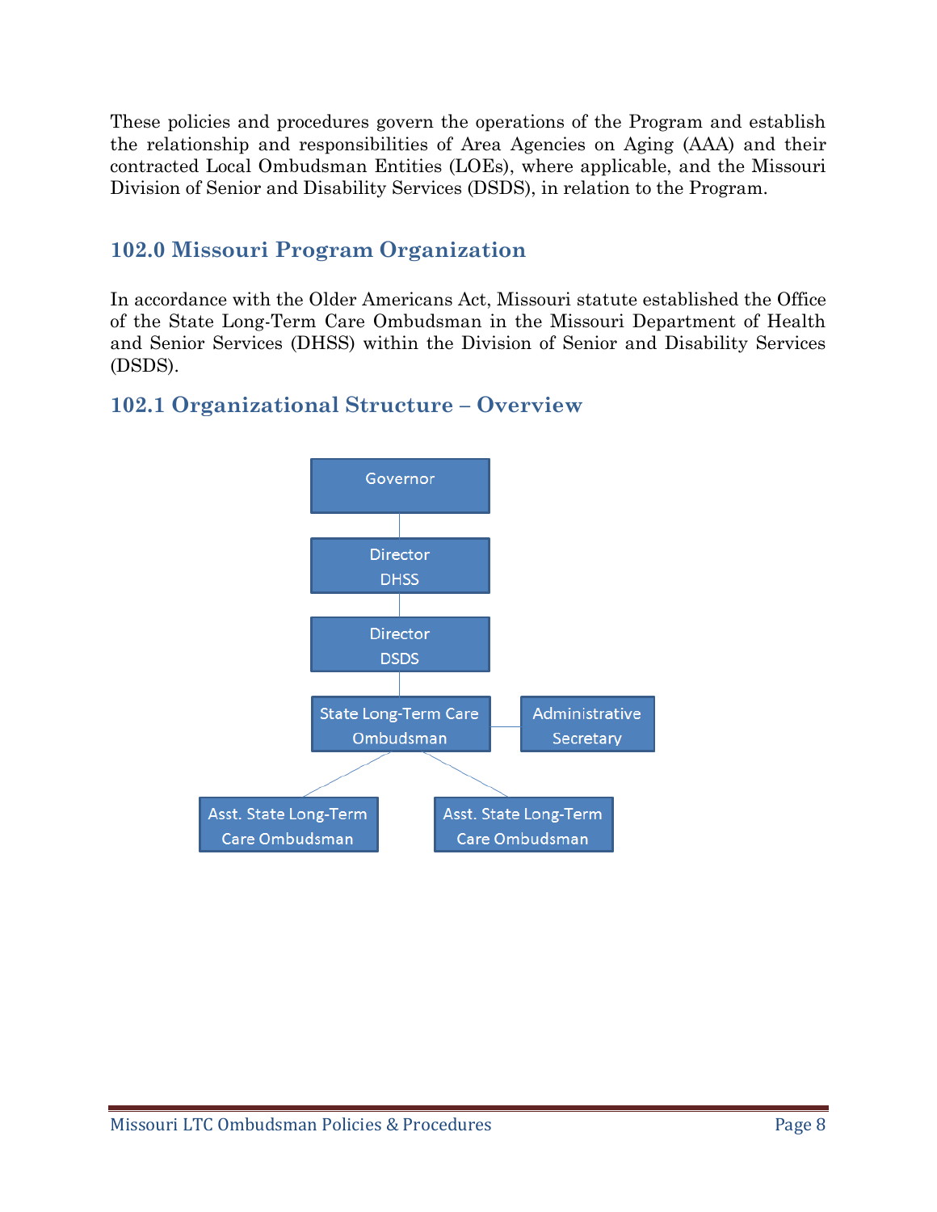These policies and procedures govern the operations of the Program and establish the relationship and responsibilities of Area Agencies on Aging (AAA) and their contracted Local Ombudsman Entities (LOEs), where applicable, and the Missouri Division of Senior and Disability Services (DSDS), in relation to the Program.

## 102.0 Missouri Program Organization

In accordance with the Older Americans Act, Missouri statute established the Office of the State Long-Term Care Ombudsman in the Missouri Department of Health and Senior Services (DHSS) within the Division of Senior and Disability Services (DSDS).

## 102.1 Organizational Structure – Overview

- Governor
  - Director DHSS
    - Director DSDS
      - State Long-Term Care Ombudsman — Administrative Secretary
        - Asst. State Long-Term Care Ombudsman
        - Asst. State Long-Term Care Ombudsman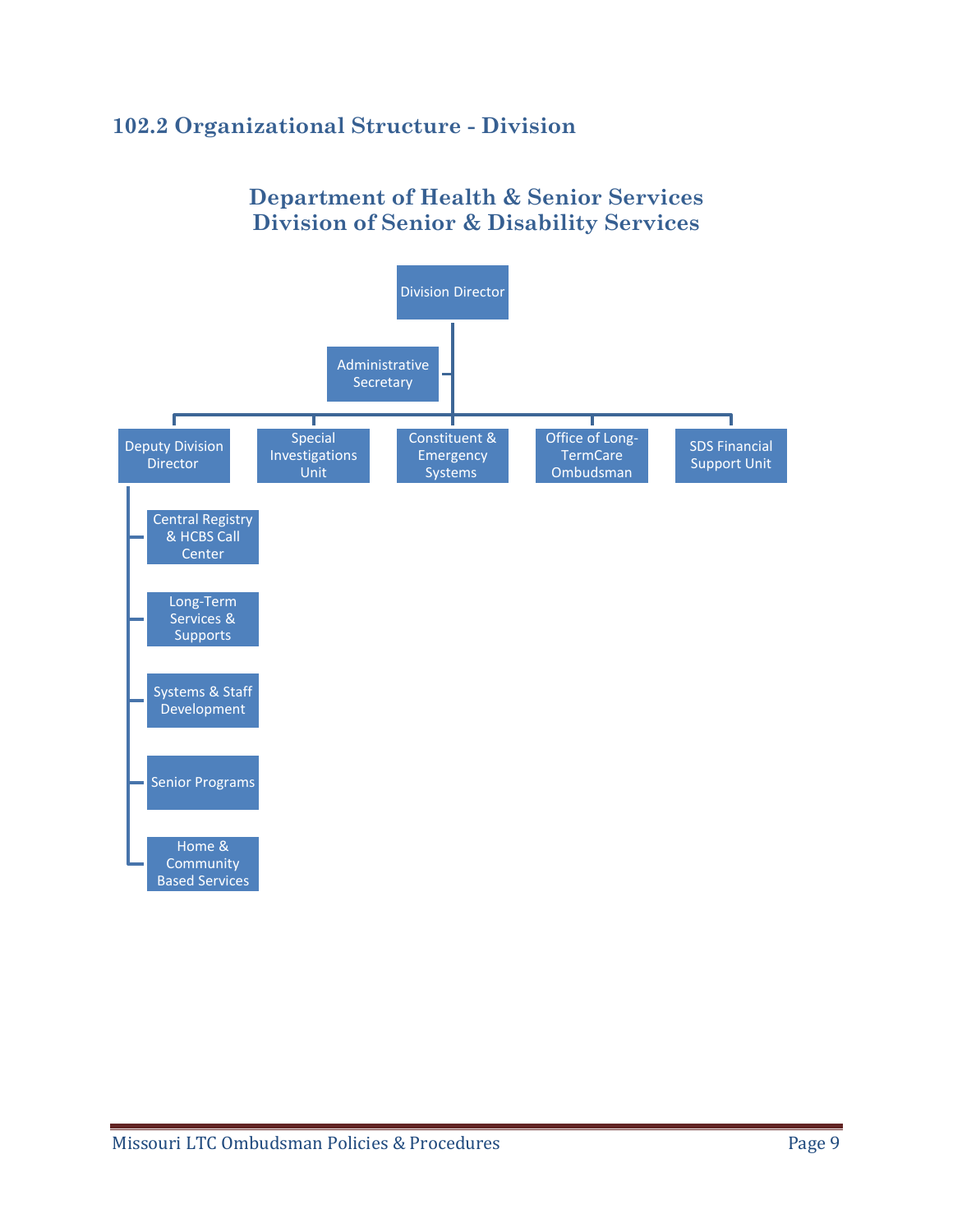## 102.2 Organizational Structure - Division

### Department of Health & Senior Services
### Division of Senior & Disability Services

- Division Director
  - Administrative Secretary
  - Deputy Division Director
    - Central Registry & HCBS Call Center
    - Long-Term Services & Supports
    - Systems & Staff Development
    - Senior Programs
    - Home & Community Based Services
  - Special Investigations Unit
  - Constituent & Emergency Systems
  - Office of Long-TermCare Ombudsman
  - SDS Financial Support Unit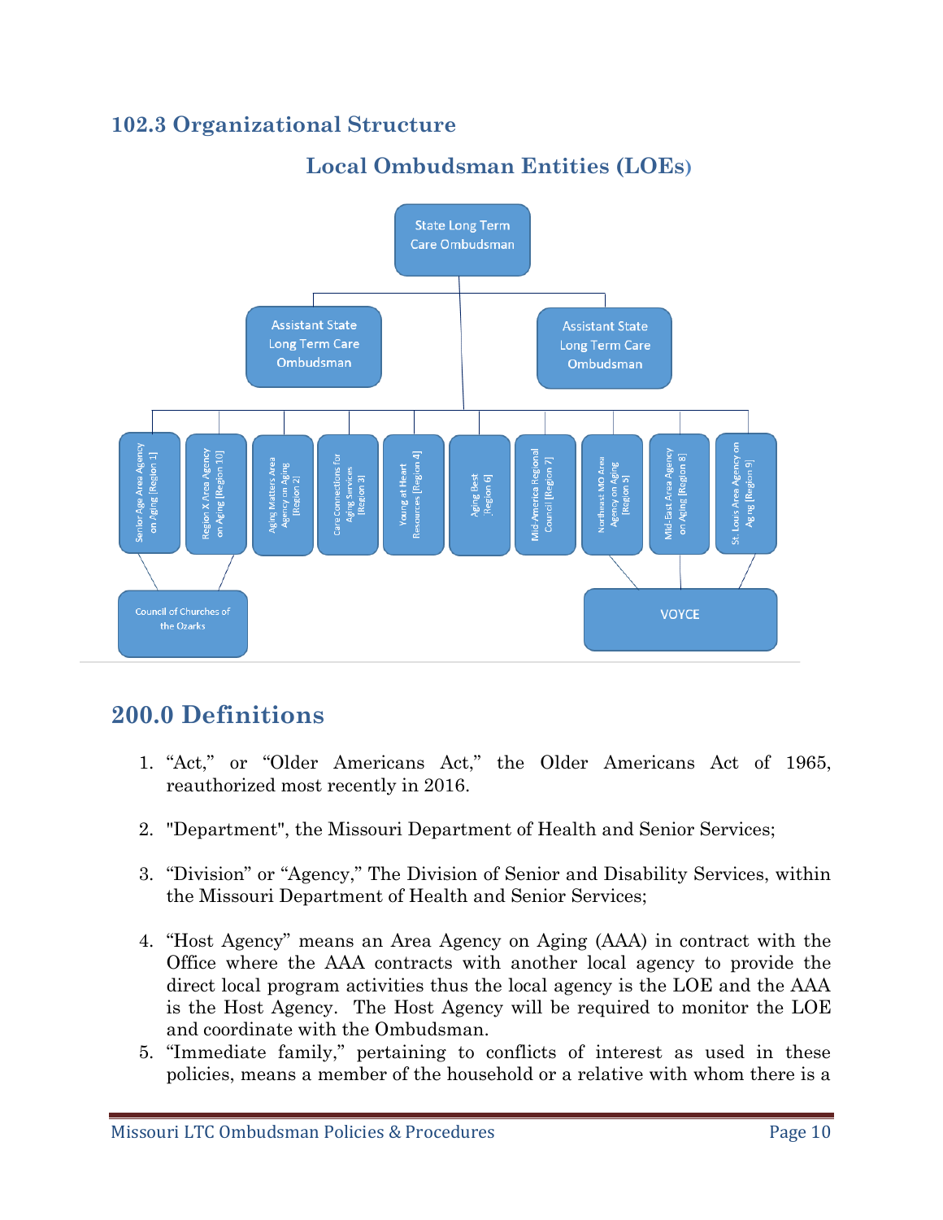### 102.3 Organizational Structure

#### Local Ombudsman Entities (LOEs)

State Long Term Care Ombudsman

Assistant State Long Term Care Ombudsman

Assistant State Long Term Care Ombudsman

Senior Age Area Agency on Aging [Region 1]

Region X Area Agency on Aging [Region 10]

Aging Matters Area Agency on Aging [Region 2]

Care Connections for Aging Services [Region 3]

Young at Heart Resources [Region 4]

Aging Best [Region 6]

Mid-America Regional Council [Region 7]

Northeast MO Area Agency on Aging [Region 5]

Mid-East Area Agency on Aging [Region 8]

St. Louis Area Agency on Aging [Region 9]

Council of Churches of the Ozarks

VOYCE

## 200.0 Definitions

1. "Act," or "Older Americans Act," the Older Americans Act of 1965, reauthorized most recently in 2016.

2. "Department", the Missouri Department of Health and Senior Services;

3. "Division" or "Agency," The Division of Senior and Disability Services, within the Missouri Department of Health and Senior Services;

4. "Host Agency" means an Area Agency on Aging (AAA) in contract with the Office where the AAA contracts with another local agency to provide the direct local program activities thus the local agency is the LOE and the AAA is the Host Agency. The Host Agency will be required to monitor the LOE and coordinate with the Ombudsman.
5. "Immediate family," pertaining to conflicts of interest as used in these policies, means a member of the household or a relative with whom there is a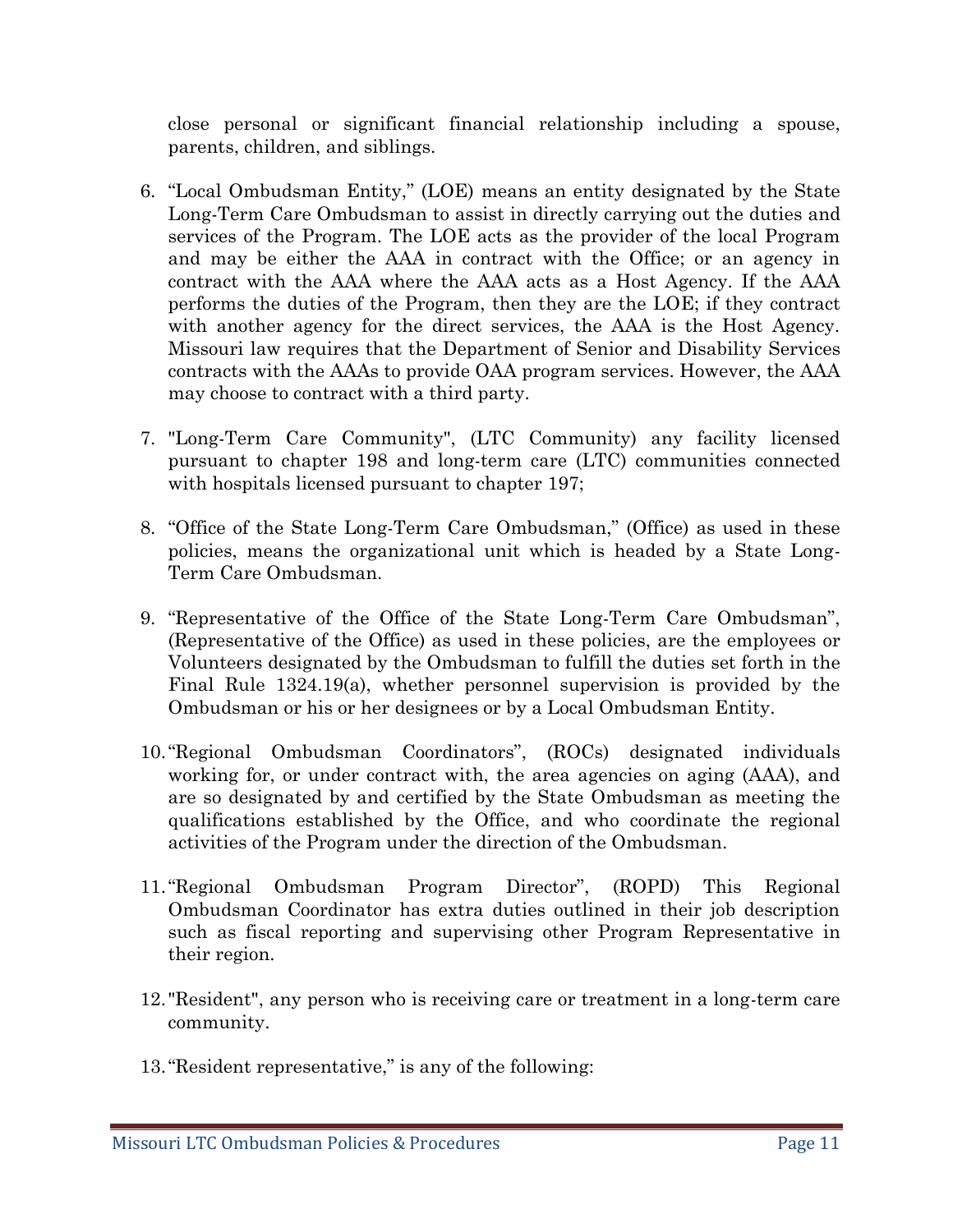close personal or significant financial relationship including a spouse, parents, children, and siblings.

6. "Local Ombudsman Entity," (LOE) means an entity designated by the State Long-Term Care Ombudsman to assist in directly carrying out the duties and services of the Program. The LOE acts as the provider of the local Program and may be either the AAA in contract with the Office; or an agency in contract with the AAA where the AAA acts as a Host Agency. If the AAA performs the duties of the Program, then they are the LOE; if they contract with another agency for the direct services, the AAA is the Host Agency. Missouri law requires that the Department of Senior and Disability Services contracts with the AAAs to provide OAA program services. However, the AAA may choose to contract with a third party.

7. "Long-Term Care Community", (LTC Community) any facility licensed pursuant to chapter 198 and long-term care (LTC) communities connected with hospitals licensed pursuant to chapter 197;

8. "Office of the State Long-Term Care Ombudsman," (Office) as used in these policies, means the organizational unit which is headed by a State Long-Term Care Ombudsman.

9. "Representative of the Office of the State Long-Term Care Ombudsman", (Representative of the Office) as used in these policies, are the employees or Volunteers designated by the Ombudsman to fulfill the duties set forth in the Final Rule 1324.19(a), whether personnel supervision is provided by the Ombudsman or his or her designees or by a Local Ombudsman Entity.

10. "Regional Ombudsman Coordinators", (ROCs) designated individuals working for, or under contract with, the area agencies on aging (AAA), and are so designated by and certified by the State Ombudsman as meeting the qualifications established by the Office, and who coordinate the regional activities of the Program under the direction of the Ombudsman.

11. "Regional Ombudsman Program Director", (ROPD) This Regional Ombudsman Coordinator has extra duties outlined in their job description such as fiscal reporting and supervising other Program Representative in their region.

12. "Resident", any person who is receiving care or treatment in a long-term care community.

13. "Resident representative," is any of the following: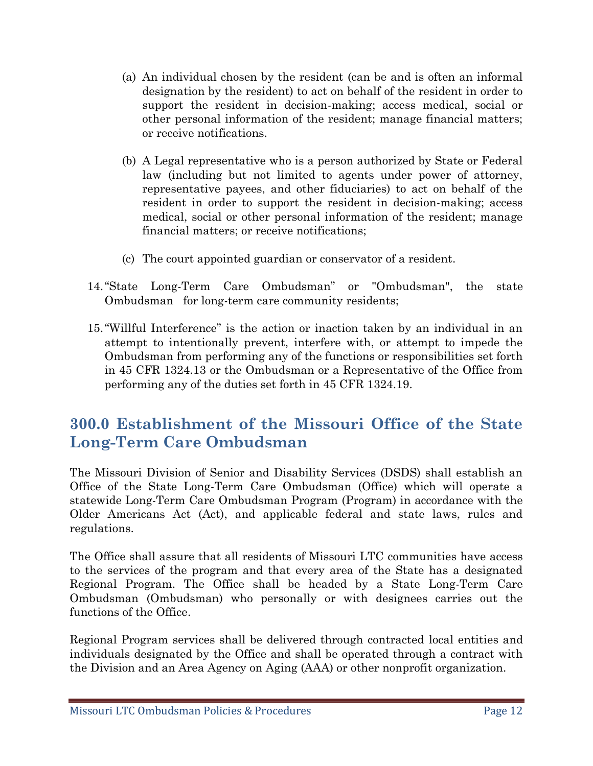(a) An individual chosen by the resident (can be and is often an informal designation by the resident) to act on behalf of the resident in order to support the resident in decision-making; access medical, social or other personal information of the resident; manage financial matters; or receive notifications.

(b) A Legal representative who is a person authorized by State or Federal law (including but not limited to agents under power of attorney, representative payees, and other fiduciaries) to act on behalf of the resident in order to support the resident in decision-making; access medical, social or other personal information of the resident; manage financial matters; or receive notifications;

(c) The court appointed guardian or conservator of a resident.

14. "State Long-Term Care Ombudsman" or "Ombudsman", the state Ombudsman for long-term care community residents;

15. "Willful Interference" is the action or inaction taken by an individual in an attempt to intentionally prevent, interfere with, or attempt to impede the Ombudsman from performing any of the functions or responsibilities set forth in 45 CFR 1324.13 or the Ombudsman or a Representative of the Office from performing any of the duties set forth in 45 CFR 1324.19.

## 300.0 Establishment of the Missouri Office of the State Long-Term Care Ombudsman

The Missouri Division of Senior and Disability Services (DSDS) shall establish an Office of the State Long-Term Care Ombudsman (Office) which will operate a statewide Long-Term Care Ombudsman Program (Program) in accordance with the Older Americans Act (Act), and applicable federal and state laws, rules and regulations.

The Office shall assure that all residents of Missouri LTC communities have access to the services of the program and that every area of the State has a designated Regional Program. The Office shall be headed by a State Long-Term Care Ombudsman (Ombudsman) who personally or with designees carries out the functions of the Office.

Regional Program services shall be delivered through contracted local entities and individuals designated by the Office and shall be operated through a contract with the Division and an Area Agency on Aging (AAA) or other nonprofit organization.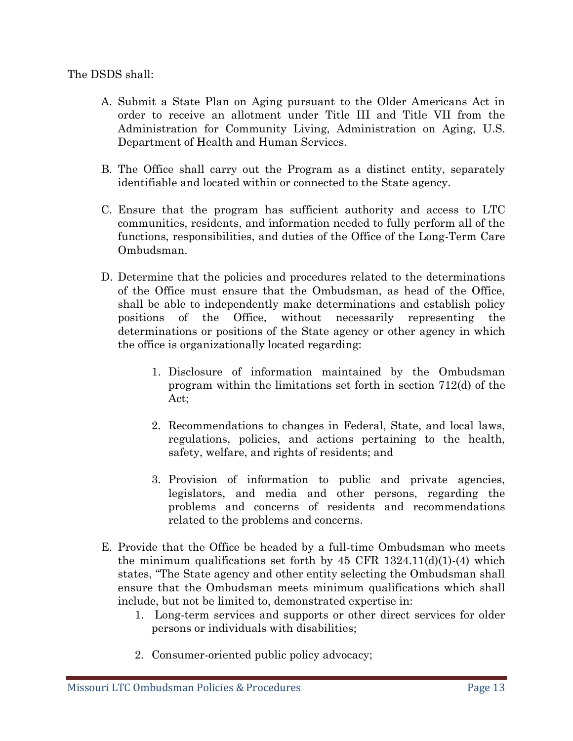The DSDS shall:

A. Submit a State Plan on Aging pursuant to the Older Americans Act in order to receive an allotment under Title III and Title VII from the Administration for Community Living, Administration on Aging, U.S. Department of Health and Human Services.

B. The Office shall carry out the Program as a distinct entity, separately identifiable and located within or connected to the State agency.

C. Ensure that the program has sufficient authority and access to LTC communities, residents, and information needed to fully perform all of the functions, responsibilities, and duties of the Office of the Long-Term Care Ombudsman.

D. Determine that the policies and procedures related to the determinations of the Office must ensure that the Ombudsman, as head of the Office, shall be able to independently make determinations and establish policy positions of the Office, without necessarily representing the determinations or positions of the State agency or other agency in which the office is organizationally located regarding:

   1. Disclosure of information maintained by the Ombudsman program within the limitations set forth in section 712(d) of the Act;

   2. Recommendations to changes in Federal, State, and local laws, regulations, policies, and actions pertaining to the health, safety, welfare, and rights of residents; and

   3. Provision of information to public and private agencies, legislators, and media and other persons, regarding the problems and concerns of residents and recommendations related to the problems and concerns.

E. Provide that the Office be headed by a full-time Ombudsman who meets the minimum qualifications set forth by 45 CFR 1324.11(d)(1)-(4) which states, "The State agency and other entity selecting the Ombudsman shall ensure that the Ombudsman meets minimum qualifications which shall include, but not be limited to, demonstrated expertise in:

   1. Long-term services and supports or other direct services for older persons or individuals with disabilities;

   2. Consumer-oriented public policy advocacy;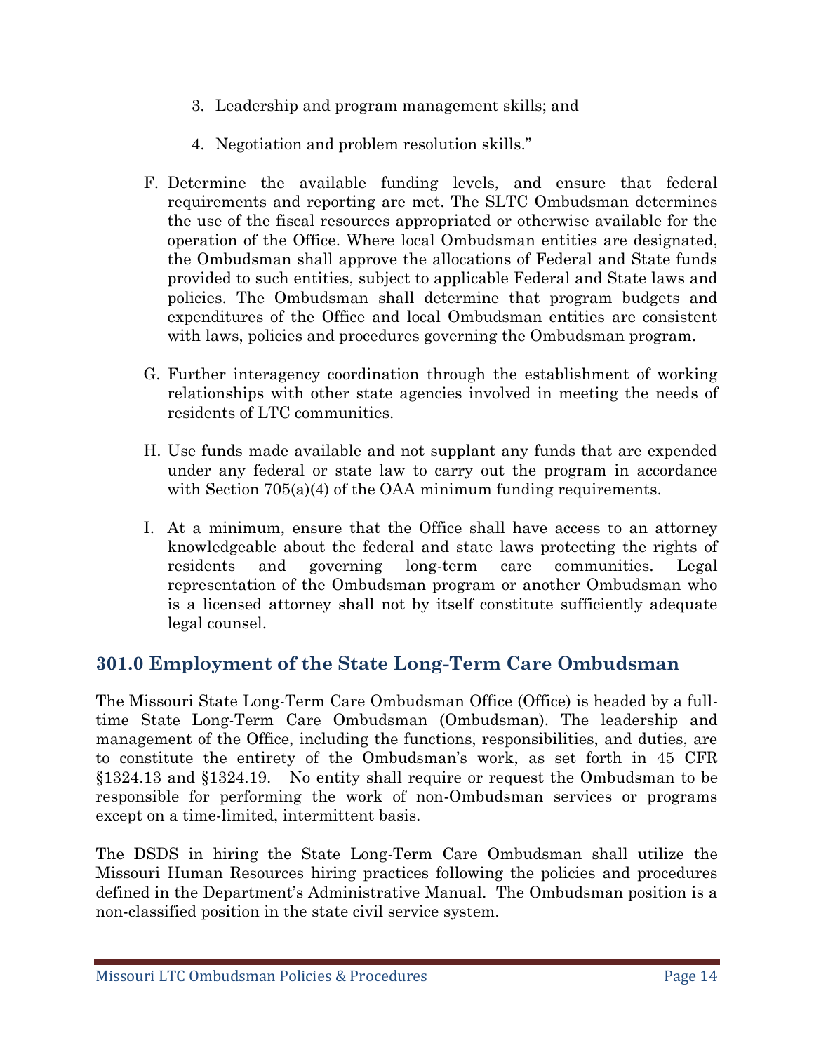3. Leadership and program management skills; and

4. Negotiation and problem resolution skills."

F. Determine the available funding levels, and ensure that federal requirements and reporting are met. The SLTC Ombudsman determines the use of the fiscal resources appropriated or otherwise available for the operation of the Office. Where local Ombudsman entities are designated, the Ombudsman shall approve the allocations of Federal and State funds provided to such entities, subject to applicable Federal and State laws and policies. The Ombudsman shall determine that program budgets and expenditures of the Office and local Ombudsman entities are consistent with laws, policies and procedures governing the Ombudsman program.

G. Further interagency coordination through the establishment of working relationships with other state agencies involved in meeting the needs of residents of LTC communities.

H. Use funds made available and not supplant any funds that are expended under any federal or state law to carry out the program in accordance with Section 705(a)(4) of the OAA minimum funding requirements.

I. At a minimum, ensure that the Office shall have access to an attorney knowledgeable about the federal and state laws protecting the rights of residents and governing long-term care communities. Legal representation of the Ombudsman program or another Ombudsman who is a licensed attorney shall not by itself constitute sufficiently adequate legal counsel.

## 301.0 Employment of the State Long-Term Care Ombudsman

The Missouri State Long-Term Care Ombudsman Office (Office) is headed by a full-time State Long-Term Care Ombudsman (Ombudsman). The leadership and management of the Office, including the functions, responsibilities, and duties, are to constitute the entirety of the Ombudsman's work, as set forth in 45 CFR §1324.13 and §1324.19. No entity shall require or request the Ombudsman to be responsible for performing the work of non-Ombudsman services or programs except on a time-limited, intermittent basis.

The DSDS in hiring the State Long-Term Care Ombudsman shall utilize the Missouri Human Resources hiring practices following the policies and procedures defined in the Department's Administrative Manual. The Ombudsman position is a non-classified position in the state civil service system.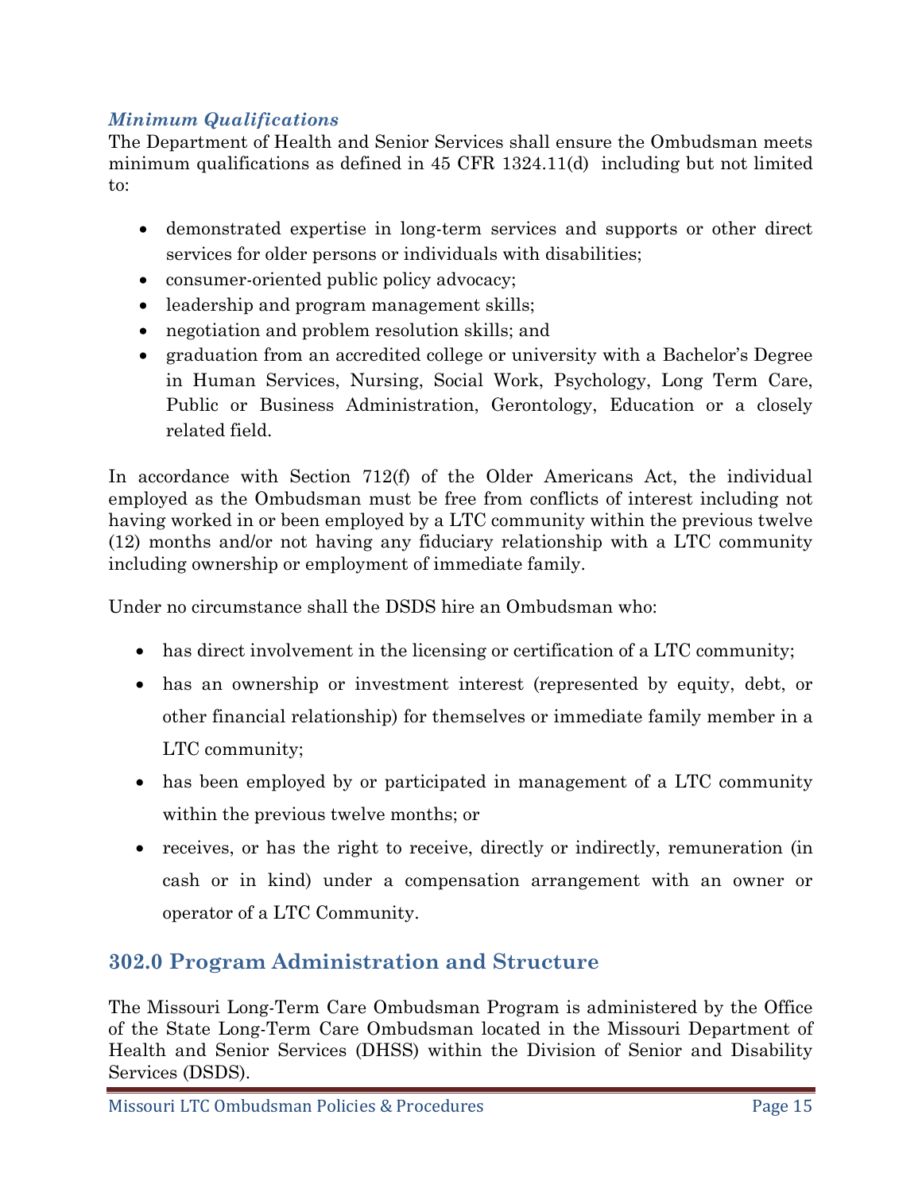### *Minimum Qualifications*

The Department of Health and Senior Services shall ensure the Ombudsman meets minimum qualifications as defined in 45 CFR 1324.11(d) including but not limited to:

- demonstrated expertise in long-term services and supports or other direct services for older persons or individuals with disabilities;
- consumer-oriented public policy advocacy;
- leadership and program management skills;
- negotiation and problem resolution skills; and
- graduation from an accredited college or university with a Bachelor's Degree in Human Services, Nursing, Social Work, Psychology, Long Term Care, Public or Business Administration, Gerontology, Education or a closely related field.

In accordance with Section 712(f) of the Older Americans Act, the individual employed as the Ombudsman must be free from conflicts of interest including not having worked in or been employed by a LTC community within the previous twelve (12) months and/or not having any fiduciary relationship with a LTC community including ownership or employment of immediate family.

Under no circumstance shall the DSDS hire an Ombudsman who:

- has direct involvement in the licensing or certification of a LTC community;
- has an ownership or investment interest (represented by equity, debt, or other financial relationship) for themselves or immediate family member in a LTC community;
- has been employed by or participated in management of a LTC community within the previous twelve months; or
- receives, or has the right to receive, directly or indirectly, remuneration (in cash or in kind) under a compensation arrangement with an owner or operator of a LTC Community.

## 302.0 Program Administration and Structure

The Missouri Long-Term Care Ombudsman Program is administered by the Office of the State Long-Term Care Ombudsman located in the Missouri Department of Health and Senior Services (DHSS) within the Division of Senior and Disability Services (DSDS).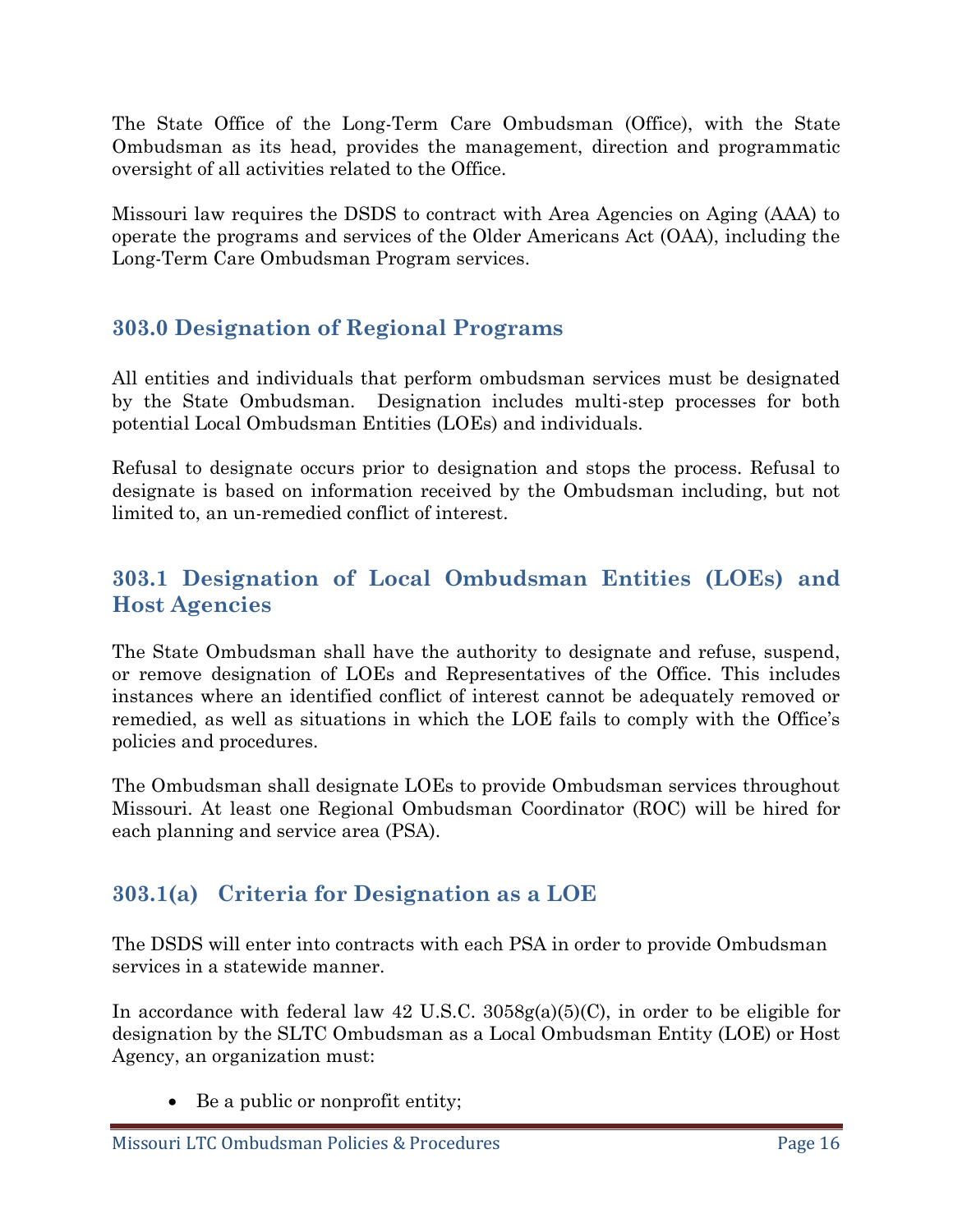The State Office of the Long-Term Care Ombudsman (Office), with the State Ombudsman as its head, provides the management, direction and programmatic oversight of all activities related to the Office.

Missouri law requires the DSDS to contract with Area Agencies on Aging (AAA) to operate the programs and services of the Older Americans Act (OAA), including the Long-Term Care Ombudsman Program services.

## 303.0 Designation of Regional Programs

All entities and individuals that perform ombudsman services must be designated by the State Ombudsman. Designation includes multi-step processes for both potential Local Ombudsman Entities (LOEs) and individuals.

Refusal to designate occurs prior to designation and stops the process. Refusal to designate is based on information received by the Ombudsman including, but not limited to, an un-remedied conflict of interest.

## 303.1 Designation of Local Ombudsman Entities (LOEs) and Host Agencies

The State Ombudsman shall have the authority to designate and refuse, suspend, or remove designation of LOEs and Representatives of the Office. This includes instances where an identified conflict of interest cannot be adequately removed or remedied, as well as situations in which the LOE fails to comply with the Office's policies and procedures.

The Ombudsman shall designate LOEs to provide Ombudsman services throughout Missouri. At least one Regional Ombudsman Coordinator (ROC) will be hired for each planning and service area (PSA).

## 303.1(a) Criteria for Designation as a LOE

The DSDS will enter into contracts with each PSA in order to provide Ombudsman services in a statewide manner.

In accordance with federal law 42 U.S.C. 3058g(a)(5)(C), in order to be eligible for designation by the SLTC Ombudsman as a Local Ombudsman Entity (LOE) or Host Agency, an organization must:

- Be a public or nonprofit entity;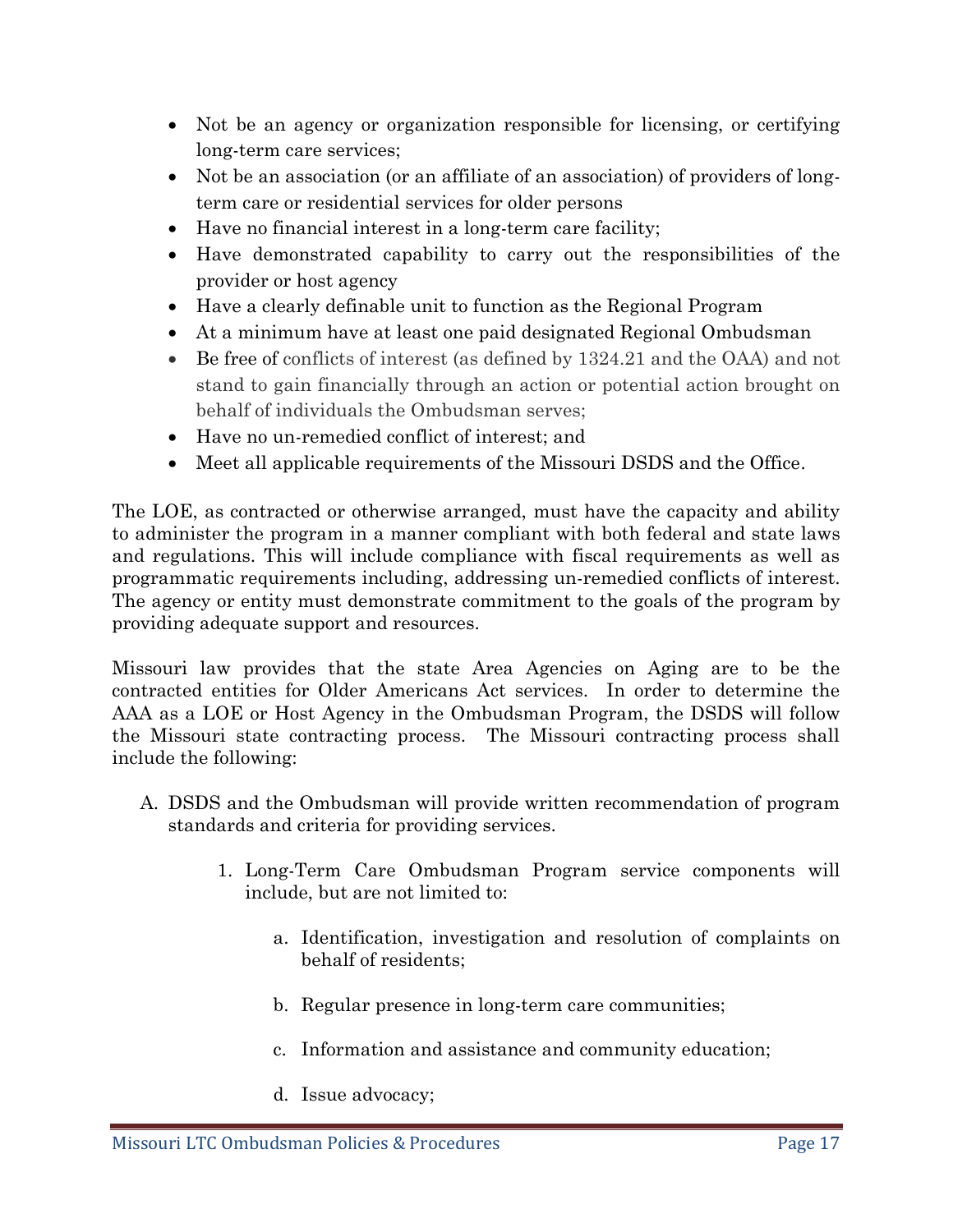- Not be an agency or organization responsible for licensing, or certifying long-term care services;
- Not be an association (or an affiliate of an association) of providers of long-term care or residential services for older persons
- Have no financial interest in a long-term care facility;
- Have demonstrated capability to carry out the responsibilities of the provider or host agency
- Have a clearly definable unit to function as the Regional Program
- At a minimum have at least one paid designated Regional Ombudsman
- Be free of conflicts of interest (as defined by 1324.21 and the OAA) and not stand to gain financially through an action or potential action brought on behalf of individuals the Ombudsman serves;
- Have no un-remedied conflict of interest; and
- Meet all applicable requirements of the Missouri DSDS and the Office.

The LOE, as contracted or otherwise arranged, must have the capacity and ability to administer the program in a manner compliant with both federal and state laws and regulations. This will include compliance with fiscal requirements as well as programmatic requirements including, addressing un-remedied conflicts of interest. The agency or entity must demonstrate commitment to the goals of the program by providing adequate support and resources.

Missouri law provides that the state Area Agencies on Aging are to be the contracted entities for Older Americans Act services. In order to determine the AAA as a LOE or Host Agency in the Ombudsman Program, the DSDS will follow the Missouri state contracting process. The Missouri contracting process shall include the following:

A. DSDS and the Ombudsman will provide written recommendation of program standards and criteria for providing services.

   1. Long-Term Care Ombudsman Program service components will include, but are not limited to:

      a. Identification, investigation and resolution of complaints on behalf of residents;

      b. Regular presence in long-term care communities;

      c. Information and assistance and community education;

      d. Issue advocacy;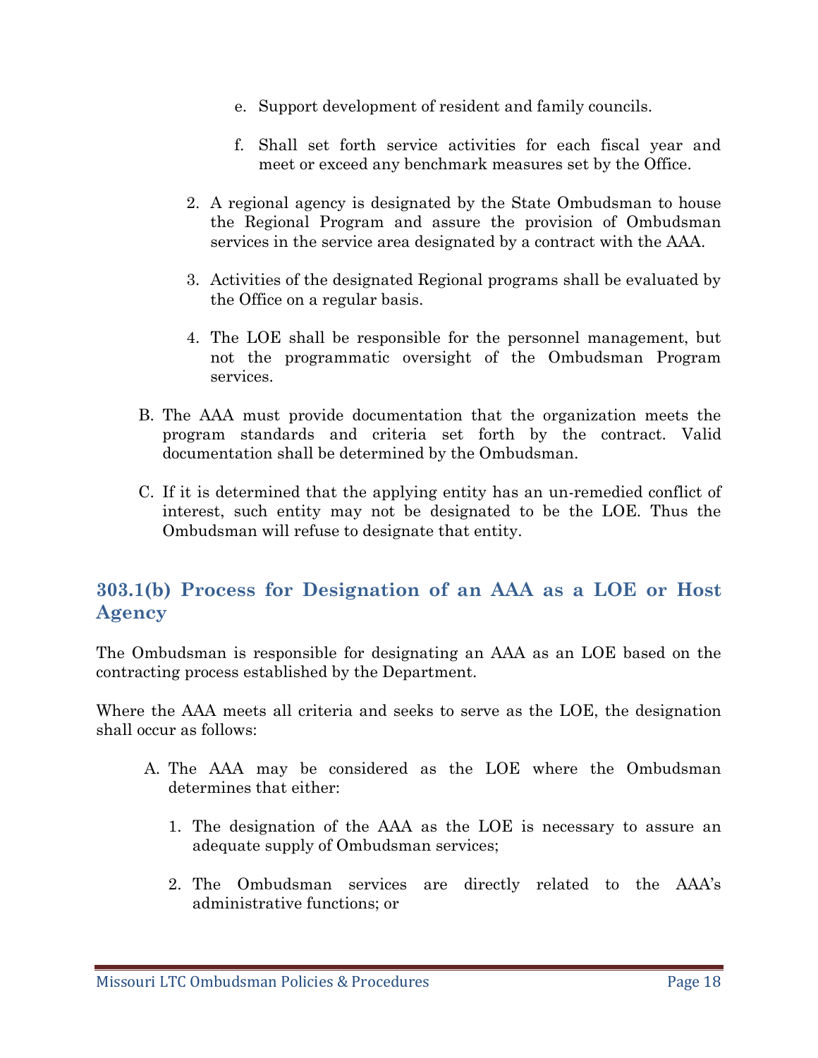e. Support development of resident and family councils.

   f. Shall set forth service activities for each fiscal year and meet or exceed any benchmark measures set by the Office.

2. A regional agency is designated by the State Ombudsman to house the Regional Program and assure the provision of Ombudsman services in the service area designated by a contract with the AAA.

3. Activities of the designated Regional programs shall be evaluated by the Office on a regular basis.

4. The LOE shall be responsible for the personnel management, but not the programmatic oversight of the Ombudsman Program services.

B. The AAA must provide documentation that the organization meets the program standards and criteria set forth by the contract. Valid documentation shall be determined by the Ombudsman.

C. If it is determined that the applying entity has an un-remedied conflict of interest, such entity may not be designated to be the LOE. Thus the Ombudsman will refuse to designate that entity.

## 303.1(b) Process for Designation of an AAA as a LOE or Host Agency

The Ombudsman is responsible for designating an AAA as an LOE based on the contracting process established by the Department.

Where the AAA meets all criteria and seeks to serve as the LOE, the designation shall occur as follows:

A. The AAA may be considered as the LOE where the Ombudsman determines that either:

   1. The designation of the AAA as the LOE is necessary to assure an adequate supply of Ombudsman services;

   2. The Ombudsman services are directly related to the AAA's administrative functions; or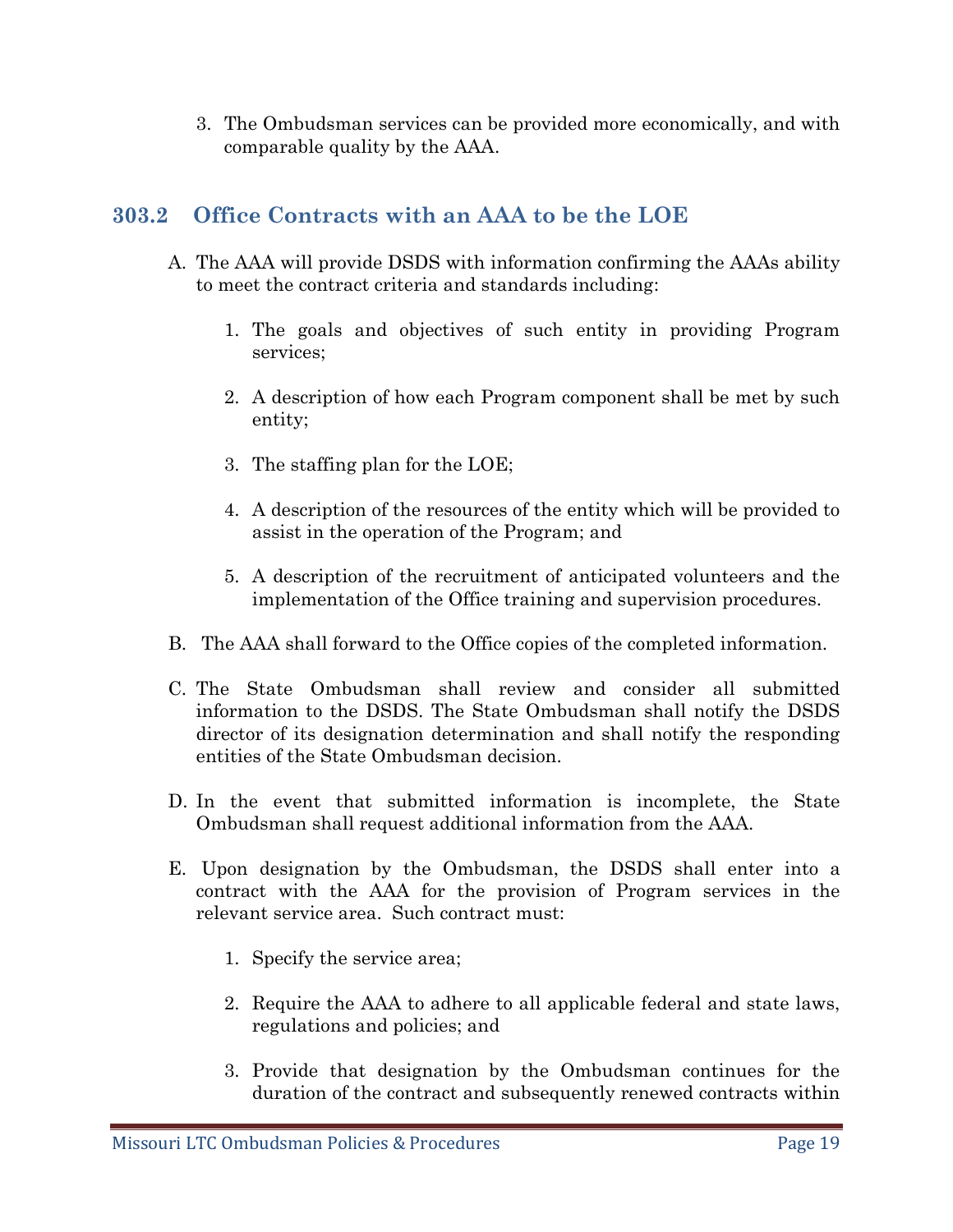3. The Ombudsman services can be provided more economically, and with comparable quality by the AAA.

## 303.2 Office Contracts with an AAA to be the LOE

A. The AAA will provide DSDS with information confirming the AAAs ability to meet the contract criteria and standards including:

   1. The goals and objectives of such entity in providing Program services;

   2. A description of how each Program component shall be met by such entity;

   3. The staffing plan for the LOE;

   4. A description of the resources of the entity which will be provided to assist in the operation of the Program; and

   5. A description of the recruitment of anticipated volunteers and the implementation of the Office training and supervision procedures.

B. The AAA shall forward to the Office copies of the completed information.

C. The State Ombudsman shall review and consider all submitted information to the DSDS. The State Ombudsman shall notify the DSDS director of its designation determination and shall notify the responding entities of the State Ombudsman decision.

D. In the event that submitted information is incomplete, the State Ombudsman shall request additional information from the AAA.

E. Upon designation by the Ombudsman, the DSDS shall enter into a contract with the AAA for the provision of Program services in the relevant service area. Such contract must:

   1. Specify the service area;

   2. Require the AAA to adhere to all applicable federal and state laws, regulations and policies; and

   3. Provide that designation by the Ombudsman continues for the duration of the contract and subsequently renewed contracts within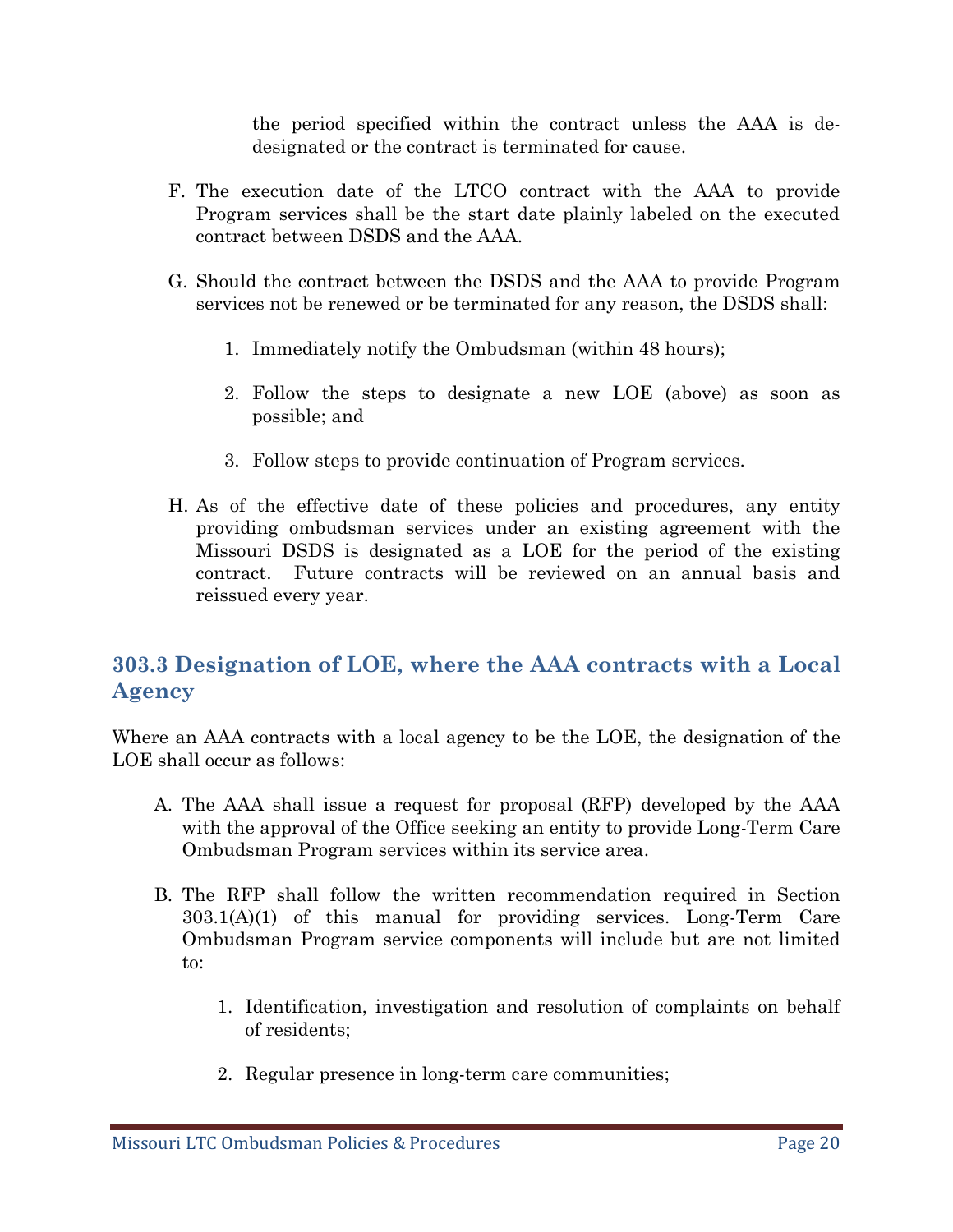the period specified within the contract unless the AAA is de-designated or the contract is terminated for cause.

F. The execution date of the LTCO contract with the AAA to provide Program services shall be the start date plainly labeled on the executed contract between DSDS and the AAA.

G. Should the contract between the DSDS and the AAA to provide Program services not be renewed or be terminated for any reason, the DSDS shall:

   1. Immediately notify the Ombudsman (within 48 hours);

   2. Follow the steps to designate a new LOE (above) as soon as possible; and

   3. Follow steps to provide continuation of Program services.

H. As of the effective date of these policies and procedures, any entity providing ombudsman services under an existing agreement with the Missouri DSDS is designated as a LOE for the period of the existing contract. Future contracts will be reviewed on an annual basis and reissued every year.

## 303.3 Designation of LOE, where the AAA contracts with a Local Agency

Where an AAA contracts with a local agency to be the LOE, the designation of the LOE shall occur as follows:

A. The AAA shall issue a request for proposal (RFP) developed by the AAA with the approval of the Office seeking an entity to provide Long-Term Care Ombudsman Program services within its service area.

B. The RFP shall follow the written recommendation required in Section 303.1(A)(1) of this manual for providing services. Long-Term Care Ombudsman Program service components will include but are not limited to:

   1. Identification, investigation and resolution of complaints on behalf of residents;

   2. Regular presence in long-term care communities;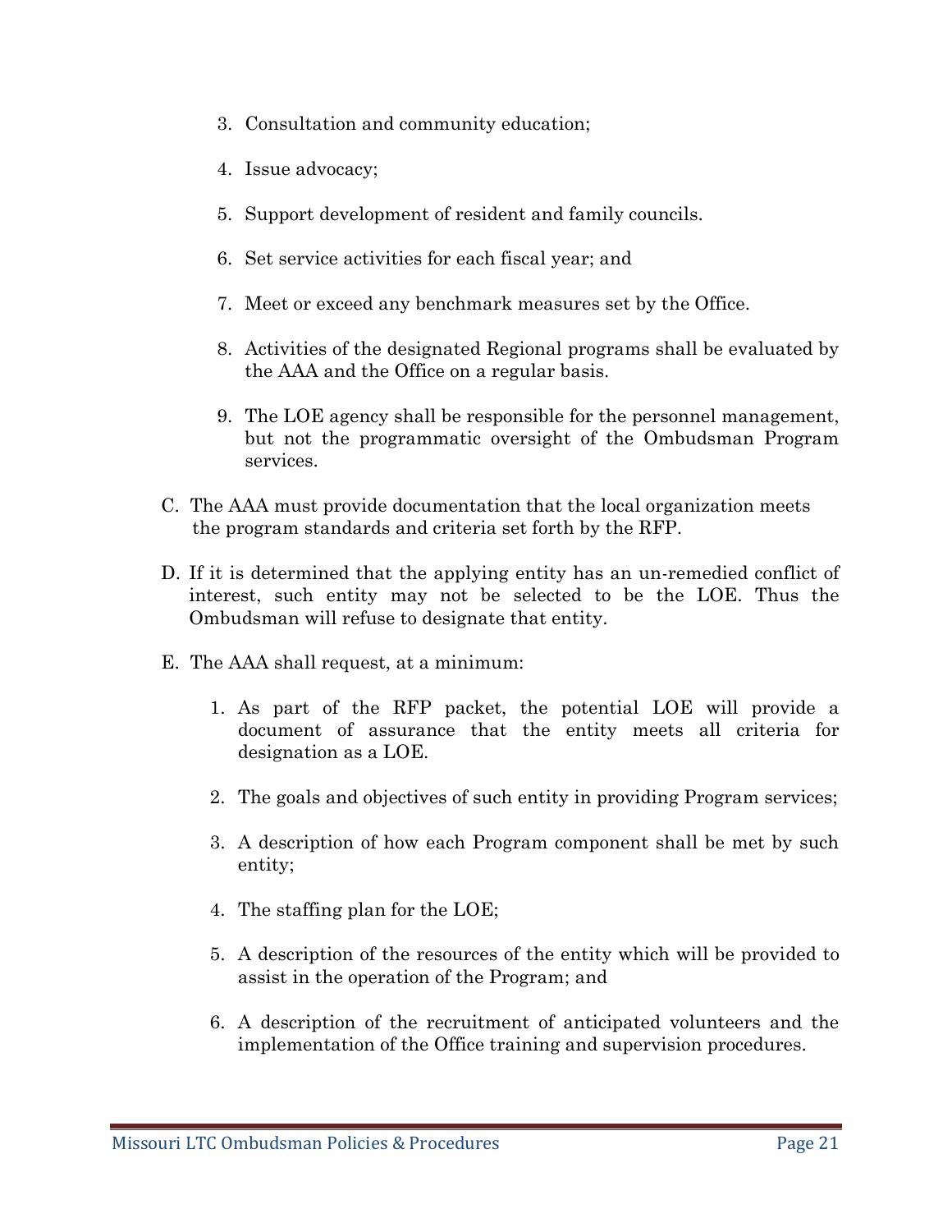3. Consultation and community education;

4. Issue advocacy;

5. Support development of resident and family councils.

6. Set service activities for each fiscal year; and

7. Meet or exceed any benchmark measures set by the Office.

8. Activities of the designated Regional programs shall be evaluated by the AAA and the Office on a regular basis.

9. The LOE agency shall be responsible for the personnel management, but not the programmatic oversight of the Ombudsman Program services.

C. The AAA must provide documentation that the local organization meets the program standards and criteria set forth by the RFP.

D. If it is determined that the applying entity has an un-remedied conflict of interest, such entity may not be selected to be the LOE. Thus the Ombudsman will refuse to designate that entity.

E. The AAA shall request, at a minimum:

1. As part of the RFP packet, the potential LOE will provide a document of assurance that the entity meets all criteria for designation as a LOE.

2. The goals and objectives of such entity in providing Program services;

3. A description of how each Program component shall be met by such entity;

4. The staffing plan for the LOE;

5. A description of the resources of the entity which will be provided to assist in the operation of the Program; and

6. A description of the recruitment of anticipated volunteers and the implementation of the Office training and supervision procedures.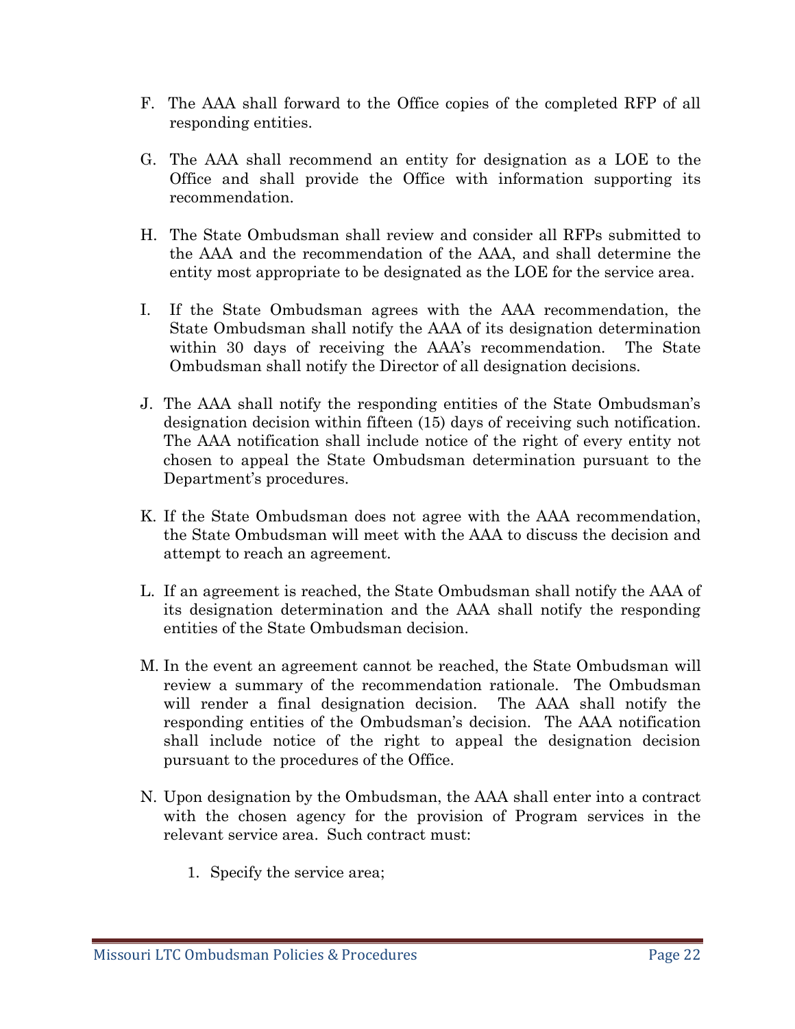F. The AAA shall forward to the Office copies of the completed RFP of all responding entities.

G. The AAA shall recommend an entity for designation as a LOE to the Office and shall provide the Office with information supporting its recommendation.

H. The State Ombudsman shall review and consider all RFPs submitted to the AAA and the recommendation of the AAA, and shall determine the entity most appropriate to be designated as the LOE for the service area.

I. If the State Ombudsman agrees with the AAA recommendation, the State Ombudsman shall notify the AAA of its designation determination within 30 days of receiving the AAA's recommendation. The State Ombudsman shall notify the Director of all designation decisions.

J. The AAA shall notify the responding entities of the State Ombudsman's designation decision within fifteen (15) days of receiving such notification. The AAA notification shall include notice of the right of every entity not chosen to appeal the State Ombudsman determination pursuant to the Department's procedures.

K. If the State Ombudsman does not agree with the AAA recommendation, the State Ombudsman will meet with the AAA to discuss the decision and attempt to reach an agreement.

L. If an agreement is reached, the State Ombudsman shall notify the AAA of its designation determination and the AAA shall notify the responding entities of the State Ombudsman decision.

M. In the event an agreement cannot be reached, the State Ombudsman will review a summary of the recommendation rationale. The Ombudsman will render a final designation decision. The AAA shall notify the responding entities of the Ombudsman's decision. The AAA notification shall include notice of the right to appeal the designation decision pursuant to the procedures of the Office.

N. Upon designation by the Ombudsman, the AAA shall enter into a contract with the chosen agency for the provision of Program services in the relevant service area. Such contract must:

   1. Specify the service area;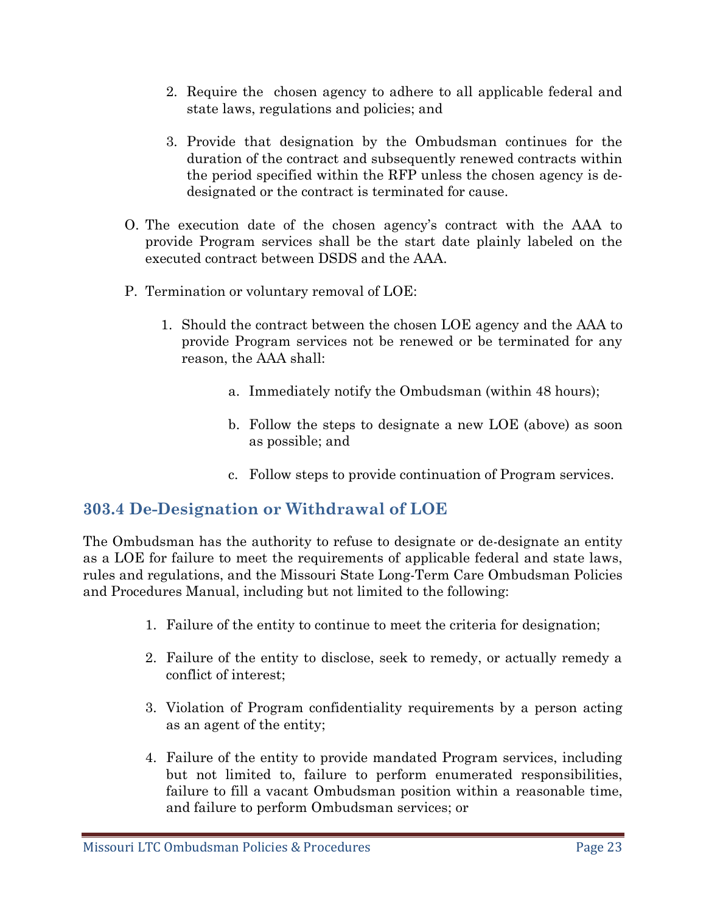2. Require the chosen agency to adhere to all applicable federal and state laws, regulations and policies; and

3. Provide that designation by the Ombudsman continues for the duration of the contract and subsequently renewed contracts within the period specified within the RFP unless the chosen agency is de-designated or the contract is terminated for cause.

O. The execution date of the chosen agency's contract with the AAA to provide Program services shall be the start date plainly labeled on the executed contract between DSDS and the AAA.

P. Termination or voluntary removal of LOE:

1. Should the contract between the chosen LOE agency and the AAA to provide Program services not be renewed or be terminated for any reason, the AAA shall:

   a. Immediately notify the Ombudsman (within 48 hours);

   b. Follow the steps to designate a new LOE (above) as soon as possible; and

   c. Follow steps to provide continuation of Program services.

## 303.4 De-Designation or Withdrawal of LOE

The Ombudsman has the authority to refuse to designate or de-designate an entity as a LOE for failure to meet the requirements of applicable federal and state laws, rules and regulations, and the Missouri State Long-Term Care Ombudsman Policies and Procedures Manual, including but not limited to the following:

1. Failure of the entity to continue to meet the criteria for designation;

2. Failure of the entity to disclose, seek to remedy, or actually remedy a conflict of interest;

3. Violation of Program confidentiality requirements by a person acting as an agent of the entity;

4. Failure of the entity to provide mandated Program services, including but not limited to, failure to perform enumerated responsibilities, failure to fill a vacant Ombudsman position within a reasonable time, and failure to perform Ombudsman services; or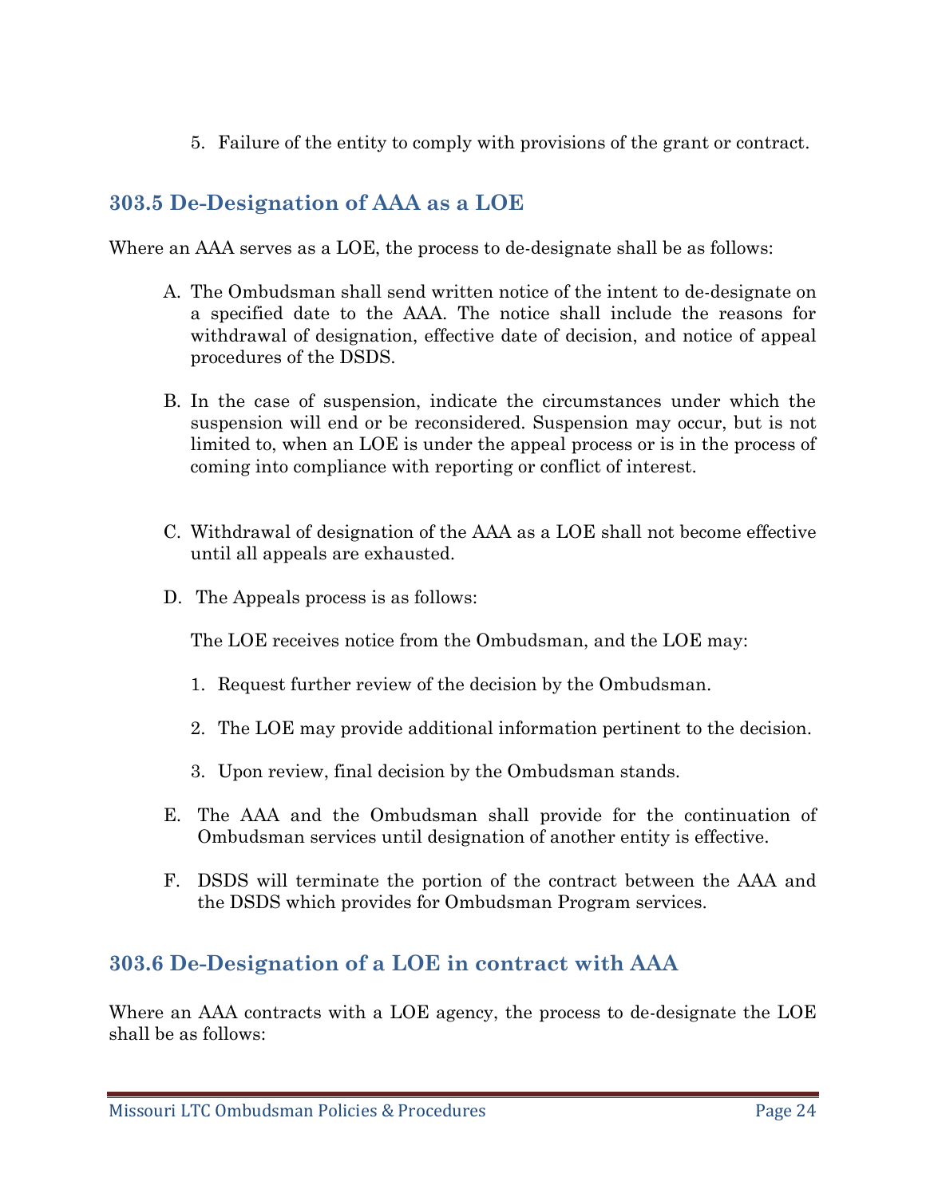5. Failure of the entity to comply with provisions of the grant or contract.

### 303.5 De-Designation of AAA as a LOE

Where an AAA serves as a LOE, the process to de-designate shall be as follows:

A. The Ombudsman shall send written notice of the intent to de-designate on a specified date to the AAA. The notice shall include the reasons for withdrawal of designation, effective date of decision, and notice of appeal procedures of the DSDS.

B. In the case of suspension, indicate the circumstances under which the suspension will end or be reconsidered. Suspension may occur, but is not limited to, when an LOE is under the appeal process or is in the process of coming into compliance with reporting or conflict of interest.

C. Withdrawal of designation of the AAA as a LOE shall not become effective until all appeals are exhausted.

D. The Appeals process is as follows:

   The LOE receives notice from the Ombudsman, and the LOE may:

   1. Request further review of the decision by the Ombudsman.
   2. The LOE may provide additional information pertinent to the decision.
   3. Upon review, final decision by the Ombudsman stands.

E. The AAA and the Ombudsman shall provide for the continuation of Ombudsman services until designation of another entity is effective.

F. DSDS will terminate the portion of the contract between the AAA and the DSDS which provides for Ombudsman Program services.

### 303.6 De-Designation of a LOE in contract with AAA

Where an AAA contracts with a LOE agency, the process to de-designate the LOE shall be as follows: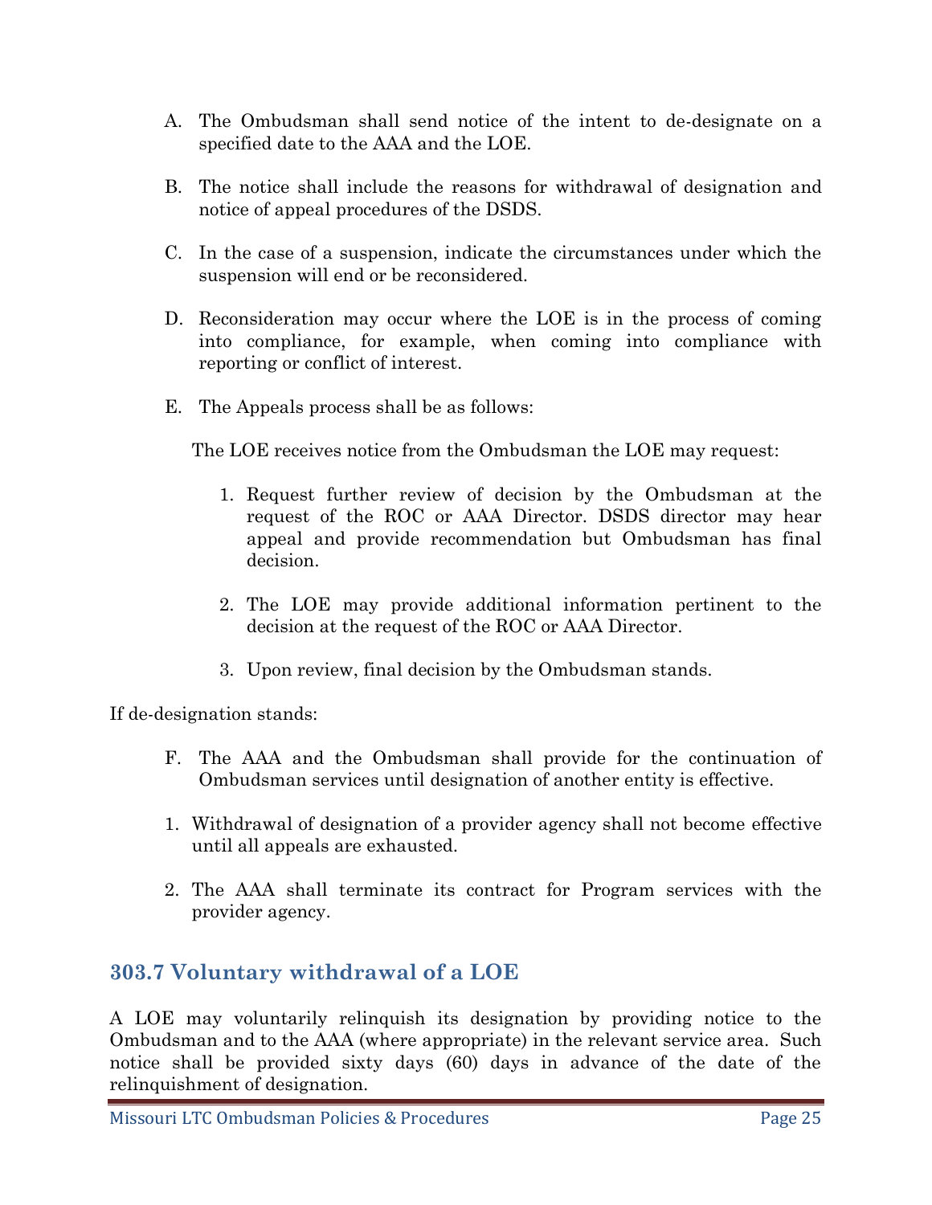A. The Ombudsman shall send notice of the intent to de-designate on a specified date to the AAA and the LOE.

B. The notice shall include the reasons for withdrawal of designation and notice of appeal procedures of the DSDS.

C. In the case of a suspension, indicate the circumstances under which the suspension will end or be reconsidered.

D. Reconsideration may occur where the LOE is in the process of coming into compliance, for example, when coming into compliance with reporting or conflict of interest.

E. The Appeals process shall be as follows:

The LOE receives notice from the Ombudsman the LOE may request:

1. Request further review of decision by the Ombudsman at the request of the ROC or AAA Director. DSDS director may hear appeal and provide recommendation but Ombudsman has final decision.

2. The LOE may provide additional information pertinent to the decision at the request of the ROC or AAA Director.

3. Upon review, final decision by the Ombudsman stands.

If de-designation stands:

F. The AAA and the Ombudsman shall provide for the continuation of Ombudsman services until designation of another entity is effective.

1. Withdrawal of designation of a provider agency shall not become effective until all appeals are exhausted.

2. The AAA shall terminate its contract for Program services with the provider agency.

## 303.7 Voluntary withdrawal of a LOE

A LOE may voluntarily relinquish its designation by providing notice to the Ombudsman and to the AAA (where appropriate) in the relevant service area. Such notice shall be provided sixty days (60) days in advance of the date of the relinquishment of designation.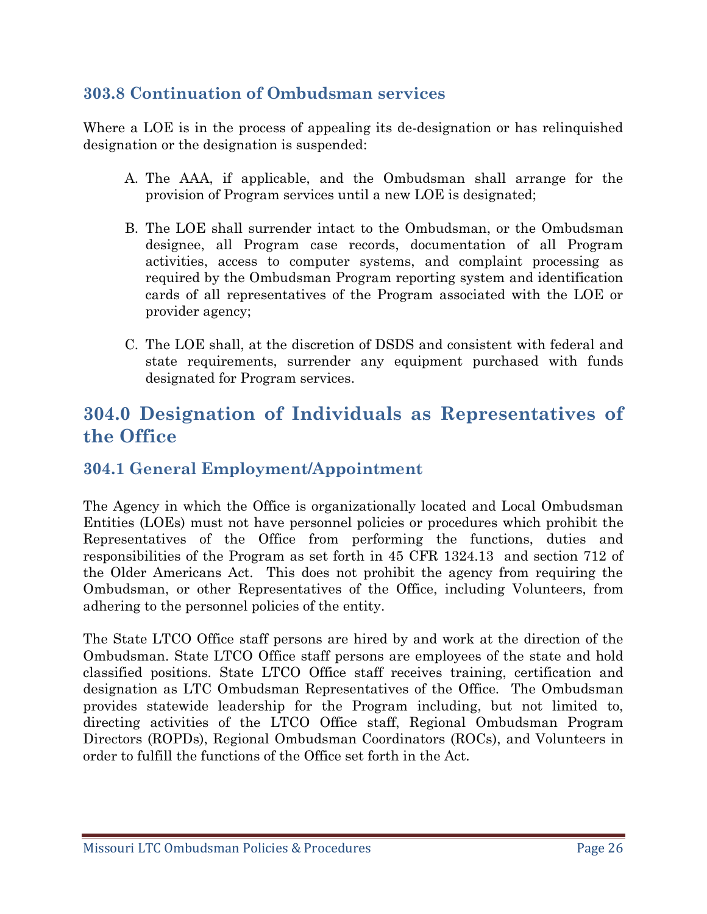### 303.8 Continuation of Ombudsman services

Where a LOE is in the process of appealing its de-designation or has relinquished designation or the designation is suspended:

A. The AAA, if applicable, and the Ombudsman shall arrange for the provision of Program services until a new LOE is designated;

B. The LOE shall surrender intact to the Ombudsman, or the Ombudsman designee, all Program case records, documentation of all Program activities, access to computer systems, and complaint processing as required by the Ombudsman Program reporting system and identification cards of all representatives of the Program associated with the LOE or provider agency;

C. The LOE shall, at the discretion of DSDS and consistent with federal and state requirements, surrender any equipment purchased with funds designated for Program services.

## 304.0 Designation of Individuals as Representatives of the Office

### 304.1 General Employment/Appointment

The Agency in which the Office is organizationally located and Local Ombudsman Entities (LOEs) must not have personnel policies or procedures which prohibit the Representatives of the Office from performing the functions, duties and responsibilities of the Program as set forth in 45 CFR 1324.13 and section 712 of the Older Americans Act. This does not prohibit the agency from requiring the Ombudsman, or other Representatives of the Office, including Volunteers, from adhering to the personnel policies of the entity.

The State LTCO Office staff persons are hired by and work at the direction of the Ombudsman. State LTCO Office staff persons are employees of the state and hold classified positions. State LTCO Office staff receives training, certification and designation as LTC Ombudsman Representatives of the Office. The Ombudsman provides statewide leadership for the Program including, but not limited to, directing activities of the LTCO Office staff, Regional Ombudsman Program Directors (ROPDs), Regional Ombudsman Coordinators (ROCs), and Volunteers in order to fulfill the functions of the Office set forth in the Act.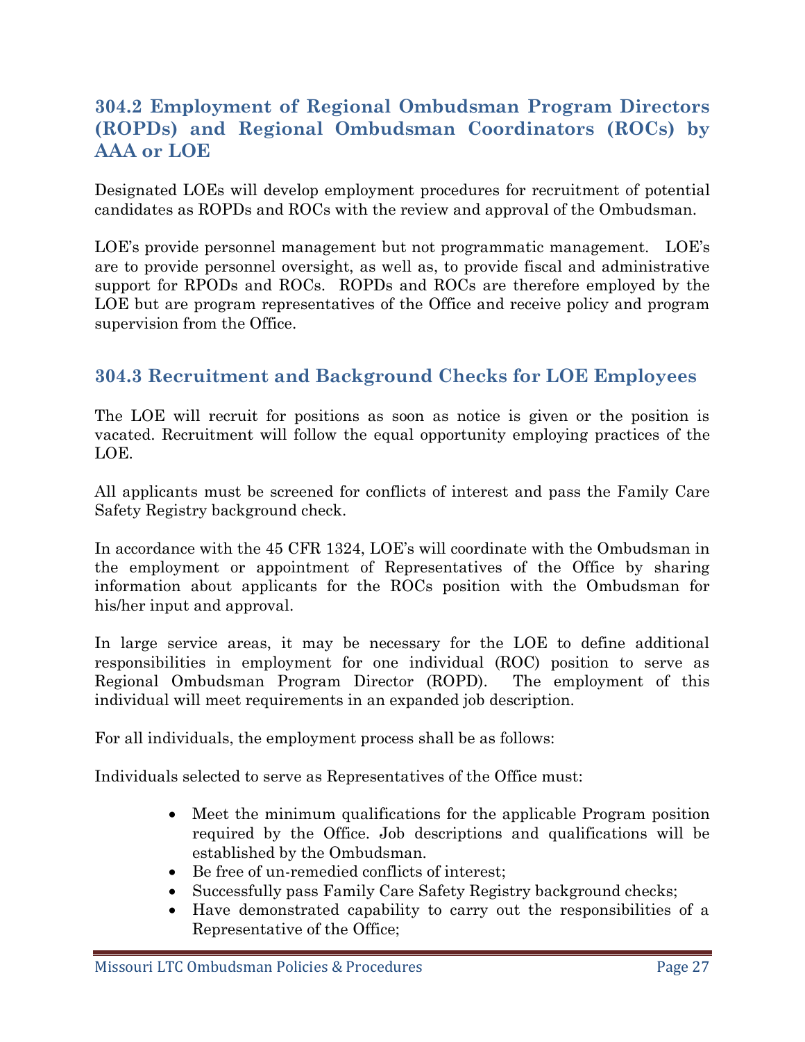### 304.2 Employment of Regional Ombudsman Program Directors (ROPDs) and Regional Ombudsman Coordinators (ROCs) by AAA or LOE

Designated LOEs will develop employment procedures for recruitment of potential candidates as ROPDs and ROCs with the review and approval of the Ombudsman.

LOE's provide personnel management but not programmatic management. LOE's are to provide personnel oversight, as well as, to provide fiscal and administrative support for RPODs and ROCs. ROPDs and ROCs are therefore employed by the LOE but are program representatives of the Office and receive policy and program supervision from the Office.

### 304.3 Recruitment and Background Checks for LOE Employees

The LOE will recruit for positions as soon as notice is given or the position is vacated. Recruitment will follow the equal opportunity employing practices of the LOE.

All applicants must be screened for conflicts of interest and pass the Family Care Safety Registry background check.

In accordance with the 45 CFR 1324, LOE's will coordinate with the Ombudsman in the employment or appointment of Representatives of the Office by sharing information about applicants for the ROCs position with the Ombudsman for his/her input and approval.

In large service areas, it may be necessary for the LOE to define additional responsibilities in employment for one individual (ROC) position to serve as Regional Ombudsman Program Director (ROPD). The employment of this individual will meet requirements in an expanded job description.

For all individuals, the employment process shall be as follows:

Individuals selected to serve as Representatives of the Office must:

- Meet the minimum qualifications for the applicable Program position required by the Office. Job descriptions and qualifications will be established by the Ombudsman.
- Be free of un-remedied conflicts of interest;
- Successfully pass Family Care Safety Registry background checks;
- Have demonstrated capability to carry out the responsibilities of a Representative of the Office;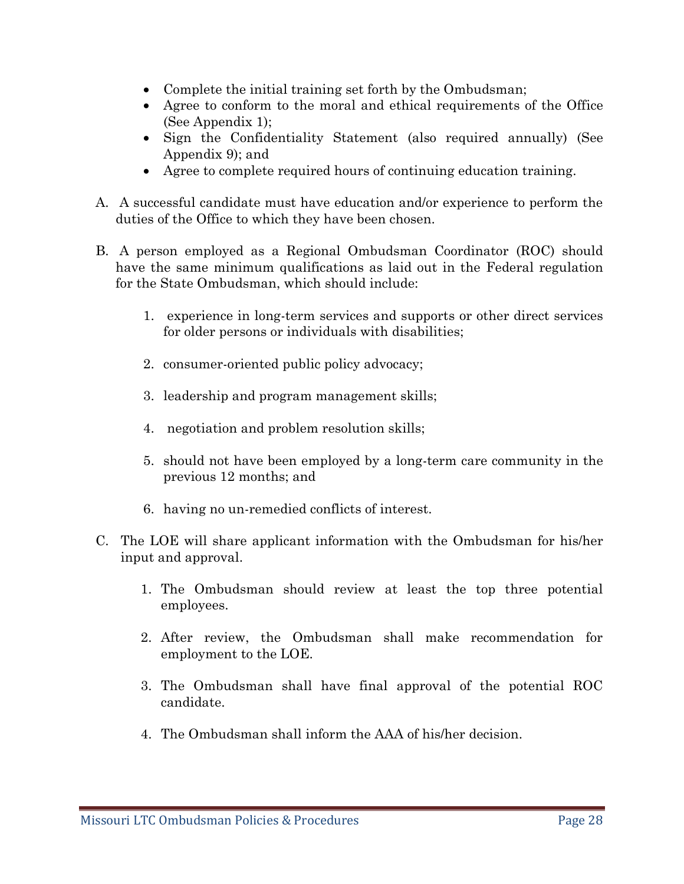- Complete the initial training set forth by the Ombudsman;
- Agree to conform to the moral and ethical requirements of the Office (See Appendix 1);
- Sign the Confidentiality Statement (also required annually) (See Appendix 9); and
- Agree to complete required hours of continuing education training.

A. A successful candidate must have education and/or experience to perform the duties of the Office to which they have been chosen.

B. A person employed as a Regional Ombudsman Coordinator (ROC) should have the same minimum qualifications as laid out in the Federal regulation for the State Ombudsman, which should include:

   1. experience in long-term services and supports or other direct services for older persons or individuals with disabilities;

   2. consumer-oriented public policy advocacy;

   3. leadership and program management skills;

   4. negotiation and problem resolution skills;

   5. should not have been employed by a long-term care community in the previous 12 months; and

   6. having no un-remedied conflicts of interest.

C. The LOE will share applicant information with the Ombudsman for his/her input and approval.

   1. The Ombudsman should review at least the top three potential employees.

   2. After review, the Ombudsman shall make recommendation for employment to the LOE.

   3. The Ombudsman shall have final approval of the potential ROC candidate.

   4. The Ombudsman shall inform the AAA of his/her decision.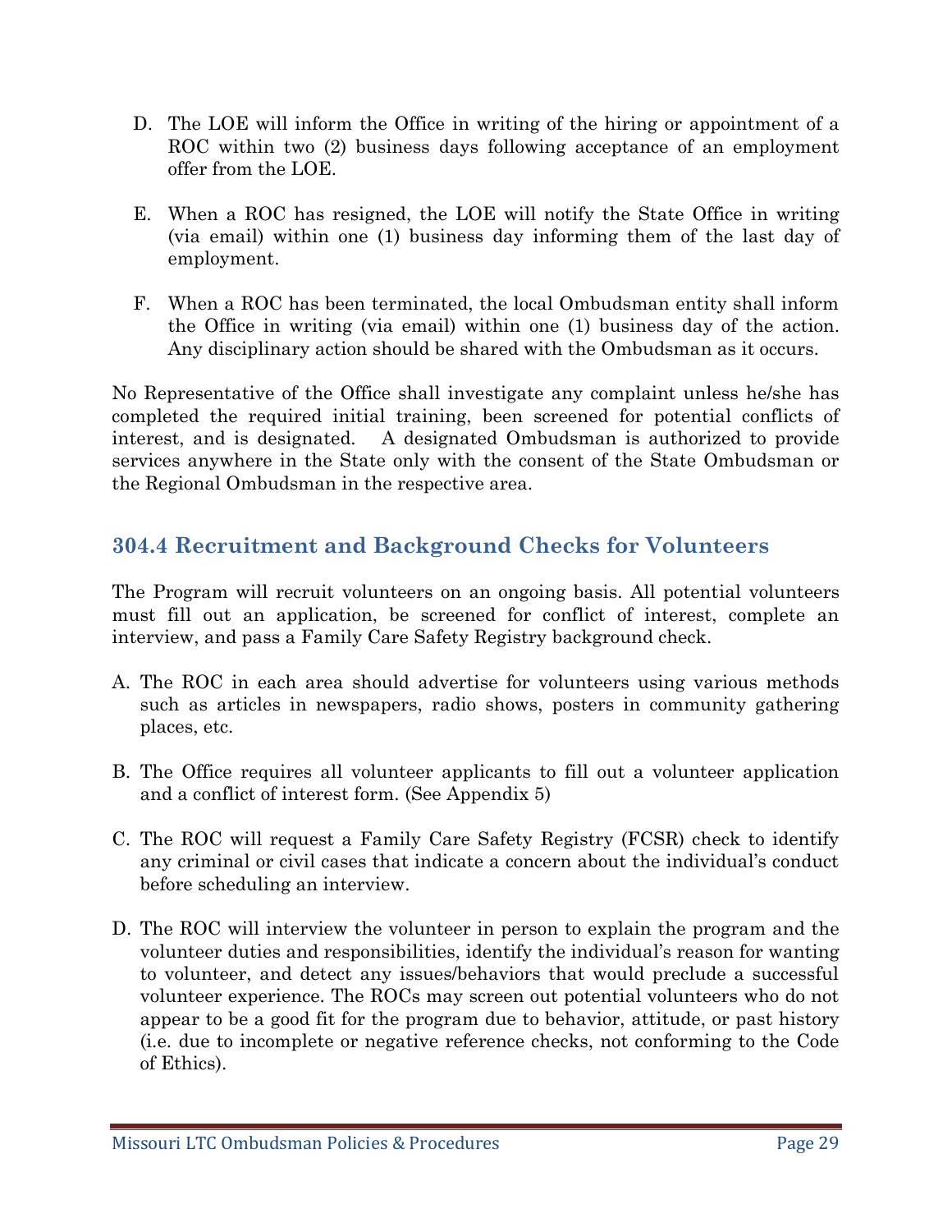D. The LOE will inform the Office in writing of the hiring or appointment of a ROC within two (2) business days following acceptance of an employment offer from the LOE.

E. When a ROC has resigned, the LOE will notify the State Office in writing (via email) within one (1) business day informing them of the last day of employment.

F. When a ROC has been terminated, the local Ombudsman entity shall inform the Office in writing (via email) within one (1) business day of the action. Any disciplinary action should be shared with the Ombudsman as it occurs.

No Representative of the Office shall investigate any complaint unless he/she has completed the required initial training, been screened for potential conflicts of interest, and is designated. A designated Ombudsman is authorized to provide services anywhere in the State only with the consent of the State Ombudsman or the Regional Ombudsman in the respective area.

## 304.4 Recruitment and Background Checks for Volunteers

The Program will recruit volunteers on an ongoing basis. All potential volunteers must fill out an application, be screened for conflict of interest, complete an interview, and pass a Family Care Safety Registry background check.

A. The ROC in each area should advertise for volunteers using various methods such as articles in newspapers, radio shows, posters in community gathering places, etc.

B. The Office requires all volunteer applicants to fill out a volunteer application and a conflict of interest form. (See Appendix 5)

C. The ROC will request a Family Care Safety Registry (FCSR) check to identify any criminal or civil cases that indicate a concern about the individual's conduct before scheduling an interview.

D. The ROC will interview the volunteer in person to explain the program and the volunteer duties and responsibilities, identify the individual's reason for wanting to volunteer, and detect any issues/behaviors that would preclude a successful volunteer experience. The ROCs may screen out potential volunteers who do not appear to be a good fit for the program due to behavior, attitude, or past history (i.e. due to incomplete or negative reference checks, not conforming to the Code of Ethics).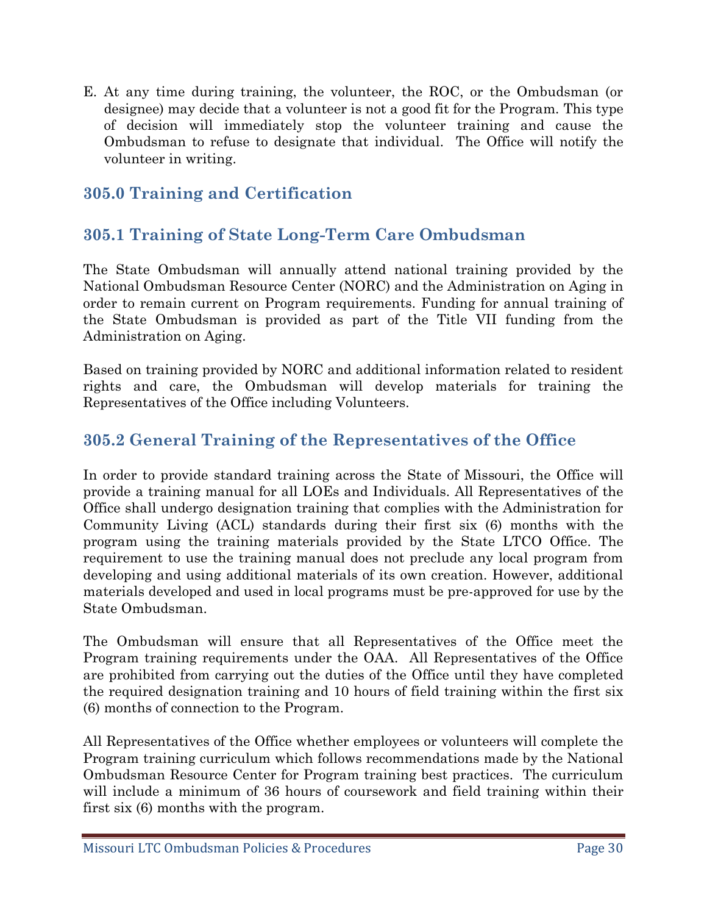E. At any time during training, the volunteer, the ROC, or the Ombudsman (or designee) may decide that a volunteer is not a good fit for the Program. This type of decision will immediately stop the volunteer training and cause the Ombudsman to refuse to designate that individual. The Office will notify the volunteer in writing.

## 305.0 Training and Certification

## 305.1 Training of State Long-Term Care Ombudsman

The State Ombudsman will annually attend national training provided by the National Ombudsman Resource Center (NORC) and the Administration on Aging in order to remain current on Program requirements. Funding for annual training of the State Ombudsman is provided as part of the Title VII funding from the Administration on Aging.

Based on training provided by NORC and additional information related to resident rights and care, the Ombudsman will develop materials for training the Representatives of the Office including Volunteers.

## 305.2 General Training of the Representatives of the Office

In order to provide standard training across the State of Missouri, the Office will provide a training manual for all LOEs and Individuals. All Representatives of the Office shall undergo designation training that complies with the Administration for Community Living (ACL) standards during their first six (6) months with the program using the training materials provided by the State LTCO Office. The requirement to use the training manual does not preclude any local program from developing and using additional materials of its own creation. However, additional materials developed and used in local programs must be pre-approved for use by the State Ombudsman.

The Ombudsman will ensure that all Representatives of the Office meet the Program training requirements under the OAA. All Representatives of the Office are prohibited from carrying out the duties of the Office until they have completed the required designation training and 10 hours of field training within the first six (6) months of connection to the Program.

All Representatives of the Office whether employees or volunteers will complete the Program training curriculum which follows recommendations made by the National Ombudsman Resource Center for Program training best practices. The curriculum will include a minimum of 36 hours of coursework and field training within their first six (6) months with the program.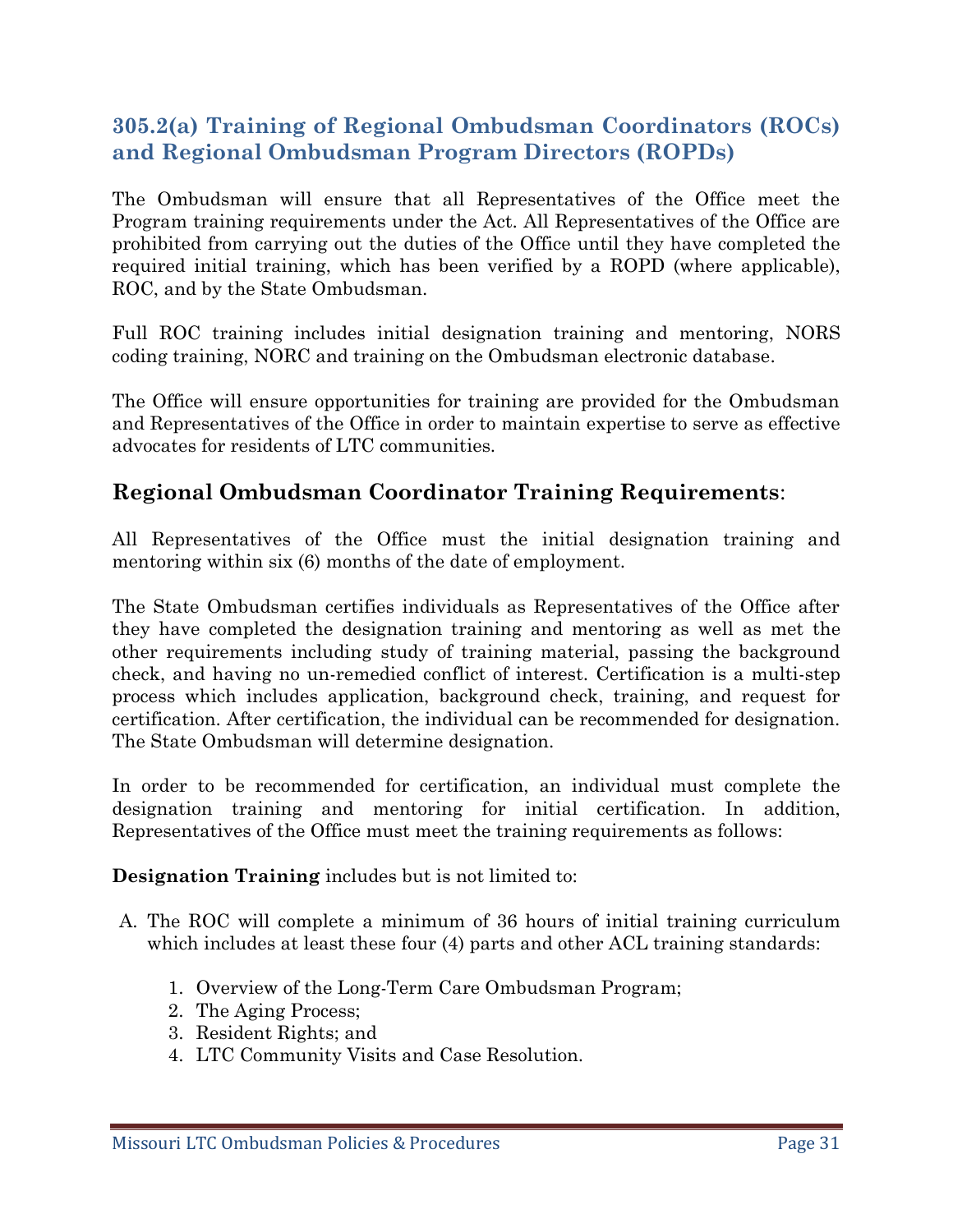## 305.2(a) Training of Regional Ombudsman Coordinators (ROCs) and Regional Ombudsman Program Directors (ROPDs)

The Ombudsman will ensure that all Representatives of the Office meet the Program training requirements under the Act. All Representatives of the Office are prohibited from carrying out the duties of the Office until they have completed the required initial training, which has been verified by a ROPD (where applicable), ROC, and by the State Ombudsman.

Full ROC training includes initial designation training and mentoring, NORS coding training, NORC and training on the Ombudsman electronic database.

The Office will ensure opportunities for training are provided for the Ombudsman and Representatives of the Office in order to maintain expertise to serve as effective advocates for residents of LTC communities.

### Regional Ombudsman Coordinator Training Requirements:

All Representatives of the Office must the initial designation training and mentoring within six (6) months of the date of employment.

The State Ombudsman certifies individuals as Representatives of the Office after they have completed the designation training and mentoring as well as met the other requirements including study of training material, passing the background check, and having no un-remedied conflict of interest. Certification is a multi-step process which includes application, background check, training, and request for certification. After certification, the individual can be recommended for designation. The State Ombudsman will determine designation.

In order to be recommended for certification, an individual must complete the designation training and mentoring for initial certification. In addition, Representatives of the Office must meet the training requirements as follows:

**Designation Training** includes but is not limited to:

A. The ROC will complete a minimum of 36 hours of initial training curriculum which includes at least these four (4) parts and other ACL training standards:

   1. Overview of the Long-Term Care Ombudsman Program;
   2. The Aging Process;
   3. Resident Rights; and
   4. LTC Community Visits and Case Resolution.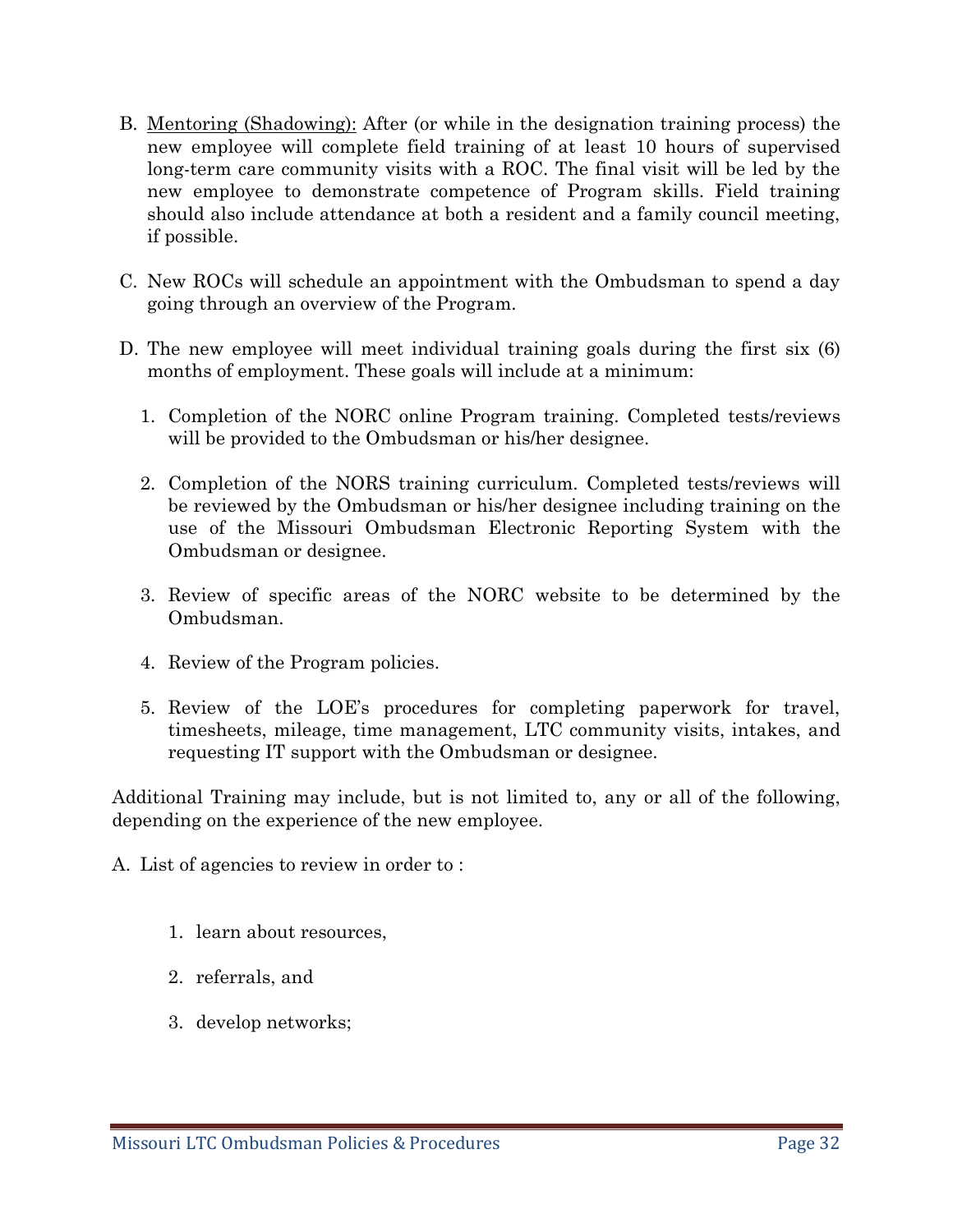B. <u>Mentoring (Shadowing):</u> After (or while in the designation training process) the new employee will complete field training of at least 10 hours of supervised long-term care community visits with a ROC. The final visit will be led by the new employee to demonstrate competence of Program skills. Field training should also include attendance at both a resident and a family council meeting, if possible.

C. New ROCs will schedule an appointment with the Ombudsman to spend a day going through an overview of the Program.

D. The new employee will meet individual training goals during the first six (6) months of employment. These goals will include at a minimum:

   1. Completion of the NORC online Program training. Completed tests/reviews will be provided to the Ombudsman or his/her designee.

   2. Completion of the NORS training curriculum. Completed tests/reviews will be reviewed by the Ombudsman or his/her designee including training on the use of the Missouri Ombudsman Electronic Reporting System with the Ombudsman or designee.

   3. Review of specific areas of the NORC website to be determined by the Ombudsman.

   4. Review of the Program policies.

   5. Review of the LOE's procedures for completing paperwork for travel, timesheets, mileage, time management, LTC community visits, intakes, and requesting IT support with the Ombudsman or designee.

Additional Training may include, but is not limited to, any or all of the following, depending on the experience of the new employee.

A. List of agencies to review in order to :

   1. learn about resources,

   2. referrals, and

   3. develop networks;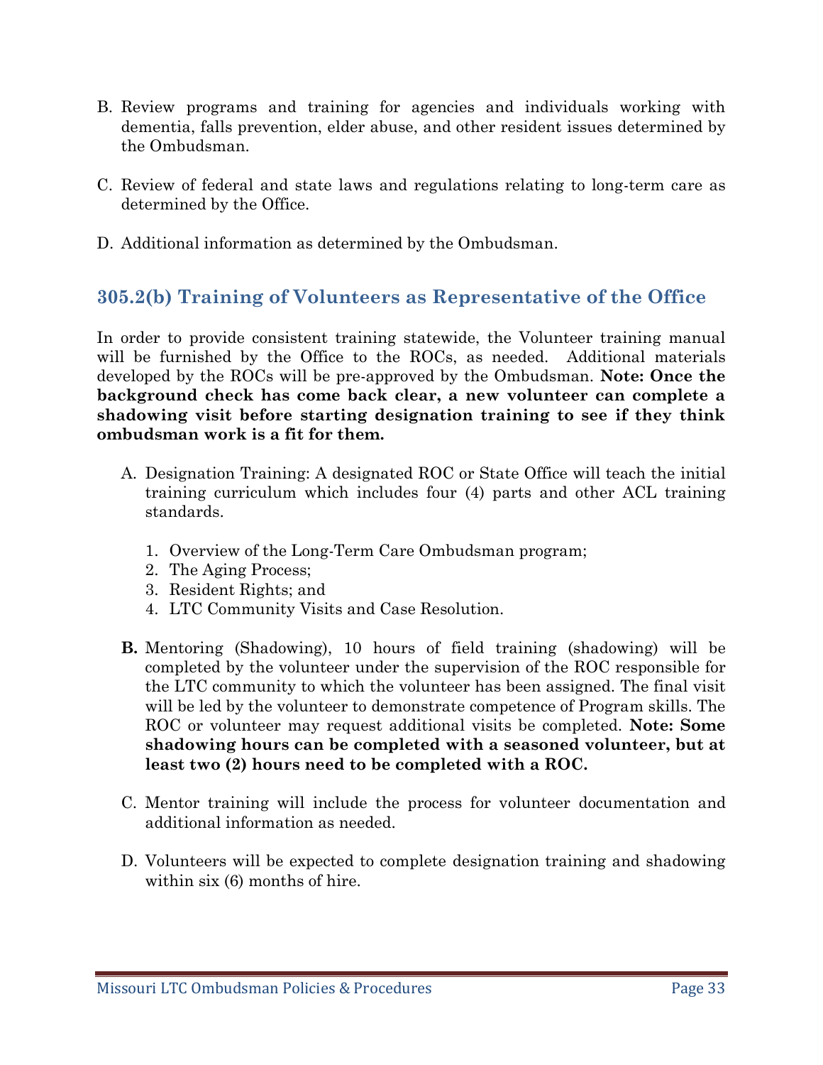B. Review programs and training for agencies and individuals working with dementia, falls prevention, elder abuse, and other resident issues determined by the Ombudsman.

C. Review of federal and state laws and regulations relating to long-term care as determined by the Office.

D. Additional information as determined by the Ombudsman.

## 305.2(b) Training of Volunteers as Representative of the Office

In order to provide consistent training statewide, the Volunteer training manual will be furnished by the Office to the ROCs, as needed. Additional materials developed by the ROCs will be pre-approved by the Ombudsman. **Note: Once the background check has come back clear, a new volunteer can complete a shadowing visit before starting designation training to see if they think ombudsman work is a fit for them.**

A. Designation Training: A designated ROC or State Office will teach the initial training curriculum which includes four (4) parts and other ACL training standards.

   1. Overview of the Long-Term Care Ombudsman program;
   2. The Aging Process;
   3. Resident Rights; and
   4. LTC Community Visits and Case Resolution.

**B.** Mentoring (Shadowing), 10 hours of field training (shadowing) will be completed by the volunteer under the supervision of the ROC responsible for the LTC community to which the volunteer has been assigned. The final visit will be led by the volunteer to demonstrate competence of Program skills. The ROC or volunteer may request additional visits be completed. **Note: Some shadowing hours can be completed with a seasoned volunteer, but at least two (2) hours need to be completed with a ROC.**

C. Mentor training will include the process for volunteer documentation and additional information as needed.

D. Volunteers will be expected to complete designation training and shadowing within six (6) months of hire.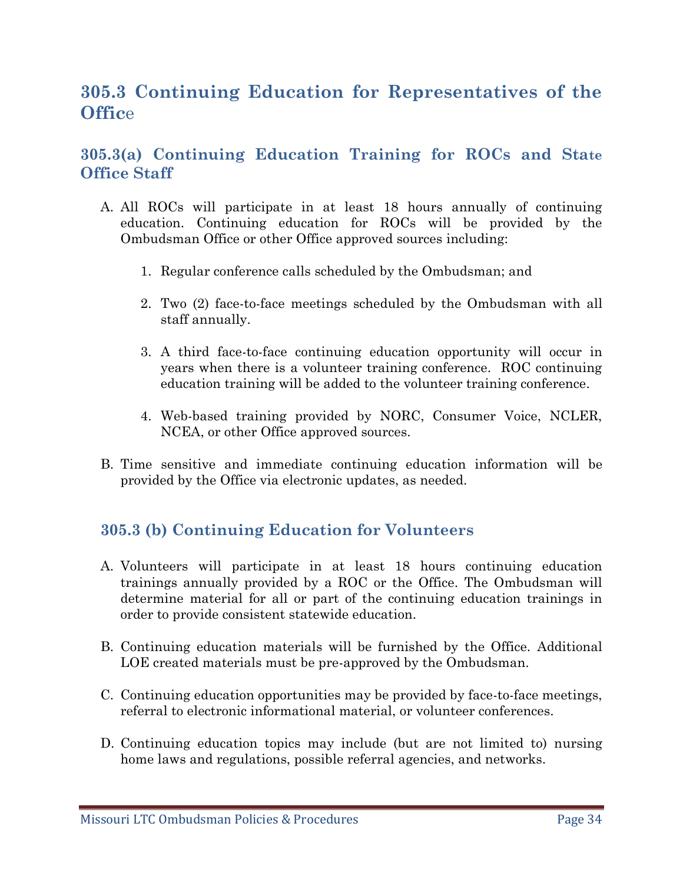## 305.3 Continuing Education for Representatives of the Office

### 305.3(a) Continuing Education Training for ROCs and State Office Staff

A. All ROCs will participate in at least 18 hours annually of continuing education. Continuing education for ROCs will be provided by the Ombudsman Office or other Office approved sources including:

   1. Regular conference calls scheduled by the Ombudsman; and

   2. Two (2) face-to-face meetings scheduled by the Ombudsman with all staff annually.

   3. A third face-to-face continuing education opportunity will occur in years when there is a volunteer training conference. ROC continuing education training will be added to the volunteer training conference.

   4. Web-based training provided by NORC, Consumer Voice, NCLER, NCEA, or other Office approved sources.

B. Time sensitive and immediate continuing education information will be provided by the Office via electronic updates, as needed.

### 305.3 (b) Continuing Education for Volunteers

A. Volunteers will participate in at least 18 hours continuing education trainings annually provided by a ROC or the Office. The Ombudsman will determine material for all or part of the continuing education trainings in order to provide consistent statewide education.

B. Continuing education materials will be furnished by the Office. Additional LOE created materials must be pre-approved by the Ombudsman.

C. Continuing education opportunities may be provided by face-to-face meetings, referral to electronic informational material, or volunteer conferences.

D. Continuing education topics may include (but are not limited to) nursing home laws and regulations, possible referral agencies, and networks.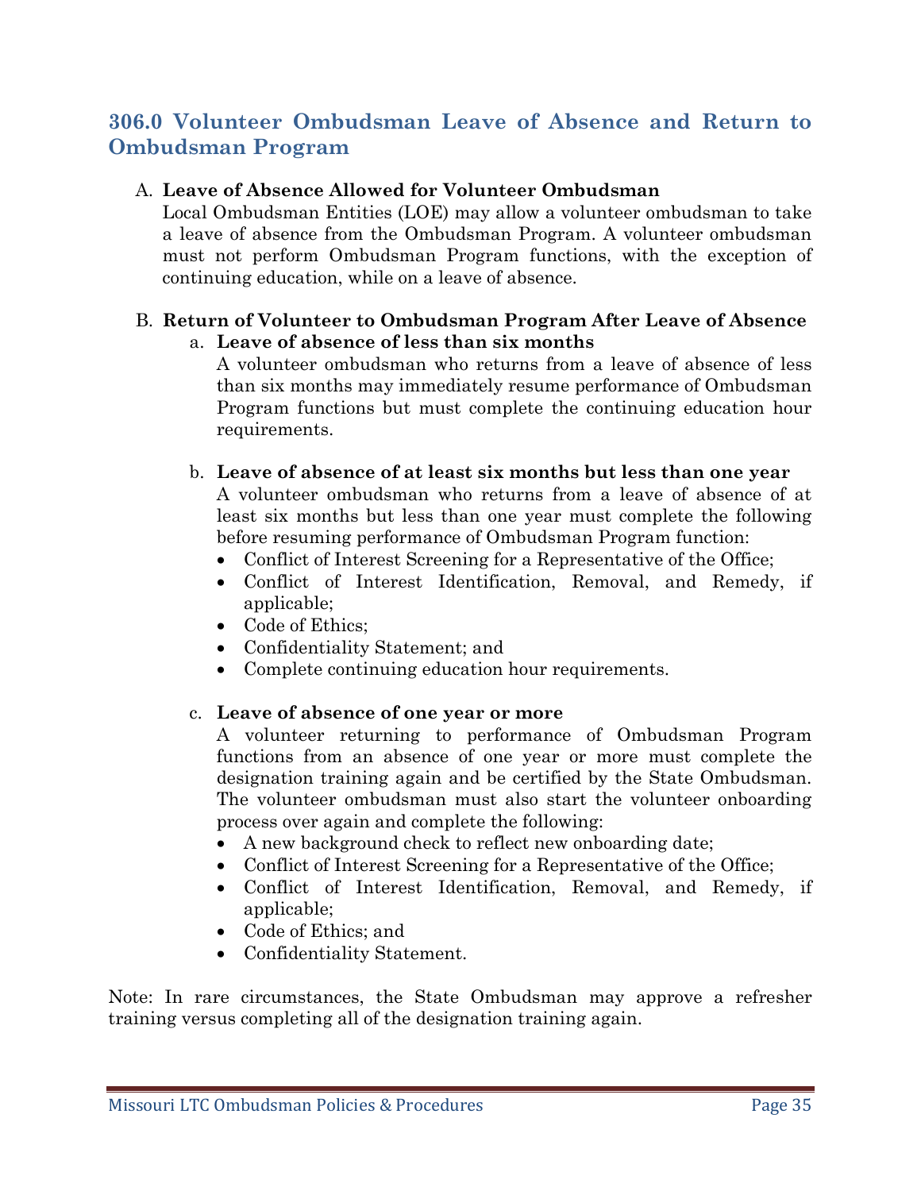## 306.0 Volunteer Ombudsman Leave of Absence and Return to Ombudsman Program

A. **Leave of Absence Allowed for Volunteer Ombudsman**
Local Ombudsman Entities (LOE) may allow a volunteer ombudsman to take a leave of absence from the Ombudsman Program. A volunteer ombudsman must not perform Ombudsman Program functions, with the exception of continuing education, while on a leave of absence.

B. **Return of Volunteer to Ombudsman Program After Leave of Absence**

   a. **Leave of absence of less than six months**
   A volunteer ombudsman who returns from a leave of absence of less than six months may immediately resume performance of Ombudsman Program functions but must complete the continuing education hour requirements.

   b. **Leave of absence of at least six months but less than one year**
   A volunteer ombudsman who returns from a leave of absence of at least six months but less than one year must complete the following before resuming performance of Ombudsman Program function:
   - Conflict of Interest Screening for a Representative of the Office;
   - Conflict of Interest Identification, Removal, and Remedy, if applicable;
   - Code of Ethics;
   - Confidentiality Statement; and
   - Complete continuing education hour requirements.

   c. **Leave of absence of one year or more**
   A volunteer returning to performance of Ombudsman Program functions from an absence of one year or more must complete the designation training again and be certified by the State Ombudsman. The volunteer ombudsman must also start the volunteer onboarding process over again and complete the following:
   - A new background check to reflect new onboarding date;
   - Conflict of Interest Screening for a Representative of the Office;
   - Conflict of Interest Identification, Removal, and Remedy, if applicable;
   - Code of Ethics; and
   - Confidentiality Statement.

Note: In rare circumstances, the State Ombudsman may approve a refresher training versus completing all of the designation training again.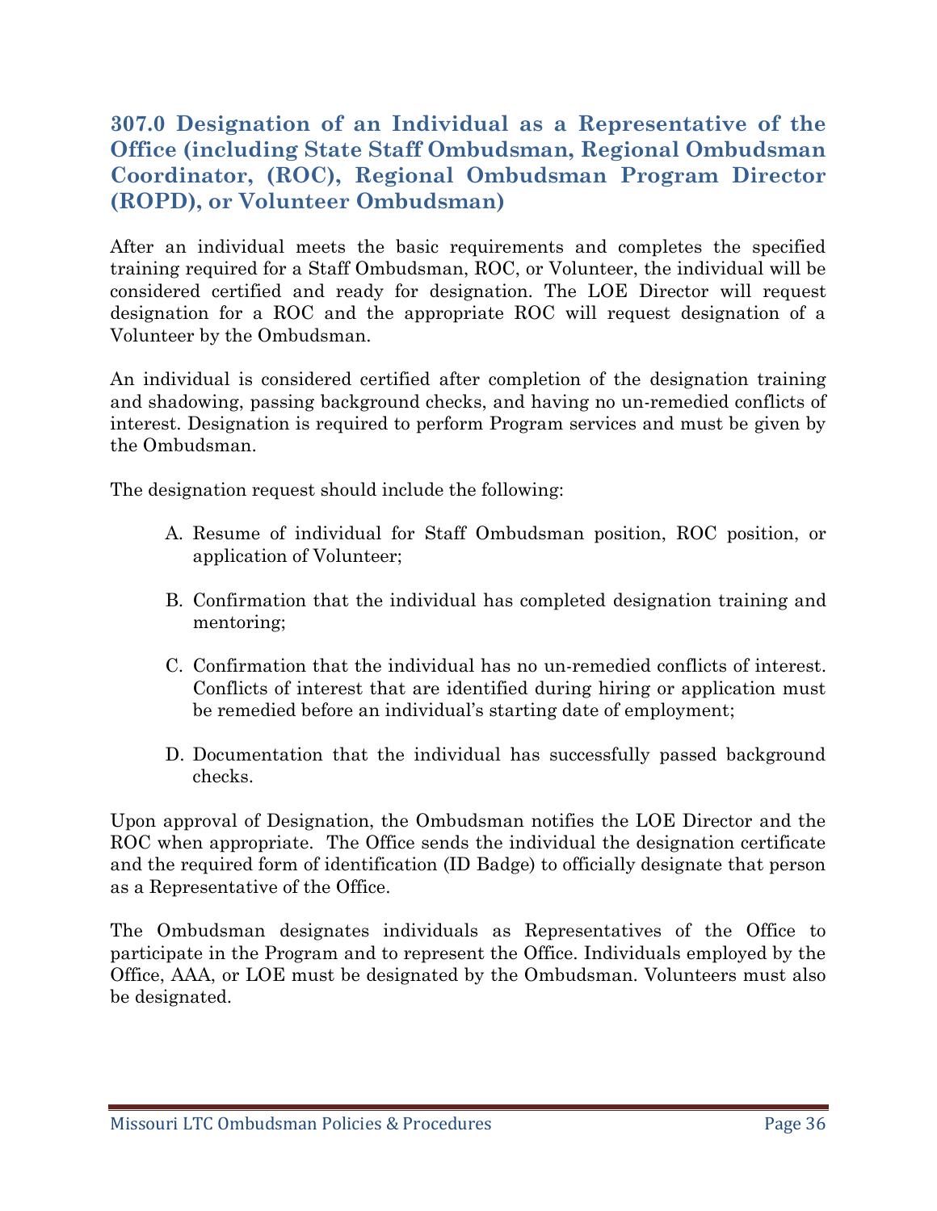## 307.0 Designation of an Individual as a Representative of the Office (including State Staff Ombudsman, Regional Ombudsman Coordinator, (ROC), Regional Ombudsman Program Director (ROPD), or Volunteer Ombudsman)

After an individual meets the basic requirements and completes the specified training required for a Staff Ombudsman, ROC, or Volunteer, the individual will be considered certified and ready for designation. The LOE Director will request designation for a ROC and the appropriate ROC will request designation of a Volunteer by the Ombudsman.

An individual is considered certified after completion of the designation training and shadowing, passing background checks, and having no un-remedied conflicts of interest. Designation is required to perform Program services and must be given by the Ombudsman.

The designation request should include the following:

A. Resume of individual for Staff Ombudsman position, ROC position, or application of Volunteer;

B. Confirmation that the individual has completed designation training and mentoring;

C. Confirmation that the individual has no un-remedied conflicts of interest. Conflicts of interest that are identified during hiring or application must be remedied before an individual's starting date of employment;

D. Documentation that the individual has successfully passed background checks.

Upon approval of Designation, the Ombudsman notifies the LOE Director and the ROC when appropriate. The Office sends the individual the designation certificate and the required form of identification (ID Badge) to officially designate that person as a Representative of the Office.

The Ombudsman designates individuals as Representatives of the Office to participate in the Program and to represent the Office. Individuals employed by the Office, AAA, or LOE must be designated by the Ombudsman. Volunteers must also be designated.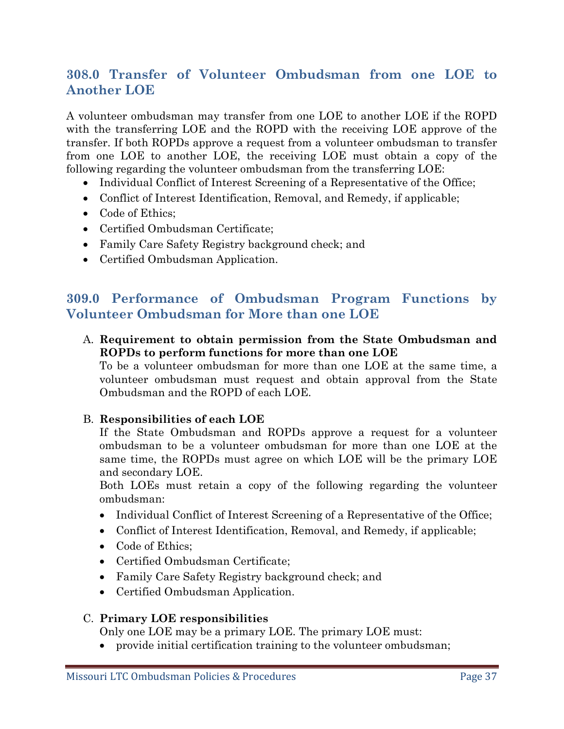## 308.0 Transfer of Volunteer Ombudsman from one LOE to Another LOE

A volunteer ombudsman may transfer from one LOE to another LOE if the ROPD with the transferring LOE and the ROPD with the receiving LOE approve of the transfer. If both ROPDs approve a request from a volunteer ombudsman to transfer from one LOE to another LOE, the receiving LOE must obtain a copy of the following regarding the volunteer ombudsman from the transferring LOE:

- Individual Conflict of Interest Screening of a Representative of the Office;
- Conflict of Interest Identification, Removal, and Remedy, if applicable;
- Code of Ethics;
- Certified Ombudsman Certificate;
- Family Care Safety Registry background check; and
- Certified Ombudsman Application.

## 309.0 Performance of Ombudsman Program Functions by Volunteer Ombudsman for More than one LOE

A. **Requirement to obtain permission from the State Ombudsman and ROPDs to perform functions for more than one LOE**

To be a volunteer ombudsman for more than one LOE at the same time, a volunteer ombudsman must request and obtain approval from the State Ombudsman and the ROPD of each LOE.

B. **Responsibilities of each LOE**

If the State Ombudsman and ROPDs approve a request for a volunteer ombudsman to be a volunteer ombudsman for more than one LOE at the same time, the ROPDs must agree on which LOE will be the primary LOE and secondary LOE.

Both LOEs must retain a copy of the following regarding the volunteer ombudsman:

- Individual Conflict of Interest Screening of a Representative of the Office;
- Conflict of Interest Identification, Removal, and Remedy, if applicable;
- Code of Ethics;
- Certified Ombudsman Certificate;
- Family Care Safety Registry background check; and
- Certified Ombudsman Application.

C. **Primary LOE responsibilities**

Only one LOE may be a primary LOE. The primary LOE must:

- provide initial certification training to the volunteer ombudsman;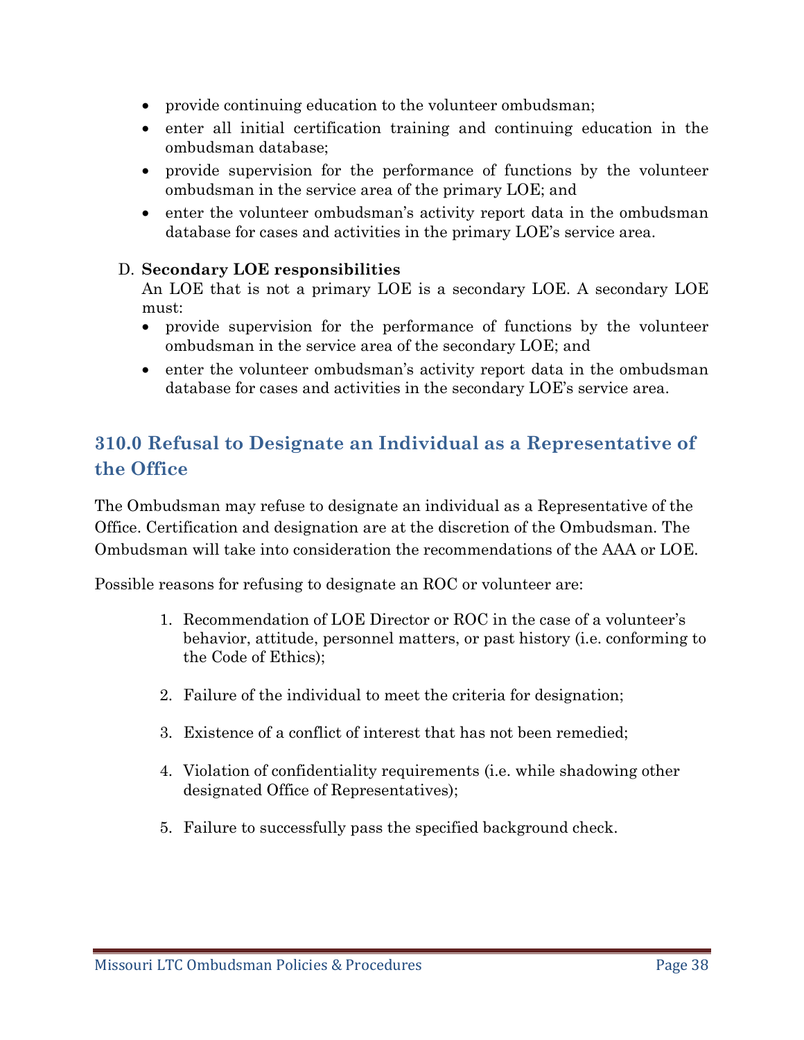- provide continuing education to the volunteer ombudsman;
- enter all initial certification training and continuing education in the ombudsman database;
- provide supervision for the performance of functions by the volunteer ombudsman in the service area of the primary LOE; and
- enter the volunteer ombudsman's activity report data in the ombudsman database for cases and activities in the primary LOE's service area.

D. **Secondary LOE responsibilities**

An LOE that is not a primary LOE is a secondary LOE. A secondary LOE must:

- provide supervision for the performance of functions by the volunteer ombudsman in the service area of the secondary LOE; and
- enter the volunteer ombudsman's activity report data in the ombudsman database for cases and activities in the secondary LOE's service area.

## 310.0 Refusal to Designate an Individual as a Representative of the Office

The Ombudsman may refuse to designate an individual as a Representative of the Office. Certification and designation are at the discretion of the Ombudsman. The Ombudsman will take into consideration the recommendations of the AAA or LOE.

Possible reasons for refusing to designate an ROC or volunteer are:

1. Recommendation of LOE Director or ROC in the case of a volunteer's behavior, attitude, personnel matters, or past history (i.e. conforming to the Code of Ethics);
2. Failure of the individual to meet the criteria for designation;
3. Existence of a conflict of interest that has not been remedied;
4. Violation of confidentiality requirements (i.e. while shadowing other designated Office of Representatives);
5. Failure to successfully pass the specified background check.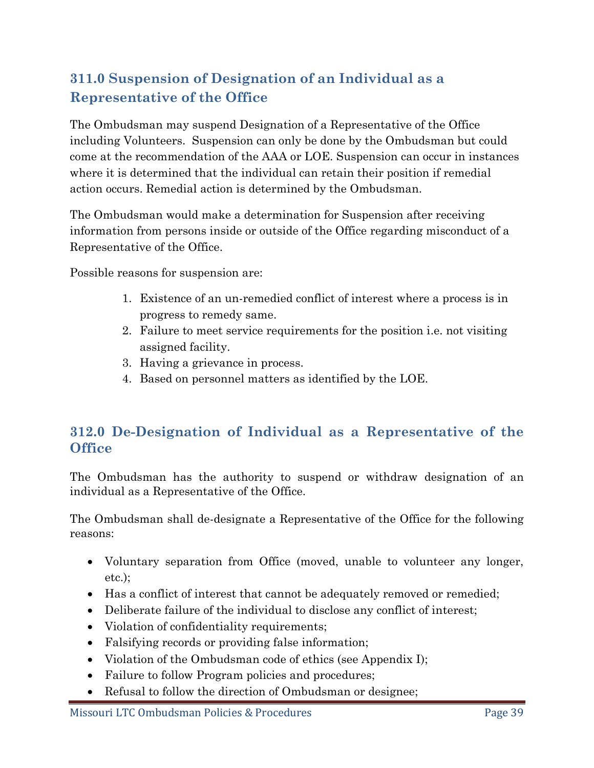## 311.0 Suspension of Designation of an Individual as a Representative of the Office

The Ombudsman may suspend Designation of a Representative of the Office including Volunteers. Suspension can only be done by the Ombudsman but could come at the recommendation of the AAA or LOE. Suspension can occur in instances where it is determined that the individual can retain their position if remedial action occurs. Remedial action is determined by the Ombudsman.

The Ombudsman would make a determination for Suspension after receiving information from persons inside or outside of the Office regarding misconduct of a Representative of the Office.

Possible reasons for suspension are:

1. Existence of an un-remedied conflict of interest where a process is in progress to remedy same.
2. Failure to meet service requirements for the position i.e. not visiting assigned facility.
3. Having a grievance in process.
4. Based on personnel matters as identified by the LOE.

## 312.0 De-Designation of Individual as a Representative of the Office

The Ombudsman has the authority to suspend or withdraw designation of an individual as a Representative of the Office.

The Ombudsman shall de-designate a Representative of the Office for the following reasons:

- Voluntary separation from Office (moved, unable to volunteer any longer, etc.);
- Has a conflict of interest that cannot be adequately removed or remedied;
- Deliberate failure of the individual to disclose any conflict of interest;
- Violation of confidentiality requirements;
- Falsifying records or providing false information;
- Violation of the Ombudsman code of ethics (see Appendix I);
- Failure to follow Program policies and procedures;
- Refusal to follow the direction of Ombudsman or designee;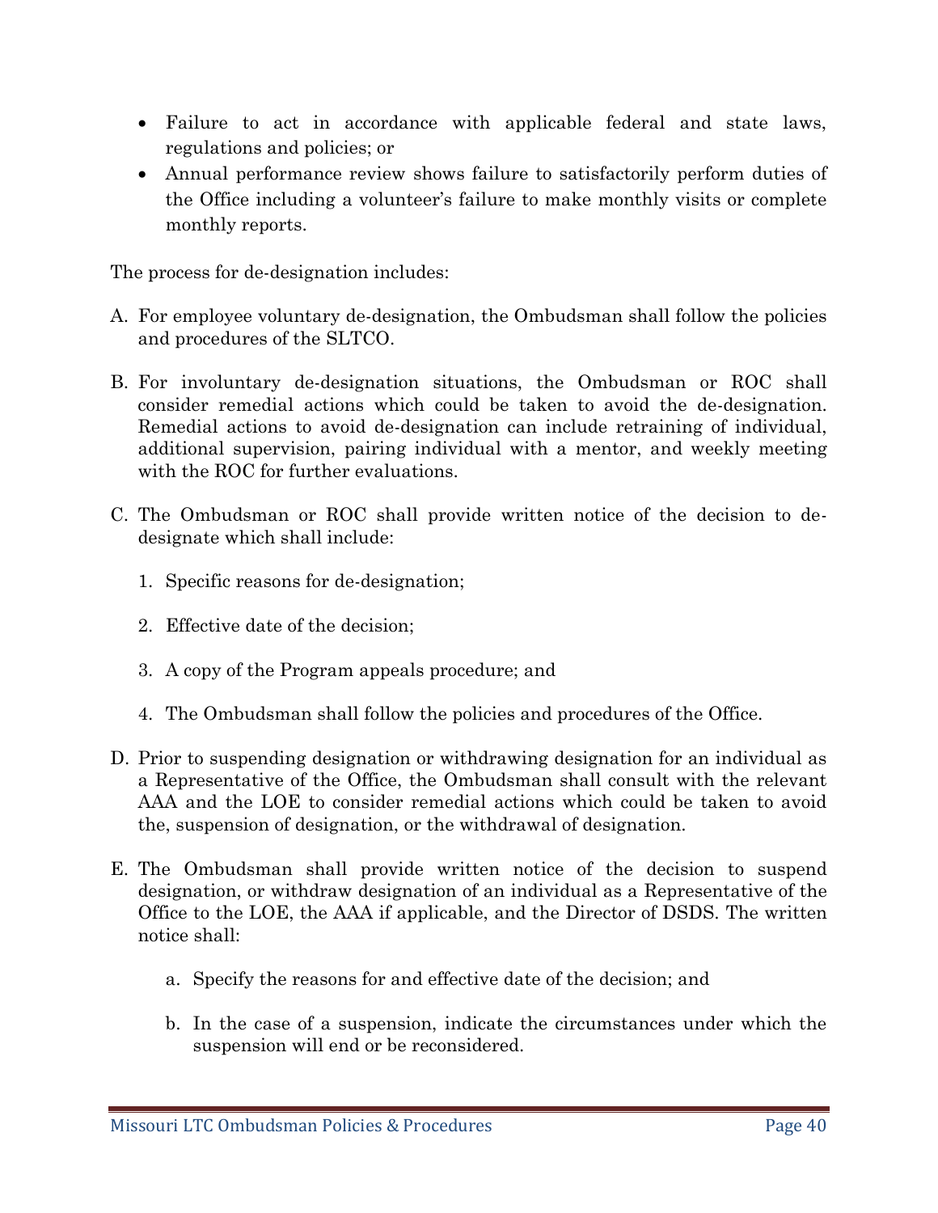- Failure to act in accordance with applicable federal and state laws, regulations and policies; or
- Annual performance review shows failure to satisfactorily perform duties of the Office including a volunteer's failure to make monthly visits or complete monthly reports.

The process for de-designation includes:

A. For employee voluntary de-designation, the Ombudsman shall follow the policies and procedures of the SLTCO.

B. For involuntary de-designation situations, the Ombudsman or ROC shall consider remedial actions which could be taken to avoid the de-designation. Remedial actions to avoid de-designation can include retraining of individual, additional supervision, pairing individual with a mentor, and weekly meeting with the ROC for further evaluations.

C. The Ombudsman or ROC shall provide written notice of the decision to de-designate which shall include:

   1. Specific reasons for de-designation;

   2. Effective date of the decision;

   3. A copy of the Program appeals procedure; and

   4. The Ombudsman shall follow the policies and procedures of the Office.

D. Prior to suspending designation or withdrawing designation for an individual as a Representative of the Office, the Ombudsman shall consult with the relevant AAA and the LOE to consider remedial actions which could be taken to avoid the, suspension of designation, or the withdrawal of designation.

E. The Ombudsman shall provide written notice of the decision to suspend designation, or withdraw designation of an individual as a Representative of the Office to the LOE, the AAA if applicable, and the Director of DSDS. The written notice shall:

   a. Specify the reasons for and effective date of the decision; and

   b. In the case of a suspension, indicate the circumstances under which the suspension will end or be reconsidered.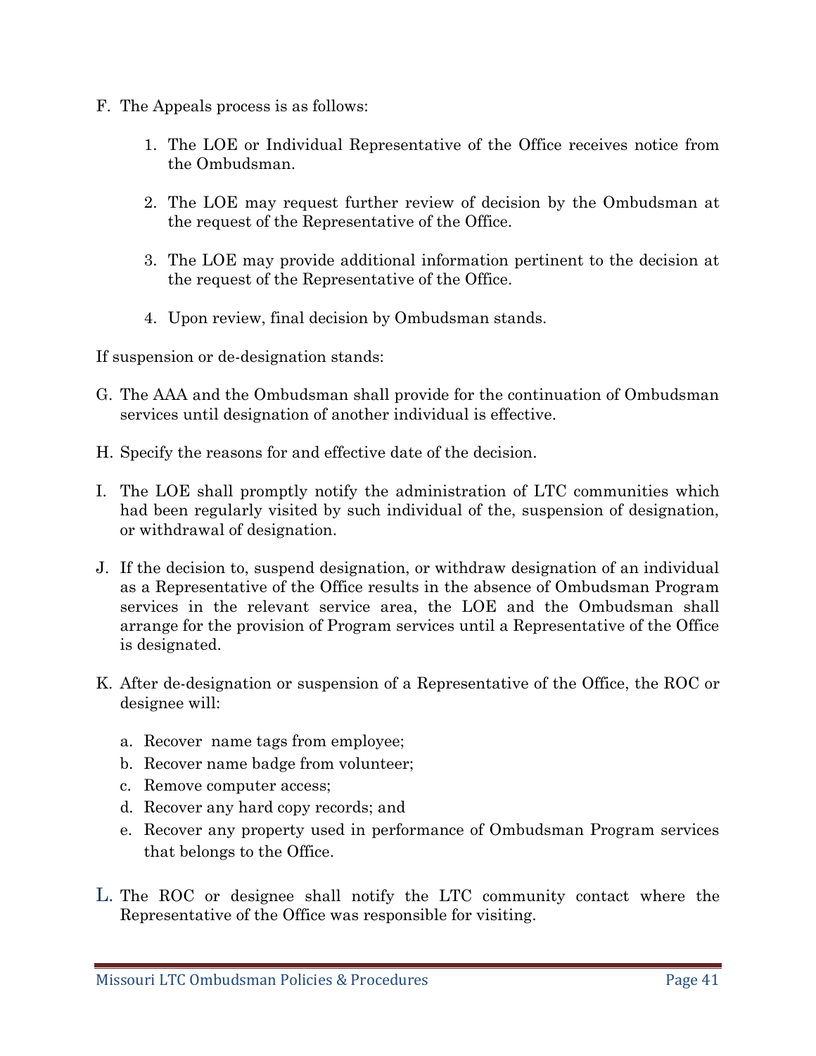F. The Appeals process is as follows:

    1. The LOE or Individual Representative of the Office receives notice from the Ombudsman.

    2. The LOE may request further review of decision by the Ombudsman at the request of the Representative of the Office.

    3. The LOE may provide additional information pertinent to the decision at the request of the Representative of the Office.

    4. Upon review, final decision by Ombudsman stands.

If suspension or de-designation stands:

G. The AAA and the Ombudsman shall provide for the continuation of Ombudsman services until designation of another individual is effective.

H. Specify the reasons for and effective date of the decision.

I. The LOE shall promptly notify the administration of LTC communities which had been regularly visited by such individual of the, suspension of designation, or withdrawal of designation.

J. If the decision to, suspend designation, or withdraw designation of an individual as a Representative of the Office results in the absence of Ombudsman Program services in the relevant service area, the LOE and the Ombudsman shall arrange for the provision of Program services until a Representative of the Office is designated.

K. After de-designation or suspension of a Representative of the Office, the ROC or designee will:

    a. Recover name tags from employee;
    b. Recover name badge from volunteer;
    c. Remove computer access;
    d. Recover any hard copy records; and
    e. Recover any property used in performance of Ombudsman Program services that belongs to the Office.

L. The ROC or designee shall notify the LTC community contact where the Representative of the Office was responsible for visiting.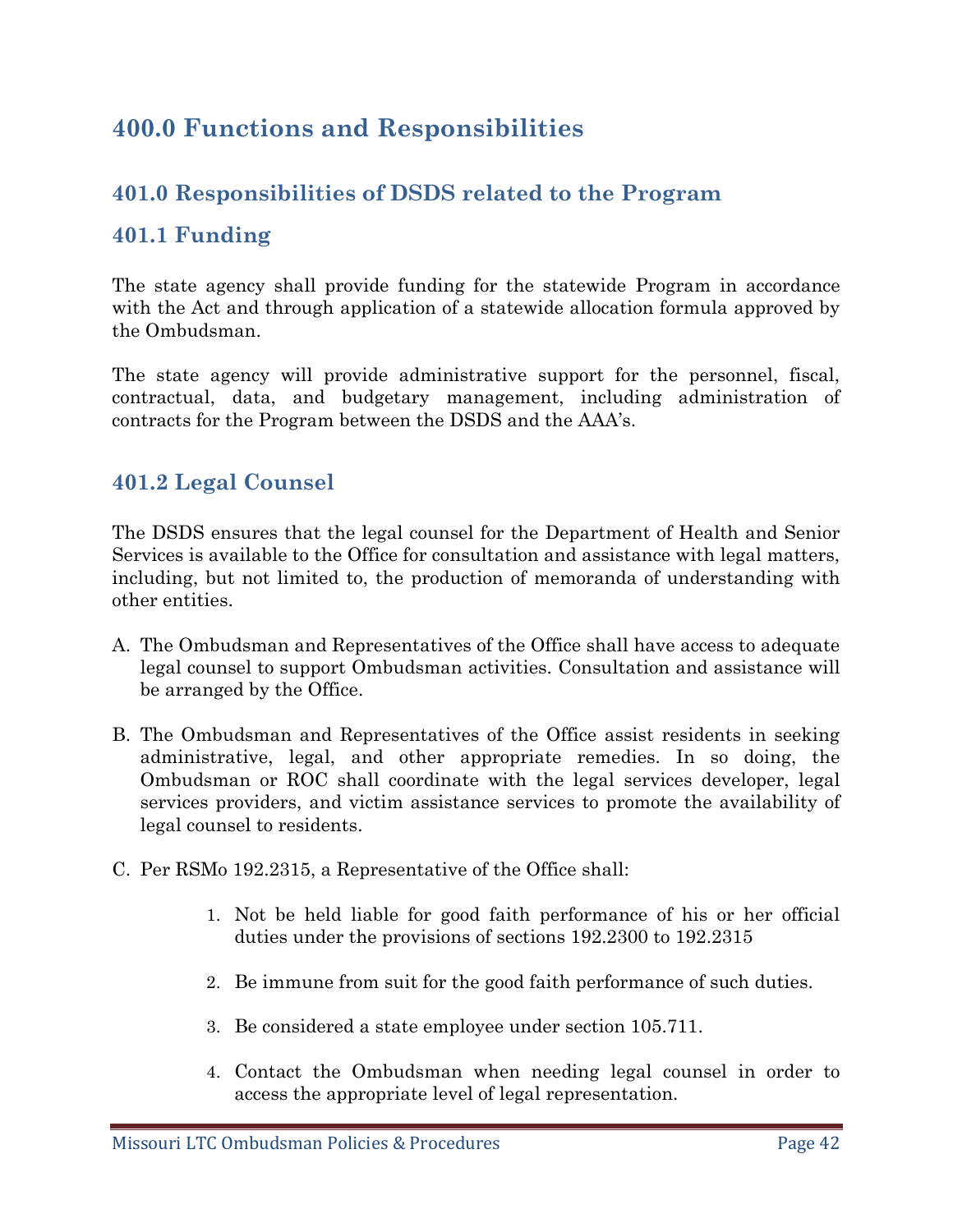# 400.0 Functions and Responsibilities

## 401.0 Responsibilities of DSDS related to the Program

### 401.1 Funding

The state agency shall provide funding for the statewide Program in accordance with the Act and through application of a statewide allocation formula approved by the Ombudsman.

The state agency will provide administrative support for the personnel, fiscal, contractual, data, and budgetary management, including administration of contracts for the Program between the DSDS and the AAA's.

### 401.2 Legal Counsel

The DSDS ensures that the legal counsel for the Department of Health and Senior Services is available to the Office for consultation and assistance with legal matters, including, but not limited to, the production of memoranda of understanding with other entities.

A. The Ombudsman and Representatives of the Office shall have access to adequate legal counsel to support Ombudsman activities. Consultation and assistance will be arranged by the Office.

B. The Ombudsman and Representatives of the Office assist residents in seeking administrative, legal, and other appropriate remedies. In so doing, the Ombudsman or ROC shall coordinate with the legal services developer, legal services providers, and victim assistance services to promote the availability of legal counsel to residents.

C. Per RSMo 192.2315, a Representative of the Office shall:

   1. Not be held liable for good faith performance of his or her official duties under the provisions of sections 192.2300 to 192.2315

   2. Be immune from suit for the good faith performance of such duties.

   3. Be considered a state employee under section 105.711.

   4. Contact the Ombudsman when needing legal counsel in order to access the appropriate level of legal representation.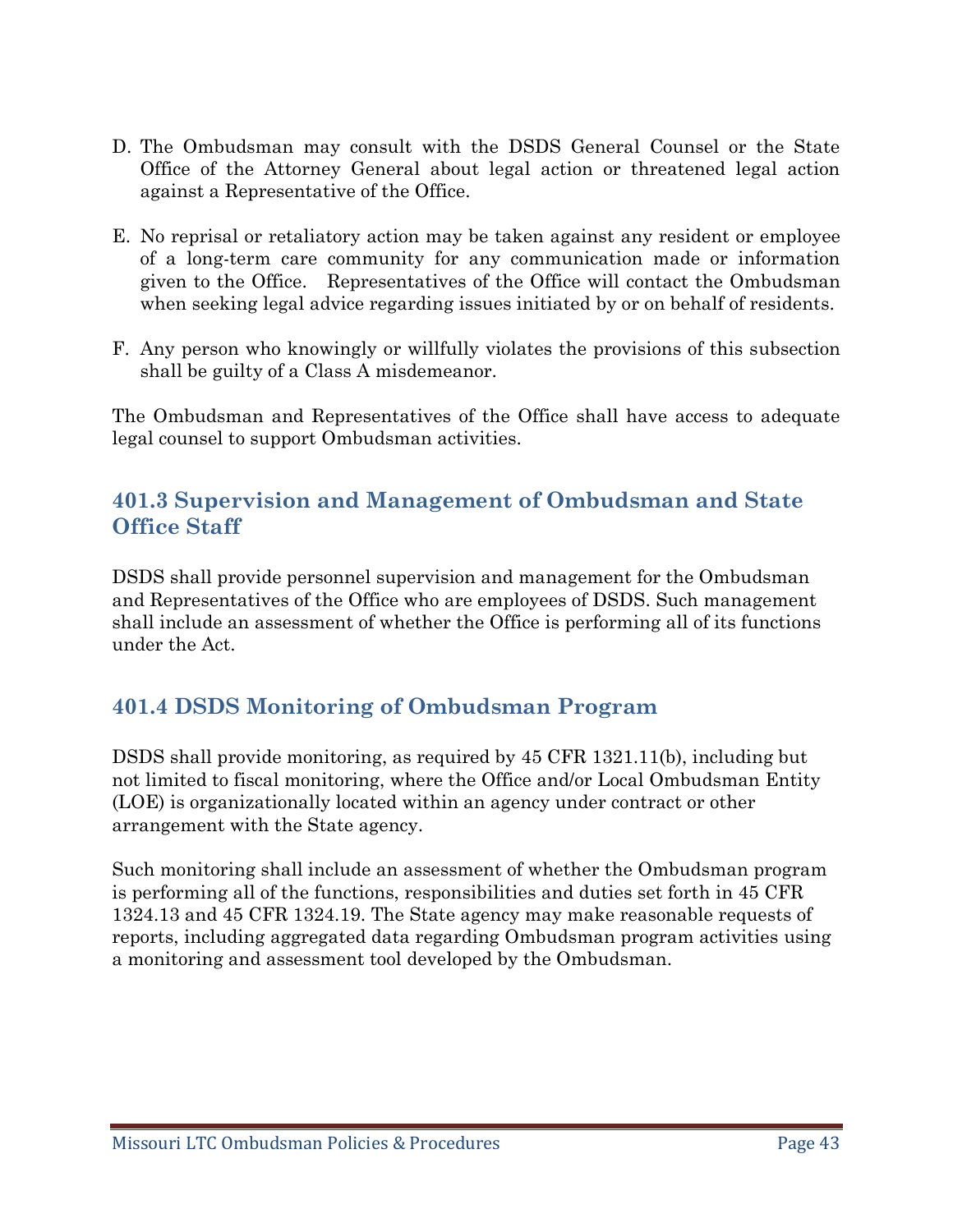D. The Ombudsman may consult with the DSDS General Counsel or the State Office of the Attorney General about legal action or threatened legal action against a Representative of the Office.

E. No reprisal or retaliatory action may be taken against any resident or employee of a long-term care community for any communication made or information given to the Office. Representatives of the Office will contact the Ombudsman when seeking legal advice regarding issues initiated by or on behalf of residents.

F. Any person who knowingly or willfully violates the provisions of this subsection shall be guilty of a Class A misdemeanor.

The Ombudsman and Representatives of the Office shall have access to adequate legal counsel to support Ombudsman activities.

### 401.3 Supervision and Management of Ombudsman and State Office Staff

DSDS shall provide personnel supervision and management for the Ombudsman and Representatives of the Office who are employees of DSDS. Such management shall include an assessment of whether the Office is performing all of its functions under the Act.

### 401.4 DSDS Monitoring of Ombudsman Program

DSDS shall provide monitoring, as required by 45 CFR 1321.11(b), including but not limited to fiscal monitoring, where the Office and/or Local Ombudsman Entity (LOE) is organizationally located within an agency under contract or other arrangement with the State agency.

Such monitoring shall include an assessment of whether the Ombudsman program is performing all of the functions, responsibilities and duties set forth in 45 CFR 1324.13 and 45 CFR 1324.19. The State agency may make reasonable requests of reports, including aggregated data regarding Ombudsman program activities using a monitoring and assessment tool developed by the Ombudsman.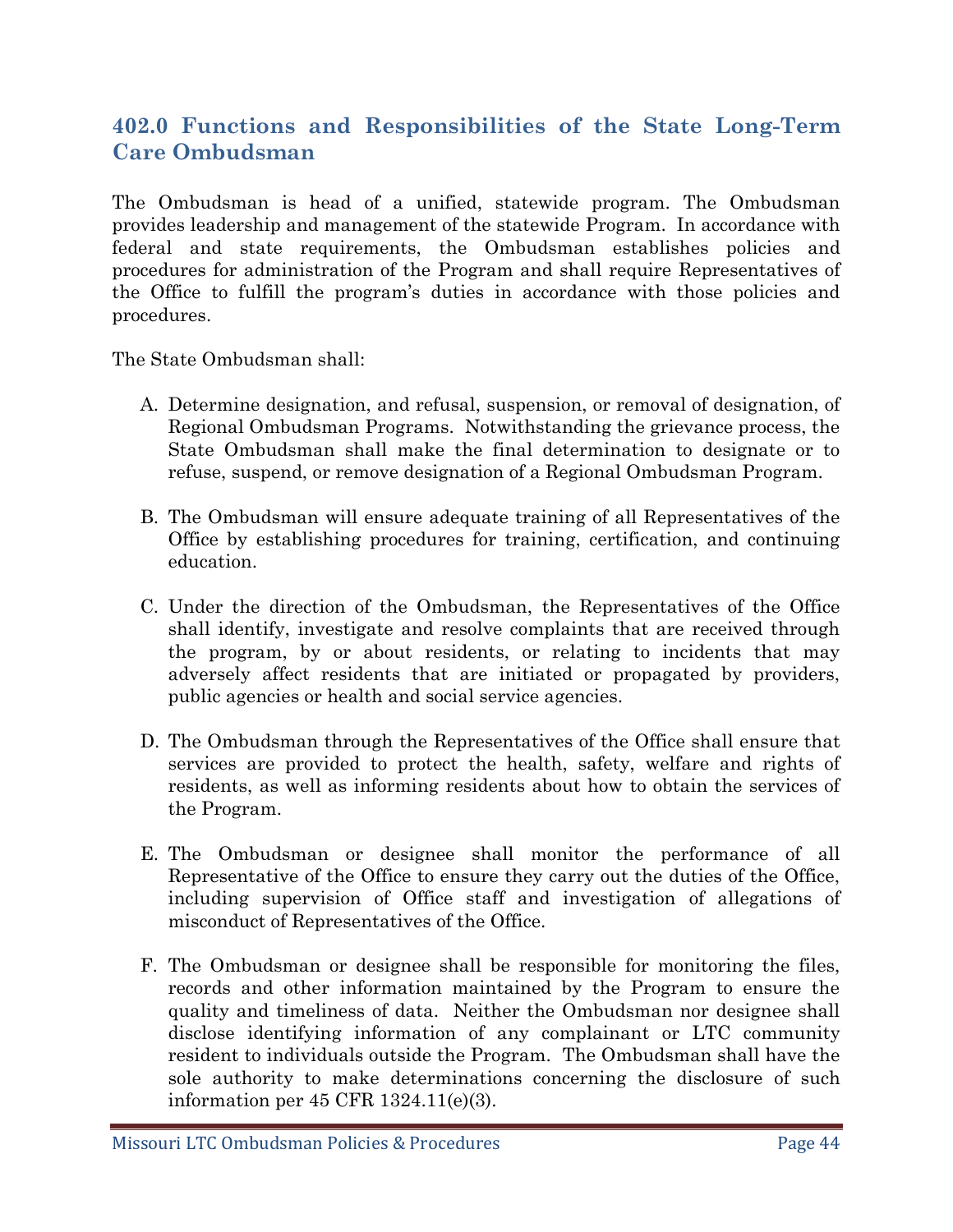## 402.0 Functions and Responsibilities of the State Long-Term Care Ombudsman

The Ombudsman is head of a unified, statewide program. The Ombudsman provides leadership and management of the statewide Program. In accordance with federal and state requirements, the Ombudsman establishes policies and procedures for administration of the Program and shall require Representatives of the Office to fulfill the program's duties in accordance with those policies and procedures.

The State Ombudsman shall:

A. Determine designation, and refusal, suspension, or removal of designation, of Regional Ombudsman Programs. Notwithstanding the grievance process, the State Ombudsman shall make the final determination to designate or to refuse, suspend, or remove designation of a Regional Ombudsman Program.

B. The Ombudsman will ensure adequate training of all Representatives of the Office by establishing procedures for training, certification, and continuing education.

C. Under the direction of the Ombudsman, the Representatives of the Office shall identify, investigate and resolve complaints that are received through the program, by or about residents, or relating to incidents that may adversely affect residents that are initiated or propagated by providers, public agencies or health and social service agencies.

D. The Ombudsman through the Representatives of the Office shall ensure that services are provided to protect the health, safety, welfare and rights of residents, as well as informing residents about how to obtain the services of the Program.

E. The Ombudsman or designee shall monitor the performance of all Representative of the Office to ensure they carry out the duties of the Office, including supervision of Office staff and investigation of allegations of misconduct of Representatives of the Office.

F. The Ombudsman or designee shall be responsible for monitoring the files, records and other information maintained by the Program to ensure the quality and timeliness of data. Neither the Ombudsman nor designee shall disclose identifying information of any complainant or LTC community resident to individuals outside the Program. The Ombudsman shall have the sole authority to make determinations concerning the disclosure of such information per 45 CFR 1324.11(e)(3).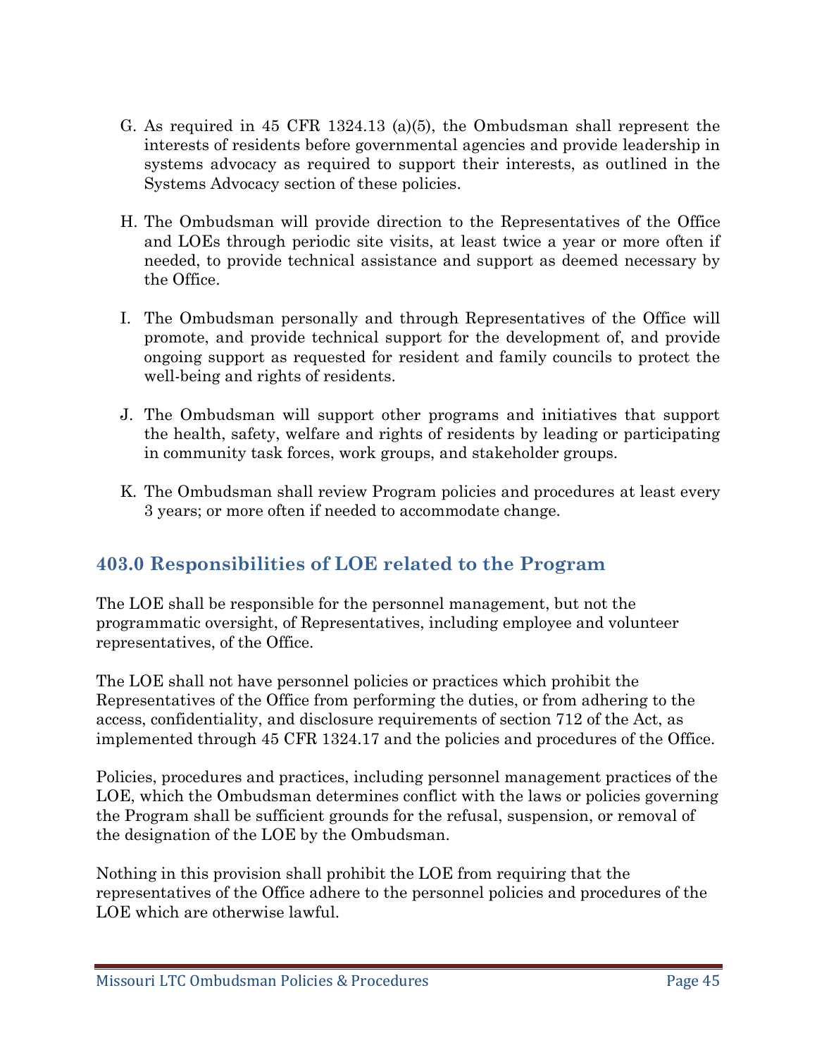G. As required in 45 CFR 1324.13 (a)(5), the Ombudsman shall represent the interests of residents before governmental agencies and provide leadership in systems advocacy as required to support their interests, as outlined in the Systems Advocacy section of these policies.

H. The Ombudsman will provide direction to the Representatives of the Office and LOEs through periodic site visits, at least twice a year or more often if needed, to provide technical assistance and support as deemed necessary by the Office.

I. The Ombudsman personally and through Representatives of the Office will promote, and provide technical support for the development of, and provide ongoing support as requested for resident and family councils to protect the well-being and rights of residents.

J. The Ombudsman will support other programs and initiatives that support the health, safety, welfare and rights of residents by leading or participating in community task forces, work groups, and stakeholder groups.

K. The Ombudsman shall review Program policies and procedures at least every 3 years; or more often if needed to accommodate change.

## 403.0 Responsibilities of LOE related to the Program

The LOE shall be responsible for the personnel management, but not the programmatic oversight, of Representatives, including employee and volunteer representatives, of the Office.

The LOE shall not have personnel policies or practices which prohibit the Representatives of the Office from performing the duties, or from adhering to the access, confidentiality, and disclosure requirements of section 712 of the Act, as implemented through 45 CFR 1324.17 and the policies and procedures of the Office.

Policies, procedures and practices, including personnel management practices of the LOE, which the Ombudsman determines conflict with the laws or policies governing the Program shall be sufficient grounds for the refusal, suspension, or removal of the designation of the LOE by the Ombudsman.

Nothing in this provision shall prohibit the LOE from requiring that the representatives of the Office adhere to the personnel policies and procedures of the LOE which are otherwise lawful.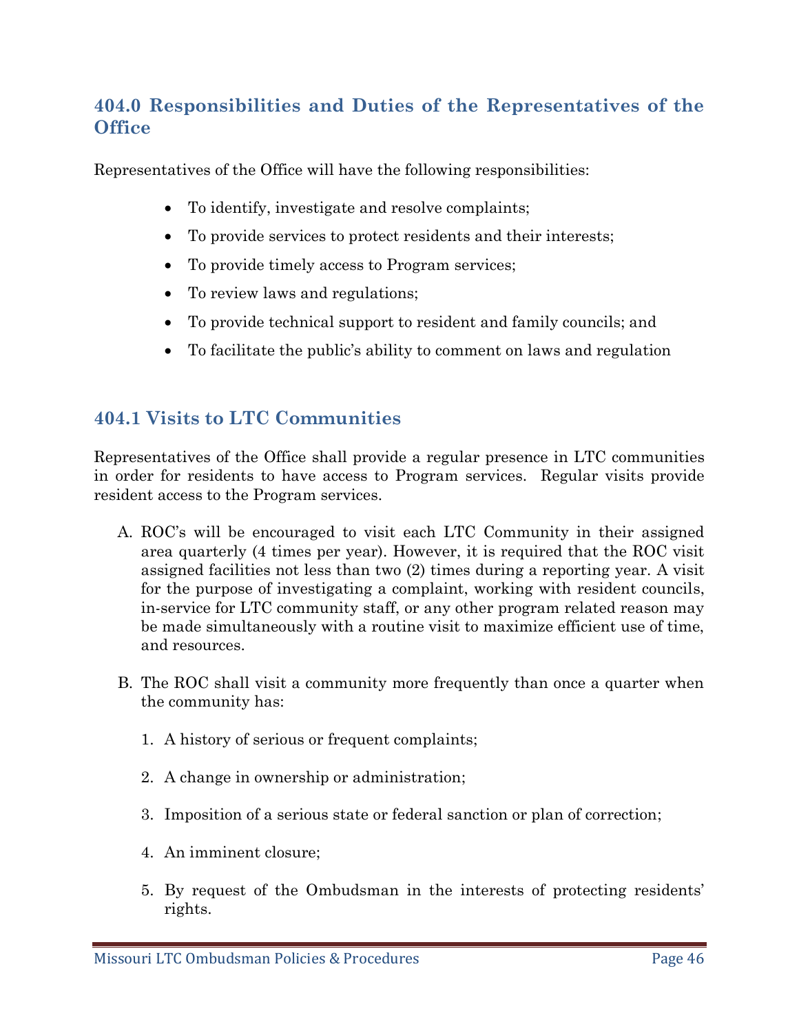## 404.0 Responsibilities and Duties of the Representatives of the Office

Representatives of the Office will have the following responsibilities:

- To identify, investigate and resolve complaints;
- To provide services to protect residents and their interests;
- To provide timely access to Program services;
- To review laws and regulations;
- To provide technical support to resident and family councils; and
- To facilitate the public's ability to comment on laws and regulation

## 404.1 Visits to LTC Communities

Representatives of the Office shall provide a regular presence in LTC communities in order for residents to have access to Program services. Regular visits provide resident access to the Program services.

A. ROC's will be encouraged to visit each LTC Community in their assigned area quarterly (4 times per year). However, it is required that the ROC visit assigned facilities not less than two (2) times during a reporting year. A visit for the purpose of investigating a complaint, working with resident councils, in-service for LTC community staff, or any other program related reason may be made simultaneously with a routine visit to maximize efficient use of time, and resources.

B. The ROC shall visit a community more frequently than once a quarter when the community has:

   1. A history of serious or frequent complaints;

   2. A change in ownership or administration;

   3. Imposition of a serious state or federal sanction or plan of correction;

   4. An imminent closure;

   5. By request of the Ombudsman in the interests of protecting residents' rights.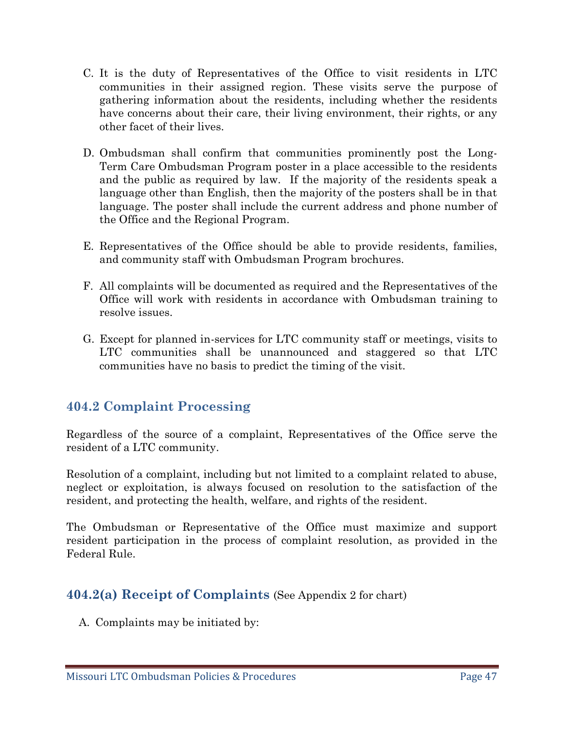C. It is the duty of Representatives of the Office to visit residents in LTC communities in their assigned region. These visits serve the purpose of gathering information about the residents, including whether the residents have concerns about their care, their living environment, their rights, or any other facet of their lives.

D. Ombudsman shall confirm that communities prominently post the Long-Term Care Ombudsman Program poster in a place accessible to the residents and the public as required by law. If the majority of the residents speak a language other than English, then the majority of the posters shall be in that language. The poster shall include the current address and phone number of the Office and the Regional Program.

E. Representatives of the Office should be able to provide residents, families, and community staff with Ombudsman Program brochures.

F. All complaints will be documented as required and the Representatives of the Office will work with residents in accordance with Ombudsman training to resolve issues.

G. Except for planned in-services for LTC community staff or meetings, visits to LTC communities shall be unannounced and staggered so that LTC communities have no basis to predict the timing of the visit.

## 404.2 Complaint Processing

Regardless of the source of a complaint, Representatives of the Office serve the resident of a LTC community.

Resolution of a complaint, including but not limited to a complaint related to abuse, neglect or exploitation, is always focused on resolution to the satisfaction of the resident, and protecting the health, welfare, and rights of the resident.

The Ombudsman or Representative of the Office must maximize and support resident participation in the process of complaint resolution, as provided in the Federal Rule.

### 404.2(a) Receipt of Complaints (See Appendix 2 for chart)

A. Complaints may be initiated by: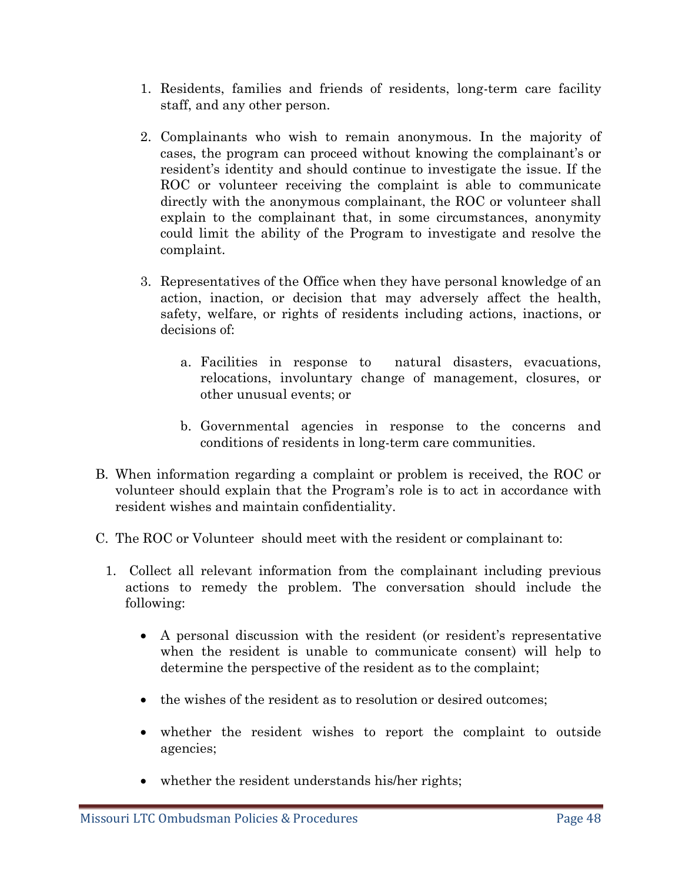1. Residents, families and friends of residents, long-term care facility staff, and any other person.

2. Complainants who wish to remain anonymous. In the majority of cases, the program can proceed without knowing the complainant's or resident's identity and should continue to investigate the issue. If the ROC or volunteer receiving the complaint is able to communicate directly with the anonymous complainant, the ROC or volunteer shall explain to the complainant that, in some circumstances, anonymity could limit the ability of the Program to investigate and resolve the complaint.

3. Representatives of the Office when they have personal knowledge of an action, inaction, or decision that may adversely affect the health, safety, welfare, or rights of residents including actions, inactions, or decisions of:

   a. Facilities in response to natural disasters, evacuations, relocations, involuntary change of management, closures, or other unusual events; or

   b. Governmental agencies in response to the concerns and conditions of residents in long-term care communities.

B. When information regarding a complaint or problem is received, the ROC or volunteer should explain that the Program's role is to act in accordance with resident wishes and maintain confidentiality.

C. The ROC or Volunteer should meet with the resident or complainant to:

1. Collect all relevant information from the complainant including previous actions to remedy the problem. The conversation should include the following:

   - A personal discussion with the resident (or resident's representative when the resident is unable to communicate consent) will help to determine the perspective of the resident as to the complaint;

   - the wishes of the resident as to resolution or desired outcomes;

   - whether the resident wishes to report the complaint to outside agencies;

   - whether the resident understands his/her rights;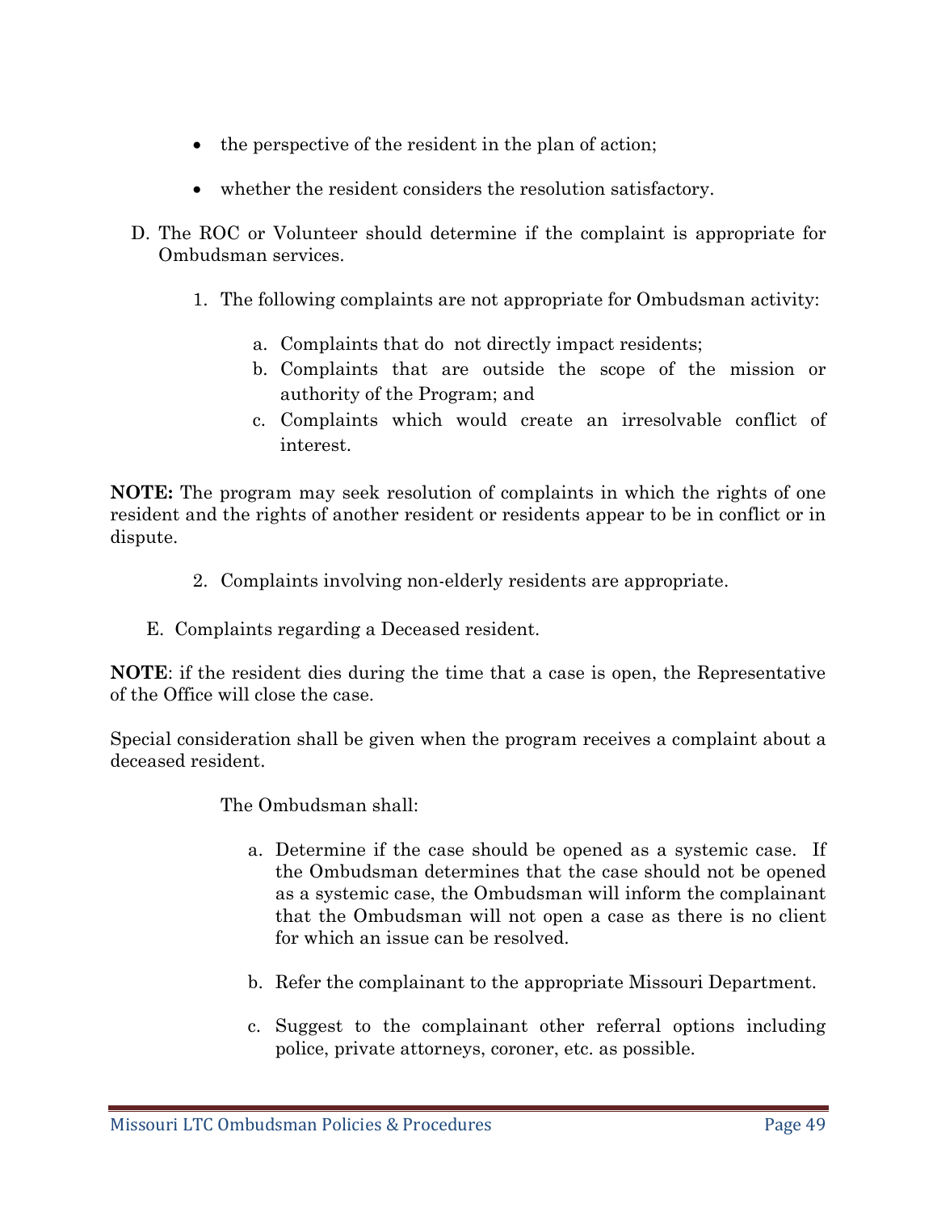- the perspective of the resident in the plan of action;
- whether the resident considers the resolution satisfactory.

D. The ROC or Volunteer should determine if the complaint is appropriate for Ombudsman services.

   1. The following complaints are not appropriate for Ombudsman activity:

      a. Complaints that do not directly impact residents;
      b. Complaints that are outside the scope of the mission or authority of the Program; and
      c. Complaints which would create an irresolvable conflict of interest.

**NOTE:** The program may seek resolution of complaints in which the rights of one resident and the rights of another resident or residents appear to be in conflict or in dispute.

   2. Complaints involving non-elderly residents are appropriate.

E. Complaints regarding a Deceased resident.

**NOTE**: if the resident dies during the time that a case is open, the Representative of the Office will close the case.

Special consideration shall be given when the program receives a complaint about a deceased resident.

The Ombudsman shall:

   a. Determine if the case should be opened as a systemic case. If the Ombudsman determines that the case should not be opened as a systemic case, the Ombudsman will inform the complainant that the Ombudsman will not open a case as there is no client for which an issue can be resolved.

   b. Refer the complainant to the appropriate Missouri Department.

   c. Suggest to the complainant other referral options including police, private attorneys, coroner, etc. as possible.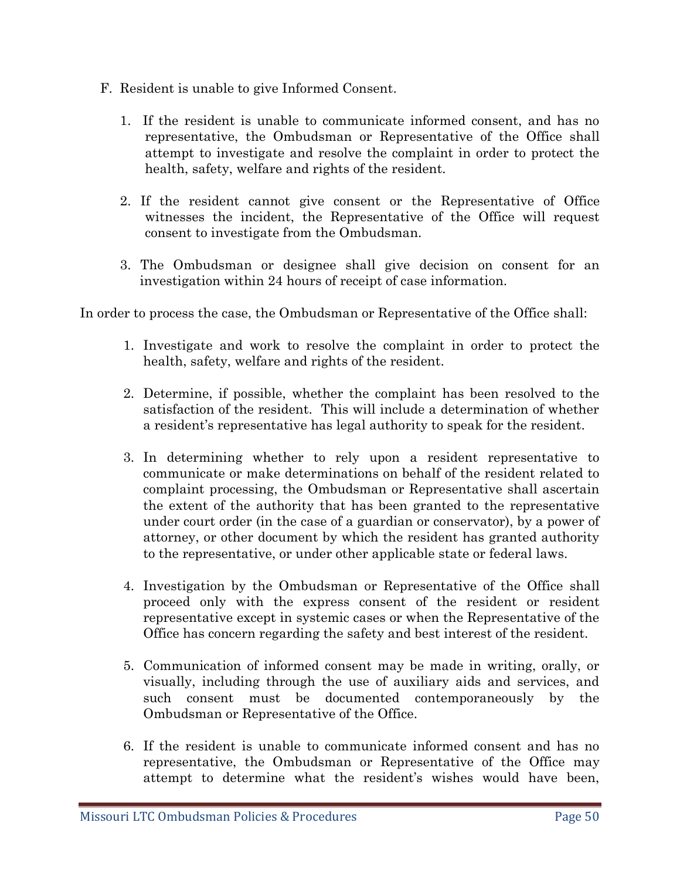F. Resident is unable to give Informed Consent.

1. If the resident is unable to communicate informed consent, and has no representative, the Ombudsman or Representative of the Office shall attempt to investigate and resolve the complaint in order to protect the health, safety, welfare and rights of the resident.

2. If the resident cannot give consent or the Representative of Office witnesses the incident, the Representative of the Office will request consent to investigate from the Ombudsman.

3. The Ombudsman or designee shall give decision on consent for an investigation within 24 hours of receipt of case information.

In order to process the case, the Ombudsman or Representative of the Office shall:

1. Investigate and work to resolve the complaint in order to protect the health, safety, welfare and rights of the resident.

2. Determine, if possible, whether the complaint has been resolved to the satisfaction of the resident. This will include a determination of whether a resident's representative has legal authority to speak for the resident.

3. In determining whether to rely upon a resident representative to communicate or make determinations on behalf of the resident related to complaint processing, the Ombudsman or Representative shall ascertain the extent of the authority that has been granted to the representative under court order (in the case of a guardian or conservator), by a power of attorney, or other document by which the resident has granted authority to the representative, or under other applicable state or federal laws.

4. Investigation by the Ombudsman or Representative of the Office shall proceed only with the express consent of the resident or resident representative except in systemic cases or when the Representative of the Office has concern regarding the safety and best interest of the resident.

5. Communication of informed consent may be made in writing, orally, or visually, including through the use of auxiliary aids and services, and such consent must be documented contemporaneously by the Ombudsman or Representative of the Office.

6. If the resident is unable to communicate informed consent and has no representative, the Ombudsman or Representative of the Office may attempt to determine what the resident's wishes would have been,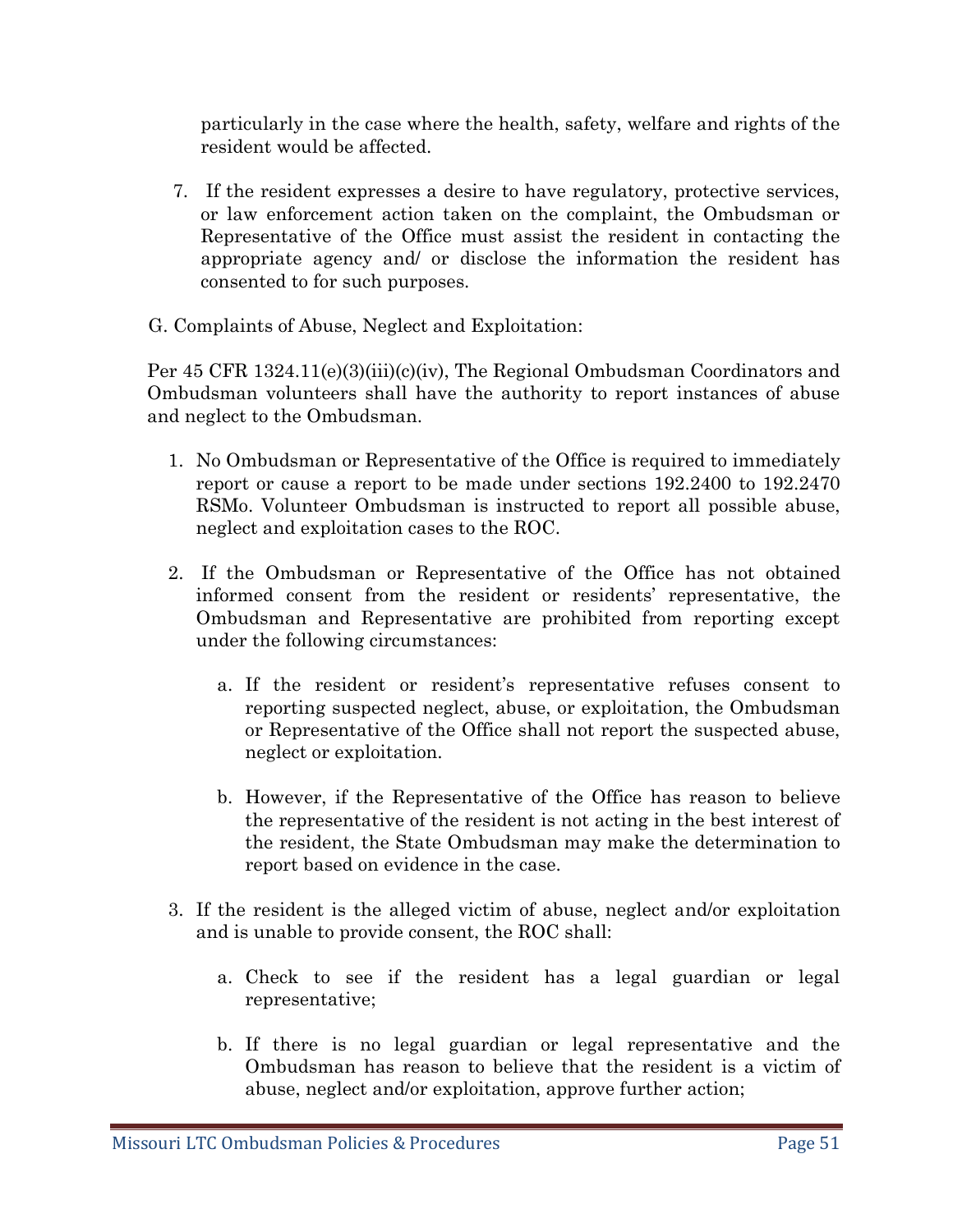particularly in the case where the health, safety, welfare and rights of the resident would be affected.

7. If the resident expresses a desire to have regulatory, protective services, or law enforcement action taken on the complaint, the Ombudsman or Representative of the Office must assist the resident in contacting the appropriate agency and/ or disclose the information the resident has consented to for such purposes.

G. Complaints of Abuse, Neglect and Exploitation:

Per 45 CFR 1324.11(e)(3)(iii)(c)(iv), The Regional Ombudsman Coordinators and Ombudsman volunteers shall have the authority to report instances of abuse and neglect to the Ombudsman.

1. No Ombudsman or Representative of the Office is required to immediately report or cause a report to be made under sections 192.2400 to 192.2470 RSMo. Volunteer Ombudsman is instructed to report all possible abuse, neglect and exploitation cases to the ROC.

2. If the Ombudsman or Representative of the Office has not obtained informed consent from the resident or residents' representative, the Ombudsman and Representative are prohibited from reporting except under the following circumstances:

   a. If the resident or resident's representative refuses consent to reporting suspected neglect, abuse, or exploitation, the Ombudsman or Representative of the Office shall not report the suspected abuse, neglect or exploitation.

   b. However, if the Representative of the Office has reason to believe the representative of the resident is not acting in the best interest of the resident, the State Ombudsman may make the determination to report based on evidence in the case.

3. If the resident is the alleged victim of abuse, neglect and/or exploitation and is unable to provide consent, the ROC shall:

   a. Check to see if the resident has a legal guardian or legal representative;

   b. If there is no legal guardian or legal representative and the Ombudsman has reason to believe that the resident is a victim of abuse, neglect and/or exploitation, approve further action;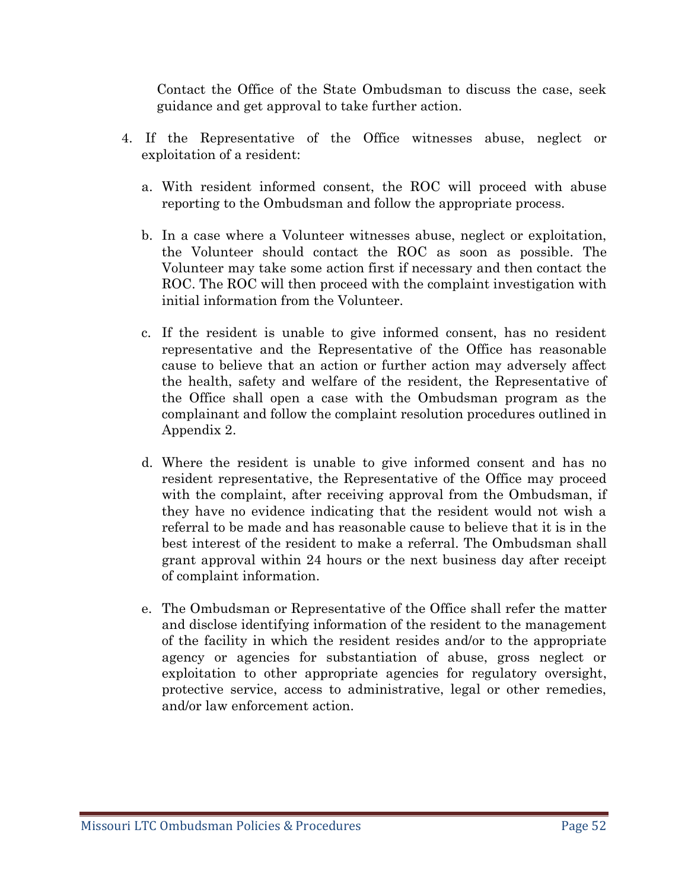Contact the Office of the State Ombudsman to discuss the case, seek guidance and get approval to take further action.

4. If the Representative of the Office witnesses abuse, neglect or exploitation of a resident:

   a. With resident informed consent, the ROC will proceed with abuse reporting to the Ombudsman and follow the appropriate process.

   b. In a case where a Volunteer witnesses abuse, neglect or exploitation, the Volunteer should contact the ROC as soon as possible. The Volunteer may take some action first if necessary and then contact the ROC. The ROC will then proceed with the complaint investigation with initial information from the Volunteer.

   c. If the resident is unable to give informed consent, has no resident representative and the Representative of the Office has reasonable cause to believe that an action or further action may adversely affect the health, safety and welfare of the resident, the Representative of the Office shall open a case with the Ombudsman program as the complainant and follow the complaint resolution procedures outlined in Appendix 2.

   d. Where the resident is unable to give informed consent and has no resident representative, the Representative of the Office may proceed with the complaint, after receiving approval from the Ombudsman, if they have no evidence indicating that the resident would not wish a referral to be made and has reasonable cause to believe that it is in the best interest of the resident to make a referral. The Ombudsman shall grant approval within 24 hours or the next business day after receipt of complaint information.

   e. The Ombudsman or Representative of the Office shall refer the matter and disclose identifying information of the resident to the management of the facility in which the resident resides and/or to the appropriate agency or agencies for substantiation of abuse, gross neglect or exploitation to other appropriate agencies for regulatory oversight, protective service, access to administrative, legal or other remedies, and/or law enforcement action.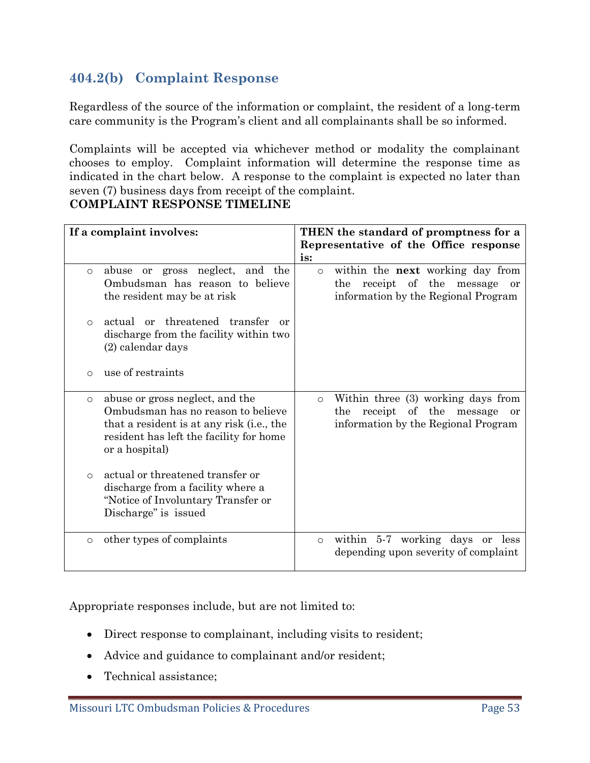## 404.2(b) Complaint Response

Regardless of the source of the information or complaint, the resident of a long-term care community is the Program's client and all complainants shall be so informed.

Complaints will be accepted via whichever method or modality the complainant chooses to employ. Complaint information will determine the response time as indicated in the chart below. A response to the complaint is expected no later than seven (7) business days from receipt of the complaint.

**COMPLAINT RESPONSE TIMELINE**

| **If a complaint involves:** | **THEN the standard of promptness for a Representative of the Office response is:** |
|---|---|
| ○ abuse or gross neglect, and the Ombudsman has reason to believe the resident may be at risk<br><br>○ actual or threatened transfer or discharge from the facility within two (2) calendar days<br><br>○ use of restraints | ○ within the **next** working day from the receipt of the message or information by the Regional Program |
| ○ abuse or gross neglect, and the Ombudsman has no reason to believe that a resident is at any risk (i.e., the resident has left the facility for home or a hospital)<br><br>○ actual or threatened transfer or discharge from a facility where a "Notice of Involuntary Transfer or Discharge" is issued | ○ Within three (3) working days from the receipt of the message or information by the Regional Program |
| ○ other types of complaints | ○ within 5-7 working days or less depending upon severity of complaint |

Appropriate responses include, but are not limited to:

- Direct response to complainant, including visits to resident;
- Advice and guidance to complainant and/or resident;
- Technical assistance;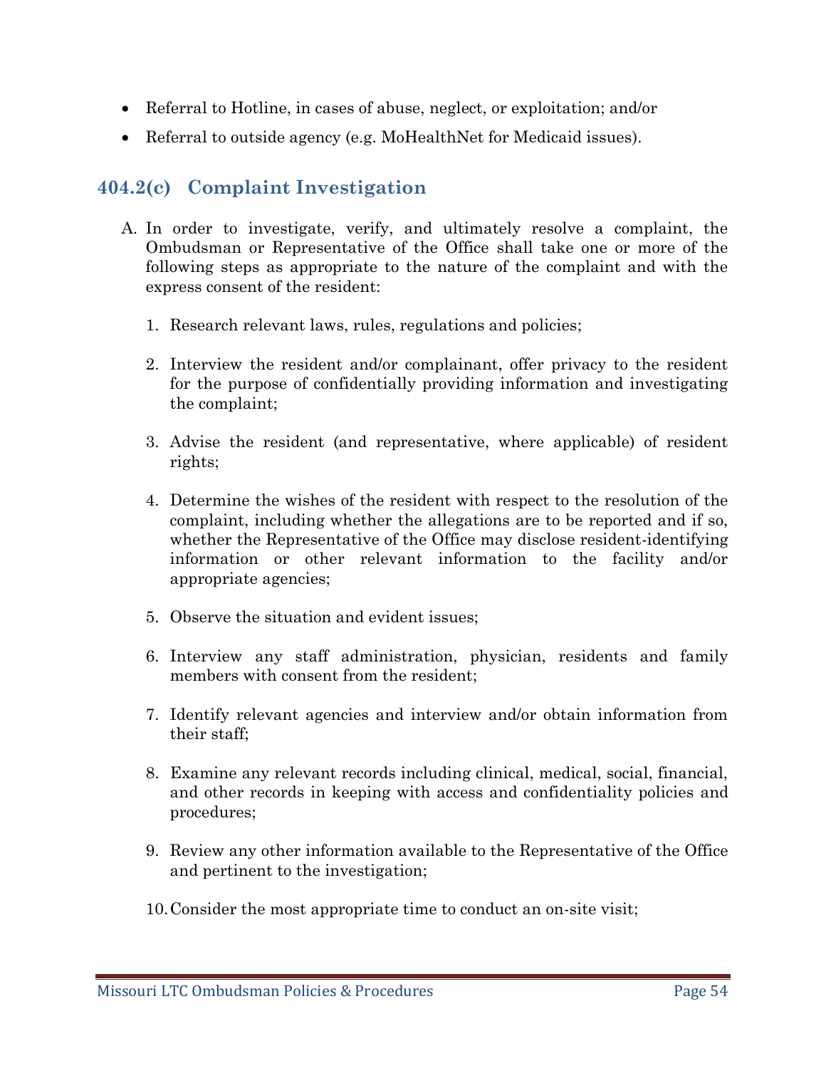- Referral to Hotline, in cases of abuse, neglect, or exploitation; and/or
- Referral to outside agency (e.g. MoHealthNet for Medicaid issues).

### 404.2(c) Complaint Investigation

A. In order to investigate, verify, and ultimately resolve a complaint, the Ombudsman or Representative of the Office shall take one or more of the following steps as appropriate to the nature of the complaint and with the express consent of the resident:

   1. Research relevant laws, rules, regulations and policies;

   2. Interview the resident and/or complainant, offer privacy to the resident for the purpose of confidentially providing information and investigating the complaint;

   3. Advise the resident (and representative, where applicable) of resident rights;

   4. Determine the wishes of the resident with respect to the resolution of the complaint, including whether the allegations are to be reported and if so, whether the Representative of the Office may disclose resident-identifying information or other relevant information to the facility and/or appropriate agencies;

   5. Observe the situation and evident issues;

   6. Interview any staff administration, physician, residents and family members with consent from the resident;

   7. Identify relevant agencies and interview and/or obtain information from their staff;

   8. Examine any relevant records including clinical, medical, social, financial, and other records in keeping with access and confidentiality policies and procedures;

   9. Review any other information available to the Representative of the Office and pertinent to the investigation;

   10. Consider the most appropriate time to conduct an on-site visit;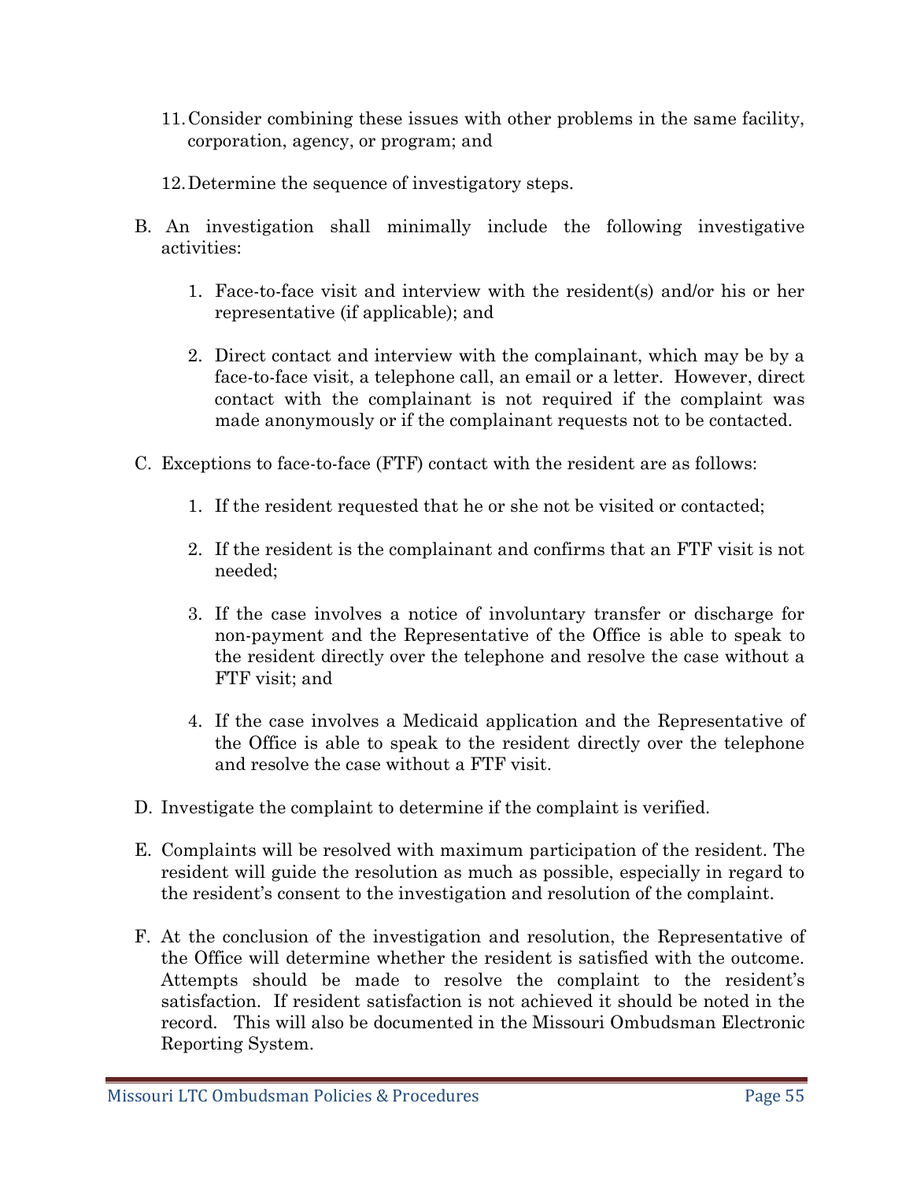11. Consider combining these issues with other problems in the same facility, corporation, agency, or program; and

12. Determine the sequence of investigatory steps.

B. An investigation shall minimally include the following investigative activities:

   1. Face-to-face visit and interview with the resident(s) and/or his or her representative (if applicable); and

   2. Direct contact and interview with the complainant, which may be by a face-to-face visit, a telephone call, an email or a letter. However, direct contact with the complainant is not required if the complaint was made anonymously or if the complainant requests not to be contacted.

C. Exceptions to face-to-face (FTF) contact with the resident are as follows:

   1. If the resident requested that he or she not be visited or contacted;

   2. If the resident is the complainant and confirms that an FTF visit is not needed;

   3. If the case involves a notice of involuntary transfer or discharge for non-payment and the Representative of the Office is able to speak to the resident directly over the telephone and resolve the case without a FTF visit; and

   4. If the case involves a Medicaid application and the Representative of the Office is able to speak to the resident directly over the telephone and resolve the case without a FTF visit.

D. Investigate the complaint to determine if the complaint is verified.

E. Complaints will be resolved with maximum participation of the resident. The resident will guide the resolution as much as possible, especially in regard to the resident's consent to the investigation and resolution of the complaint.

F. At the conclusion of the investigation and resolution, the Representative of the Office will determine whether the resident is satisfied with the outcome. Attempts should be made to resolve the complaint to the resident's satisfaction. If resident satisfaction is not achieved it should be noted in the record. This will also be documented in the Missouri Ombudsman Electronic Reporting System.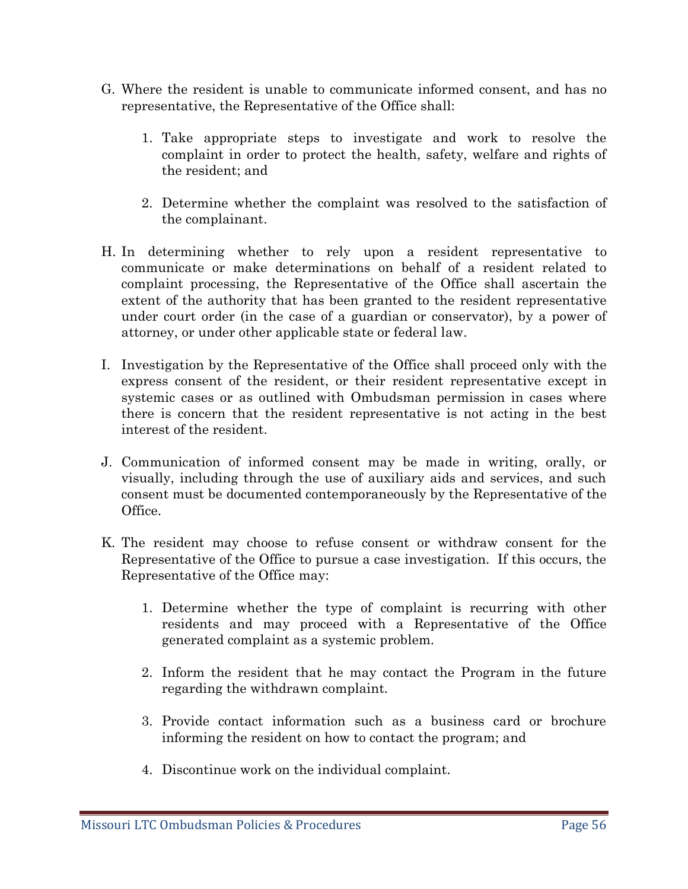G. Where the resident is unable to communicate informed consent, and has no representative, the Representative of the Office shall:

   1. Take appropriate steps to investigate and work to resolve the complaint in order to protect the health, safety, welfare and rights of the resident; and

   2. Determine whether the complaint was resolved to the satisfaction of the complainant.

H. In determining whether to rely upon a resident representative to communicate or make determinations on behalf of a resident related to complaint processing, the Representative of the Office shall ascertain the extent of the authority that has been granted to the resident representative under court order (in the case of a guardian or conservator), by a power of attorney, or under other applicable state or federal law.

I. Investigation by the Representative of the Office shall proceed only with the express consent of the resident, or their resident representative except in systemic cases or as outlined with Ombudsman permission in cases where there is concern that the resident representative is not acting in the best interest of the resident.

J. Communication of informed consent may be made in writing, orally, or visually, including through the use of auxiliary aids and services, and such consent must be documented contemporaneously by the Representative of the Office.

K. The resident may choose to refuse consent or withdraw consent for the Representative of the Office to pursue a case investigation. If this occurs, the Representative of the Office may:

   1. Determine whether the type of complaint is recurring with other residents and may proceed with a Representative of the Office generated complaint as a systemic problem.

   2. Inform the resident that he may contact the Program in the future regarding the withdrawn complaint.

   3. Provide contact information such as a business card or brochure informing the resident on how to contact the program; and

   4. Discontinue work on the individual complaint.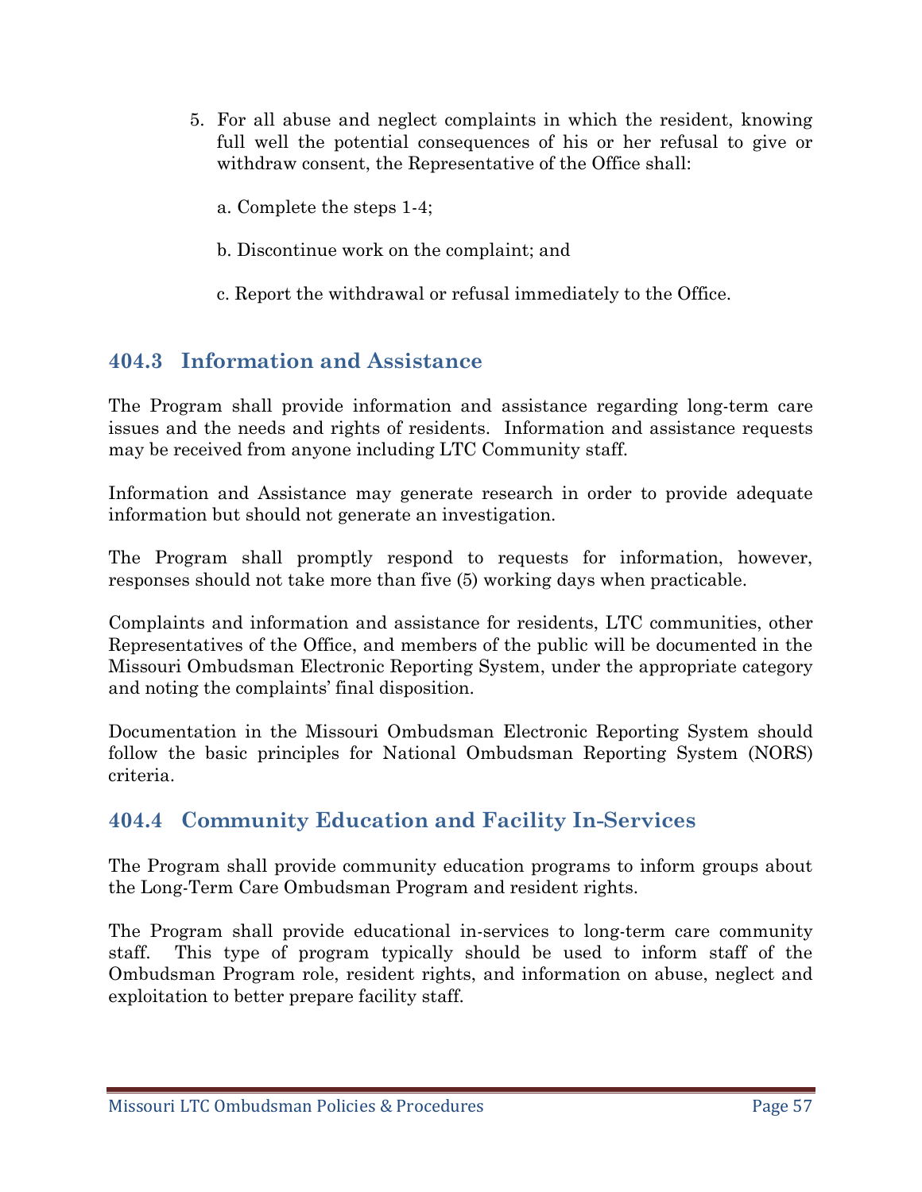5. For all abuse and neglect complaints in which the resident, knowing full well the potential consequences of his or her refusal to give or withdraw consent, the Representative of the Office shall:

   a. Complete the steps 1-4;

   b. Discontinue work on the complaint; and

   c. Report the withdrawal or refusal immediately to the Office.

## 404.3 Information and Assistance

The Program shall provide information and assistance regarding long-term care issues and the needs and rights of residents. Information and assistance requests may be received from anyone including LTC Community staff.

Information and Assistance may generate research in order to provide adequate information but should not generate an investigation.

The Program shall promptly respond to requests for information, however, responses should not take more than five (5) working days when practicable.

Complaints and information and assistance for residents, LTC communities, other Representatives of the Office, and members of the public will be documented in the Missouri Ombudsman Electronic Reporting System, under the appropriate category and noting the complaints' final disposition.

Documentation in the Missouri Ombudsman Electronic Reporting System should follow the basic principles for National Ombudsman Reporting System (NORS) criteria.

## 404.4 Community Education and Facility In-Services

The Program shall provide community education programs to inform groups about the Long-Term Care Ombudsman Program and resident rights.

The Program shall provide educational in-services to long-term care community staff. This type of program typically should be used to inform staff of the Ombudsman Program role, resident rights, and information on abuse, neglect and exploitation to better prepare facility staff.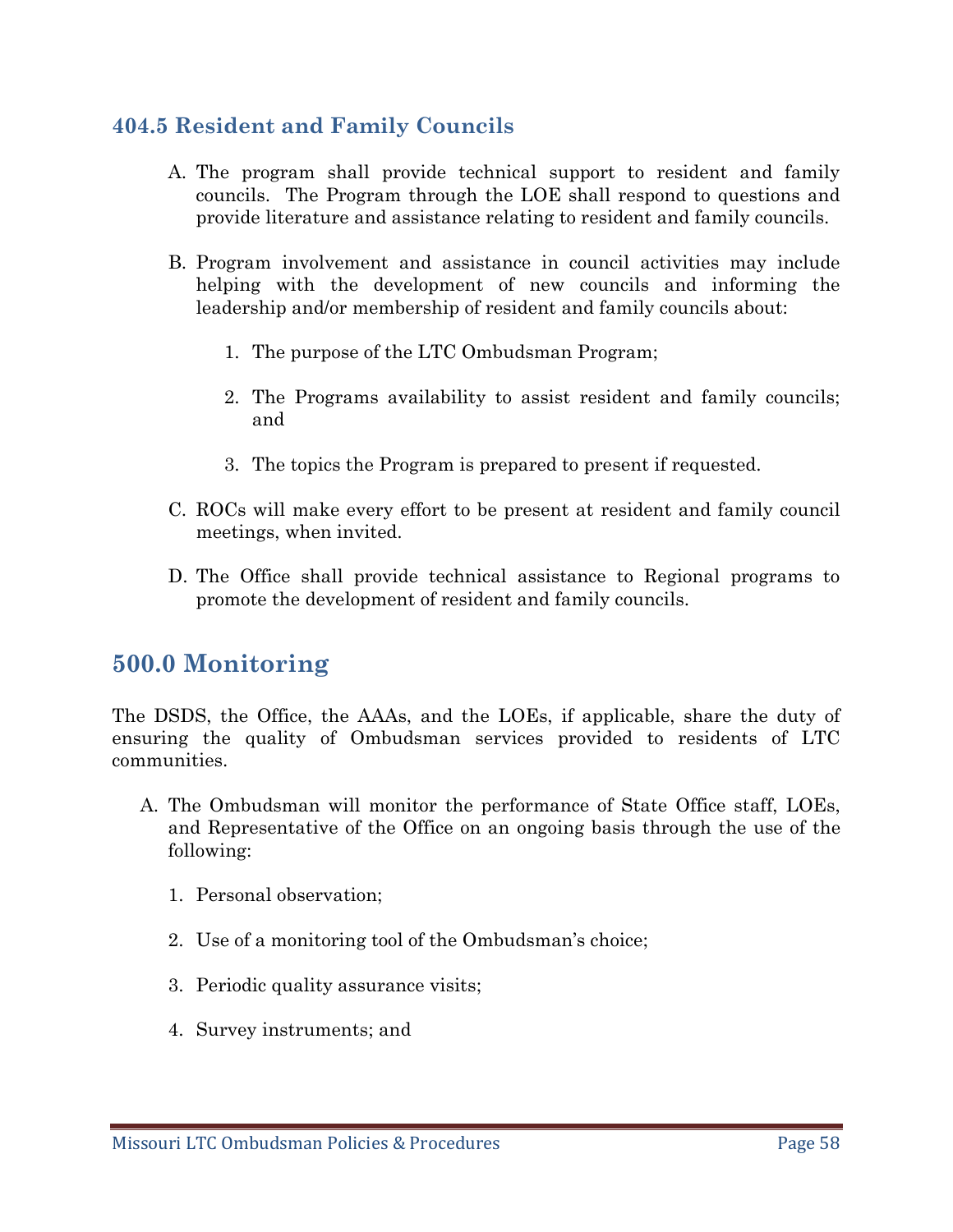### 404.5 Resident and Family Councils

A. The program shall provide technical support to resident and family councils. The Program through the LOE shall respond to questions and provide literature and assistance relating to resident and family councils.

B. Program involvement and assistance in council activities may include helping with the development of new councils and informing the leadership and/or membership of resident and family councils about:

   1. The purpose of the LTC Ombudsman Program;

   2. The Programs availability to assist resident and family councils; and

   3. The topics the Program is prepared to present if requested.

C. ROCs will make every effort to be present at resident and family council meetings, when invited.

D. The Office shall provide technical assistance to Regional programs to promote the development of resident and family councils.

## 500.0 Monitoring

The DSDS, the Office, the AAAs, and the LOEs, if applicable, share the duty of ensuring the quality of Ombudsman services provided to residents of LTC communities.

A. The Ombudsman will monitor the performance of State Office staff, LOEs, and Representative of the Office on an ongoing basis through the use of the following:

   1. Personal observation;

   2. Use of a monitoring tool of the Ombudsman's choice;

   3. Periodic quality assurance visits;

   4. Survey instruments; and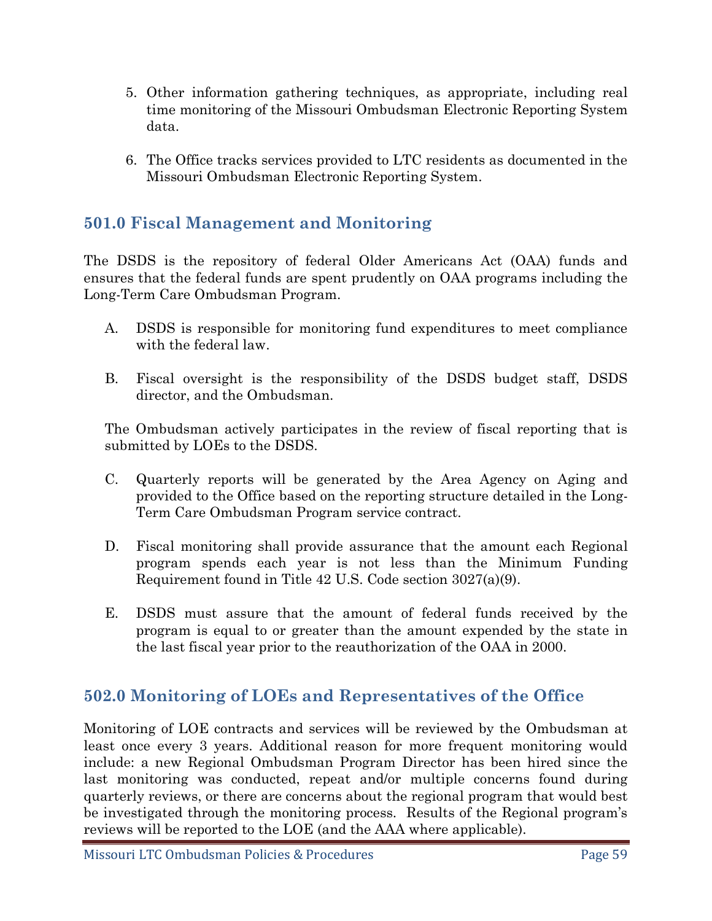5. Other information gathering techniques, as appropriate, including real time monitoring of the Missouri Ombudsman Electronic Reporting System data.

6. The Office tracks services provided to LTC residents as documented in the Missouri Ombudsman Electronic Reporting System.

## 501.0 Fiscal Management and Monitoring

The DSDS is the repository of federal Older Americans Act (OAA) funds and ensures that the federal funds are spent prudently on OAA programs including the Long-Term Care Ombudsman Program.

A. DSDS is responsible for monitoring fund expenditures to meet compliance with the federal law.

B. Fiscal oversight is the responsibility of the DSDS budget staff, DSDS director, and the Ombudsman.

The Ombudsman actively participates in the review of fiscal reporting that is submitted by LOEs to the DSDS.

C. Quarterly reports will be generated by the Area Agency on Aging and provided to the Office based on the reporting structure detailed in the Long-Term Care Ombudsman Program service contract.

D. Fiscal monitoring shall provide assurance that the amount each Regional program spends each year is not less than the Minimum Funding Requirement found in Title 42 U.S. Code section 3027(a)(9).

E. DSDS must assure that the amount of federal funds received by the program is equal to or greater than the amount expended by the state in the last fiscal year prior to the reauthorization of the OAA in 2000.

## 502.0 Monitoring of LOEs and Representatives of the Office

Monitoring of LOE contracts and services will be reviewed by the Ombudsman at least once every 3 years. Additional reason for more frequent monitoring would include: a new Regional Ombudsman Program Director has been hired since the last monitoring was conducted, repeat and/or multiple concerns found during quarterly reviews, or there are concerns about the regional program that would best be investigated through the monitoring process. Results of the Regional program's reviews will be reported to the LOE (and the AAA where applicable).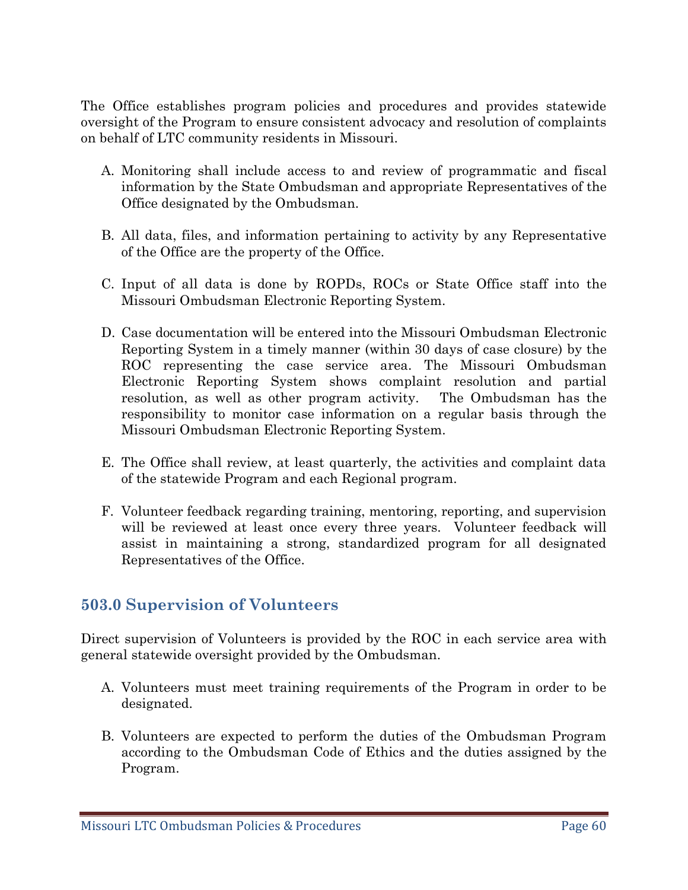The Office establishes program policies and procedures and provides statewide oversight of the Program to ensure consistent advocacy and resolution of complaints on behalf of LTC community residents in Missouri.

A. Monitoring shall include access to and review of programmatic and fiscal information by the State Ombudsman and appropriate Representatives of the Office designated by the Ombudsman.

B. All data, files, and information pertaining to activity by any Representative of the Office are the property of the Office.

C. Input of all data is done by ROPDs, ROCs or State Office staff into the Missouri Ombudsman Electronic Reporting System.

D. Case documentation will be entered into the Missouri Ombudsman Electronic Reporting System in a timely manner (within 30 days of case closure) by the ROC representing the case service area. The Missouri Ombudsman Electronic Reporting System shows complaint resolution and partial resolution, as well as other program activity. The Ombudsman has the responsibility to monitor case information on a regular basis through the Missouri Ombudsman Electronic Reporting System.

E. The Office shall review, at least quarterly, the activities and complaint data of the statewide Program and each Regional program.

F. Volunteer feedback regarding training, mentoring, reporting, and supervision will be reviewed at least once every three years. Volunteer feedback will assist in maintaining a strong, standardized program for all designated Representatives of the Office.

## 503.0 Supervision of Volunteers

Direct supervision of Volunteers is provided by the ROC in each service area with general statewide oversight provided by the Ombudsman.

A. Volunteers must meet training requirements of the Program in order to be designated.

B. Volunteers are expected to perform the duties of the Ombudsman Program according to the Ombudsman Code of Ethics and the duties assigned by the Program.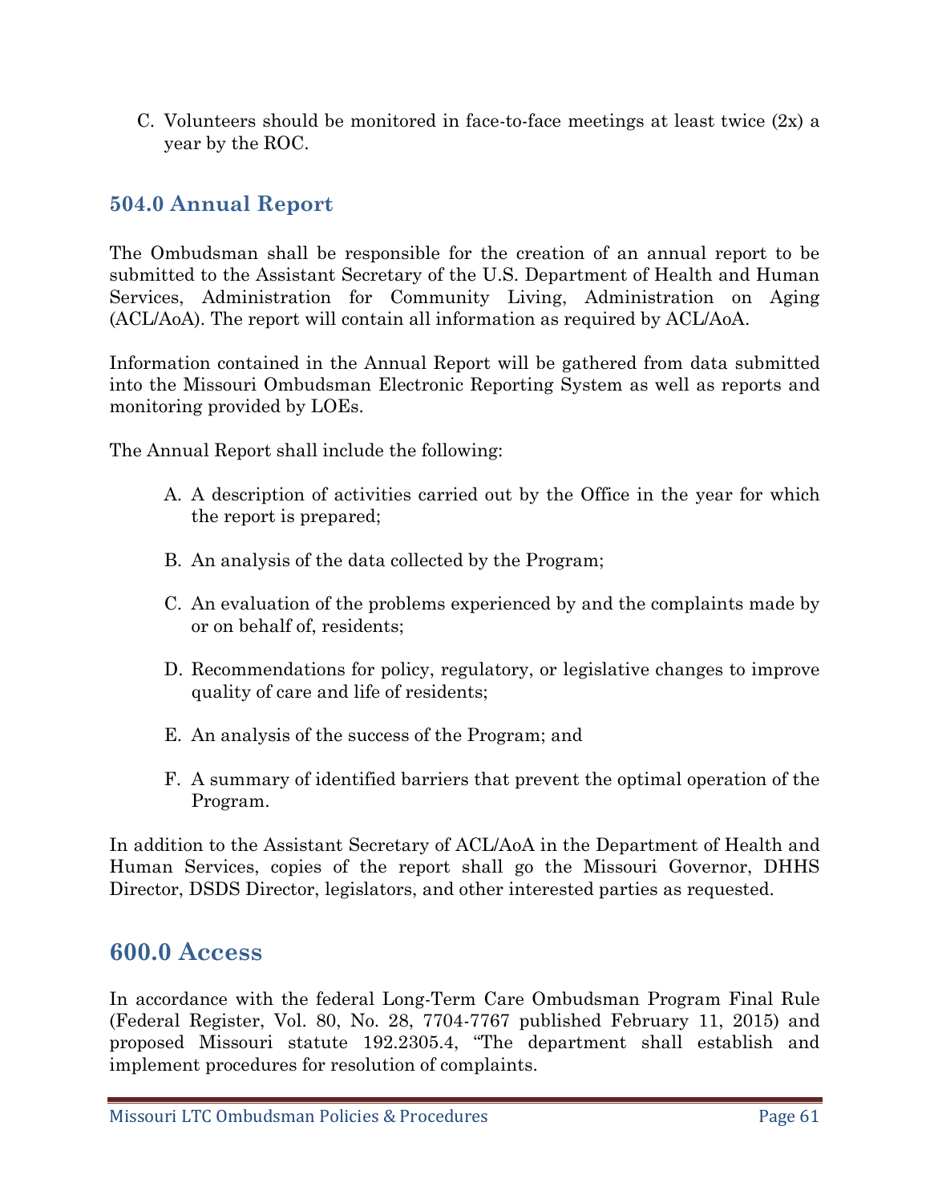C. Volunteers should be monitored in face-to-face meetings at least twice (2x) a year by the ROC.

## 504.0 Annual Report

The Ombudsman shall be responsible for the creation of an annual report to be submitted to the Assistant Secretary of the U.S. Department of Health and Human Services, Administration for Community Living, Administration on Aging (ACL/AoA). The report will contain all information as required by ACL/AoA.

Information contained in the Annual Report will be gathered from data submitted into the Missouri Ombudsman Electronic Reporting System as well as reports and monitoring provided by LOEs.

The Annual Report shall include the following:

A. A description of activities carried out by the Office in the year for which the report is prepared;

B. An analysis of the data collected by the Program;

C. An evaluation of the problems experienced by and the complaints made by or on behalf of, residents;

D. Recommendations for policy, regulatory, or legislative changes to improve quality of care and life of residents;

E. An analysis of the success of the Program; and

F. A summary of identified barriers that prevent the optimal operation of the Program.

In addition to the Assistant Secretary of ACL/AoA in the Department of Health and Human Services, copies of the report shall go the Missouri Governor, DHHS Director, DSDS Director, legislators, and other interested parties as requested.

# 600.0 Access

In accordance with the federal Long-Term Care Ombudsman Program Final Rule (Federal Register, Vol. 80, No. 28, 7704-7767 published February 11, 2015) and proposed Missouri statute 192.2305.4, "The department shall establish and implement procedures for resolution of complaints.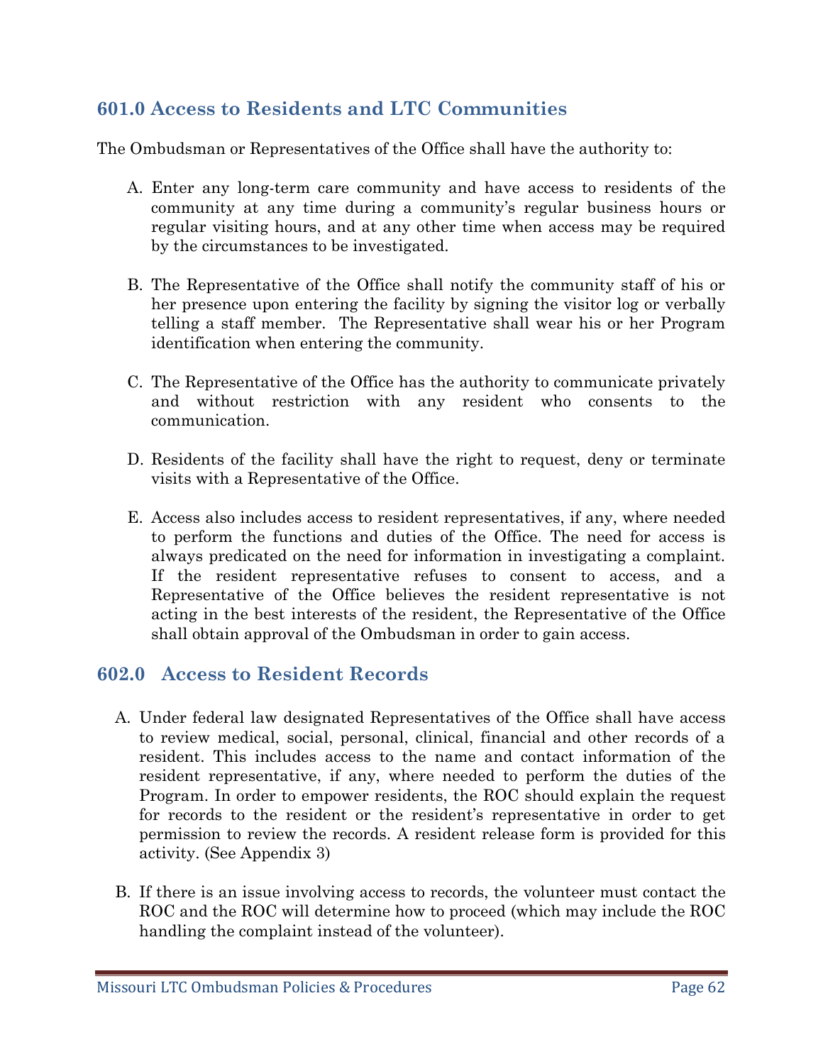## 601.0 Access to Residents and LTC Communities

The Ombudsman or Representatives of the Office shall have the authority to:

A. Enter any long-term care community and have access to residents of the community at any time during a community's regular business hours or regular visiting hours, and at any other time when access may be required by the circumstances to be investigated.

B. The Representative of the Office shall notify the community staff of his or her presence upon entering the facility by signing the visitor log or verbally telling a staff member. The Representative shall wear his or her Program identification when entering the community.

C. The Representative of the Office has the authority to communicate privately and without restriction with any resident who consents to the communication.

D. Residents of the facility shall have the right to request, deny or terminate visits with a Representative of the Office.

E. Access also includes access to resident representatives, if any, where needed to perform the functions and duties of the Office. The need for access is always predicated on the need for information in investigating a complaint. If the resident representative refuses to consent to access, and a Representative of the Office believes the resident representative is not acting in the best interests of the resident, the Representative of the Office shall obtain approval of the Ombudsman in order to gain access.

## 602.0 Access to Resident Records

A. Under federal law designated Representatives of the Office shall have access to review medical, social, personal, clinical, financial and other records of a resident. This includes access to the name and contact information of the resident representative, if any, where needed to perform the duties of the Program. In order to empower residents, the ROC should explain the request for records to the resident or the resident's representative in order to get permission to review the records. A resident release form is provided for this activity. (See Appendix 3)

B. If there is an issue involving access to records, the volunteer must contact the ROC and the ROC will determine how to proceed (which may include the ROC handling the complaint instead of the volunteer).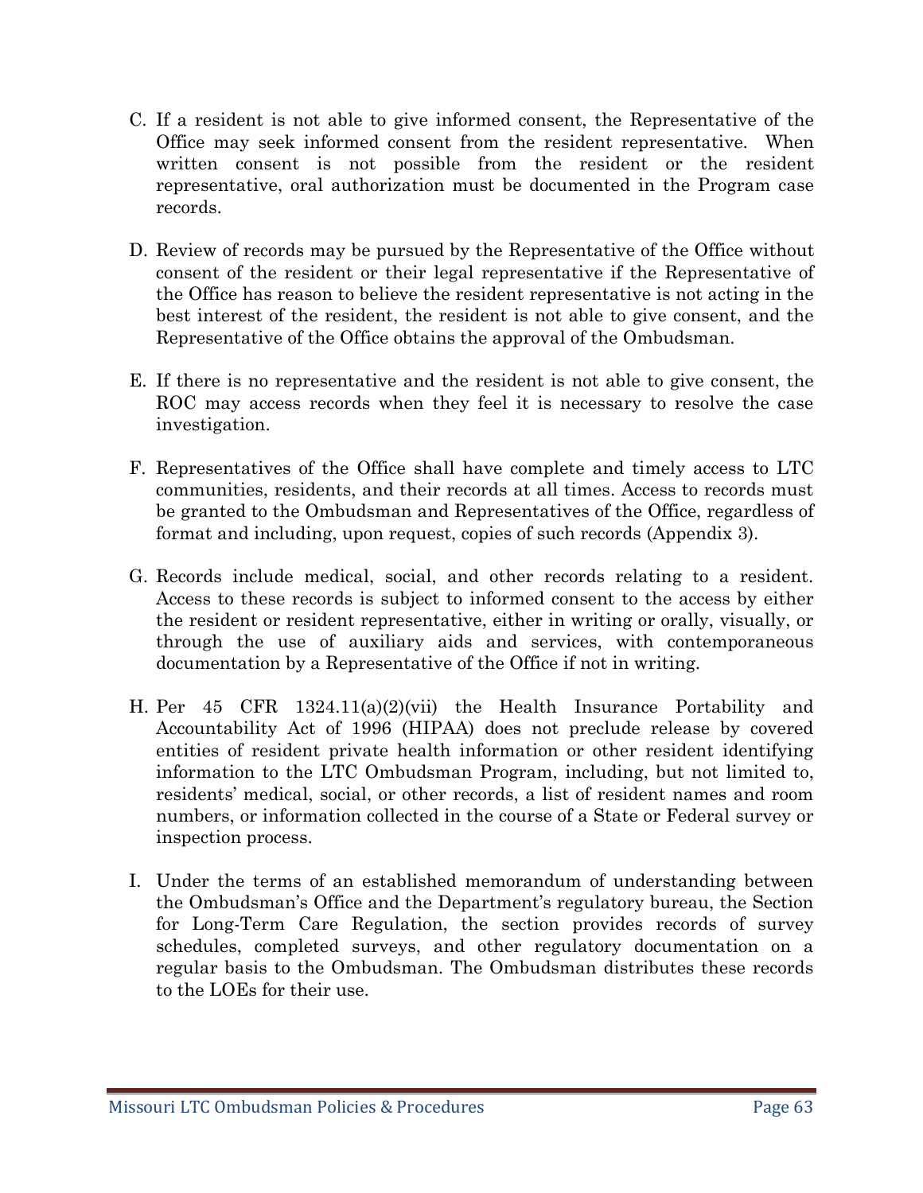C. If a resident is not able to give informed consent, the Representative of the Office may seek informed consent from the resident representative. When written consent is not possible from the resident or the resident representative, oral authorization must be documented in the Program case records.

D. Review of records may be pursued by the Representative of the Office without consent of the resident or their legal representative if the Representative of the Office has reason to believe the resident representative is not acting in the best interest of the resident, the resident is not able to give consent, and the Representative of the Office obtains the approval of the Ombudsman.

E. If there is no representative and the resident is not able to give consent, the ROC may access records when they feel it is necessary to resolve the case investigation.

F. Representatives of the Office shall have complete and timely access to LTC communities, residents, and their records at all times. Access to records must be granted to the Ombudsman and Representatives of the Office, regardless of format and including, upon request, copies of such records (Appendix 3).

G. Records include medical, social, and other records relating to a resident. Access to these records is subject to informed consent to the access by either the resident or resident representative, either in writing or orally, visually, or through the use of auxiliary aids and services, with contemporaneous documentation by a Representative of the Office if not in writing.

H. Per 45 CFR 1324.11(a)(2)(vii) the Health Insurance Portability and Accountability Act of 1996 (HIPAA) does not preclude release by covered entities of resident private health information or other resident identifying information to the LTC Ombudsman Program, including, but not limited to, residents' medical, social, or other records, a list of resident names and room numbers, or information collected in the course of a State or Federal survey or inspection process.

I. Under the terms of an established memorandum of understanding between the Ombudsman's Office and the Department's regulatory bureau, the Section for Long-Term Care Regulation, the section provides records of survey schedules, completed surveys, and other regulatory documentation on a regular basis to the Ombudsman. The Ombudsman distributes these records to the LOEs for their use.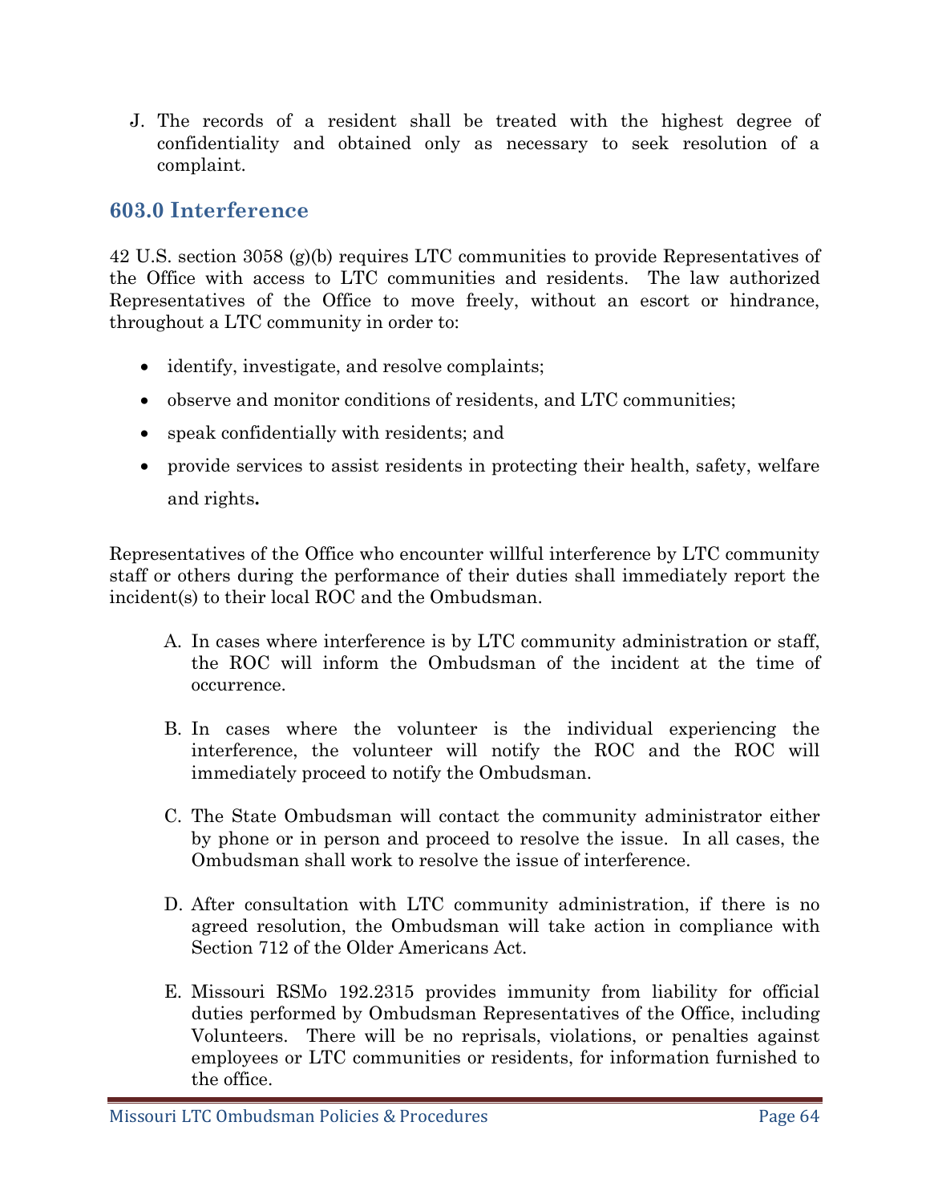J. The records of a resident shall be treated with the highest degree of confidentiality and obtained only as necessary to seek resolution of a complaint.

## 603.0 Interference

42 U.S. section 3058 (g)(b) requires LTC communities to provide Representatives of the Office with access to LTC communities and residents. The law authorized Representatives of the Office to move freely, without an escort or hindrance, throughout a LTC community in order to:

- identify, investigate, and resolve complaints;
- observe and monitor conditions of residents, and LTC communities;
- speak confidentially with residents; and
- provide services to assist residents in protecting their health, safety, welfare and rights**.**

Representatives of the Office who encounter willful interference by LTC community staff or others during the performance of their duties shall immediately report the incident(s) to their local ROC and the Ombudsman.

A. In cases where interference is by LTC community administration or staff, the ROC will inform the Ombudsman of the incident at the time of occurrence.

B. In cases where the volunteer is the individual experiencing the interference, the volunteer will notify the ROC and the ROC will immediately proceed to notify the Ombudsman.

C. The State Ombudsman will contact the community administrator either by phone or in person and proceed to resolve the issue. In all cases, the Ombudsman shall work to resolve the issue of interference.

D. After consultation with LTC community administration, if there is no agreed resolution, the Ombudsman will take action in compliance with Section 712 of the Older Americans Act.

E. Missouri RSMo 192.2315 provides immunity from liability for official duties performed by Ombudsman Representatives of the Office, including Volunteers. There will be no reprisals, violations, or penalties against employees or LTC communities or residents, for information furnished to the office.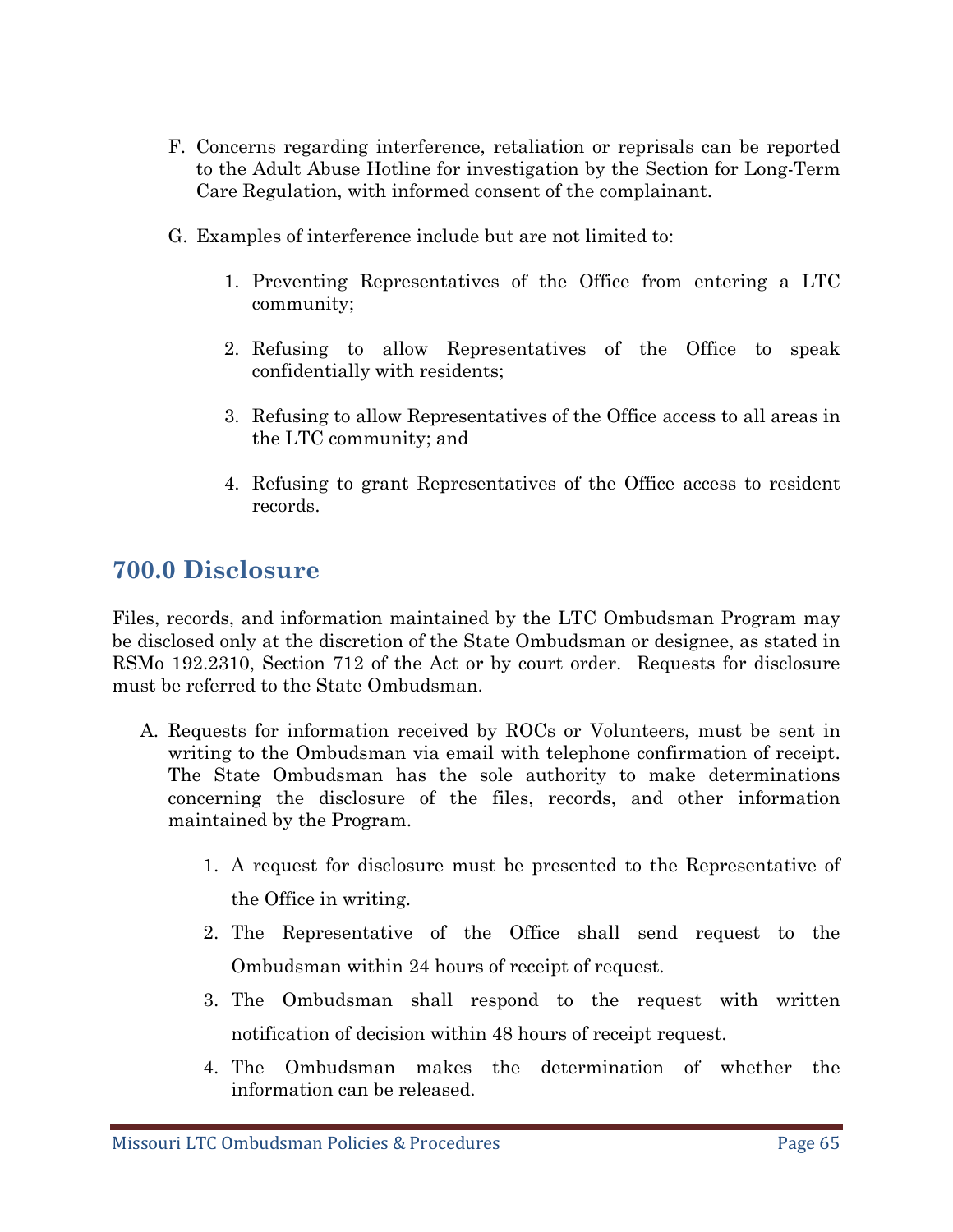F. Concerns regarding interference, retaliation or reprisals can be reported to the Adult Abuse Hotline for investigation by the Section for Long-Term Care Regulation, with informed consent of the complainant.

G. Examples of interference include but are not limited to:

   1. Preventing Representatives of the Office from entering a LTC community;

   2. Refusing to allow Representatives of the Office to speak confidentially with residents;

   3. Refusing to allow Representatives of the Office access to all areas in the LTC community; and

   4. Refusing to grant Representatives of the Office access to resident records.

## 700.0 Disclosure

Files, records, and information maintained by the LTC Ombudsman Program may be disclosed only at the discretion of the State Ombudsman or designee, as stated in RSMo 192.2310, Section 712 of the Act or by court order. Requests for disclosure must be referred to the State Ombudsman.

A. Requests for information received by ROCs or Volunteers, must be sent in writing to the Ombudsman via email with telephone confirmation of receipt. The State Ombudsman has the sole authority to make determinations concerning the disclosure of the files, records, and other information maintained by the Program.

   1. A request for disclosure must be presented to the Representative of the Office in writing.

   2. The Representative of the Office shall send request to the Ombudsman within 24 hours of receipt of request.

   3. The Ombudsman shall respond to the request with written notification of decision within 48 hours of receipt request.

   4. The Ombudsman makes the determination of whether the information can be released.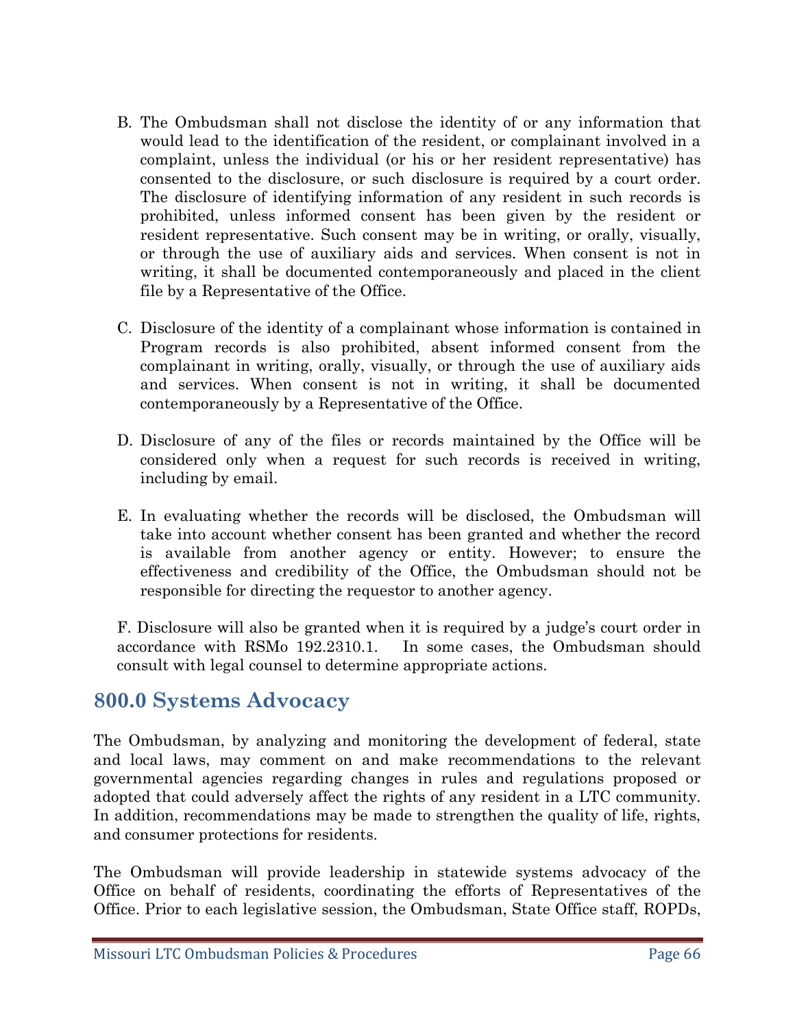B. The Ombudsman shall not disclose the identity of or any information that would lead to the identification of the resident, or complainant involved in a complaint, unless the individual (or his or her resident representative) has consented to the disclosure, or such disclosure is required by a court order. The disclosure of identifying information of any resident in such records is prohibited, unless informed consent has been given by the resident or resident representative. Such consent may be in writing, or orally, visually, or through the use of auxiliary aids and services. When consent is not in writing, it shall be documented contemporaneously and placed in the client file by a Representative of the Office.

C. Disclosure of the identity of a complainant whose information is contained in Program records is also prohibited, absent informed consent from the complainant in writing, orally, visually, or through the use of auxiliary aids and services. When consent is not in writing, it shall be documented contemporaneously by a Representative of the Office.

D. Disclosure of any of the files or records maintained by the Office will be considered only when a request for such records is received in writing, including by email.

E. In evaluating whether the records will be disclosed, the Ombudsman will take into account whether consent has been granted and whether the record is available from another agency or entity. However; to ensure the effectiveness and credibility of the Office, the Ombudsman should not be responsible for directing the requestor to another agency.

F. Disclosure will also be granted when it is required by a judge's court order in accordance with RSMo 192.2310.1. In some cases, the Ombudsman should consult with legal counsel to determine appropriate actions.

## 800.0 Systems Advocacy

The Ombudsman, by analyzing and monitoring the development of federal, state and local laws, may comment on and make recommendations to the relevant governmental agencies regarding changes in rules and regulations proposed or adopted that could adversely affect the rights of any resident in a LTC community. In addition, recommendations may be made to strengthen the quality of life, rights, and consumer protections for residents.

The Ombudsman will provide leadership in statewide systems advocacy of the Office on behalf of residents, coordinating the efforts of Representatives of the Office. Prior to each legislative session, the Ombudsman, State Office staff, ROPDs,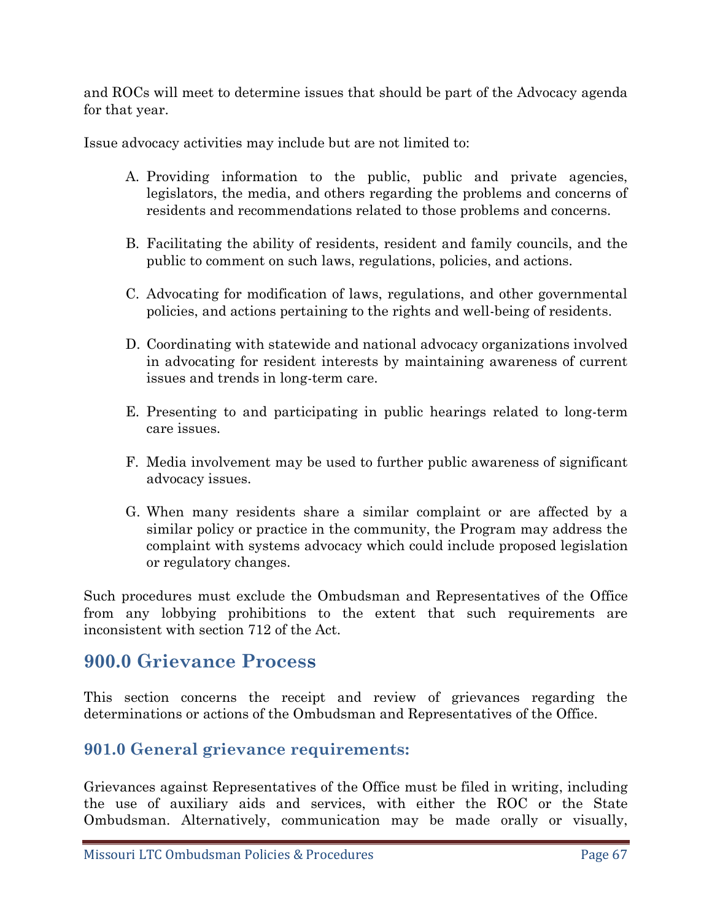and ROCs will meet to determine issues that should be part of the Advocacy agenda for that year.

Issue advocacy activities may include but are not limited to:

A. Providing information to the public, public and private agencies, legislators, the media, and others regarding the problems and concerns of residents and recommendations related to those problems and concerns.

B. Facilitating the ability of residents, resident and family councils, and the public to comment on such laws, regulations, policies, and actions.

C. Advocating for modification of laws, regulations, and other governmental policies, and actions pertaining to the rights and well-being of residents.

D. Coordinating with statewide and national advocacy organizations involved in advocating for resident interests by maintaining awareness of current issues and trends in long-term care.

E. Presenting to and participating in public hearings related to long-term care issues.

F. Media involvement may be used to further public awareness of significant advocacy issues.

G. When many residents share a similar complaint or are affected by a similar policy or practice in the community, the Program may address the complaint with systems advocacy which could include proposed legislation or regulatory changes.

Such procedures must exclude the Ombudsman and Representatives of the Office from any lobbying prohibitions to the extent that such requirements are inconsistent with section 712 of the Act.

## 900.0 Grievance Process

This section concerns the receipt and review of grievances regarding the determinations or actions of the Ombudsman and Representatives of the Office.

### 901.0 General grievance requirements:

Grievances against Representatives of the Office must be filed in writing, including the use of auxiliary aids and services, with either the ROC or the State Ombudsman. Alternatively, communication may be made orally or visually,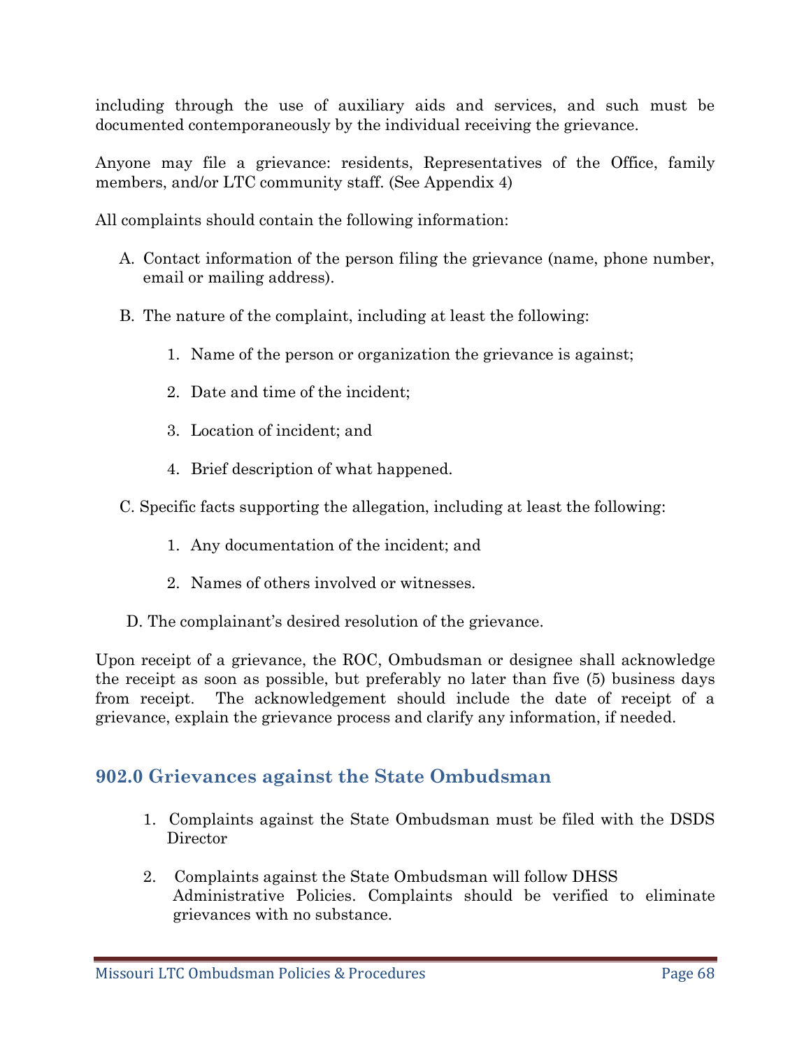including through the use of auxiliary aids and services, and such must be documented contemporaneously by the individual receiving the grievance.

Anyone may file a grievance: residents, Representatives of the Office, family members, and/or LTC community staff. (See Appendix 4)

All complaints should contain the following information:

A. Contact information of the person filing the grievance (name, phone number, email or mailing address).

B. The nature of the complaint, including at least the following:

   1. Name of the person or organization the grievance is against;

   2. Date and time of the incident;

   3. Location of incident; and

   4. Brief description of what happened.

C. Specific facts supporting the allegation, including at least the following:

   1. Any documentation of the incident; and

   2. Names of others involved or witnesses.

D. The complainant's desired resolution of the grievance.

Upon receipt of a grievance, the ROC, Ombudsman or designee shall acknowledge the receipt as soon as possible, but preferably no later than five (5) business days from receipt. The acknowledgement should include the date of receipt of a grievance, explain the grievance process and clarify any information, if needed.

## 902.0 Grievances against the State Ombudsman

1. Complaints against the State Ombudsman must be filed with the DSDS Director

2. Complaints against the State Ombudsman will follow DHSS Administrative Policies. Complaints should be verified to eliminate grievances with no substance.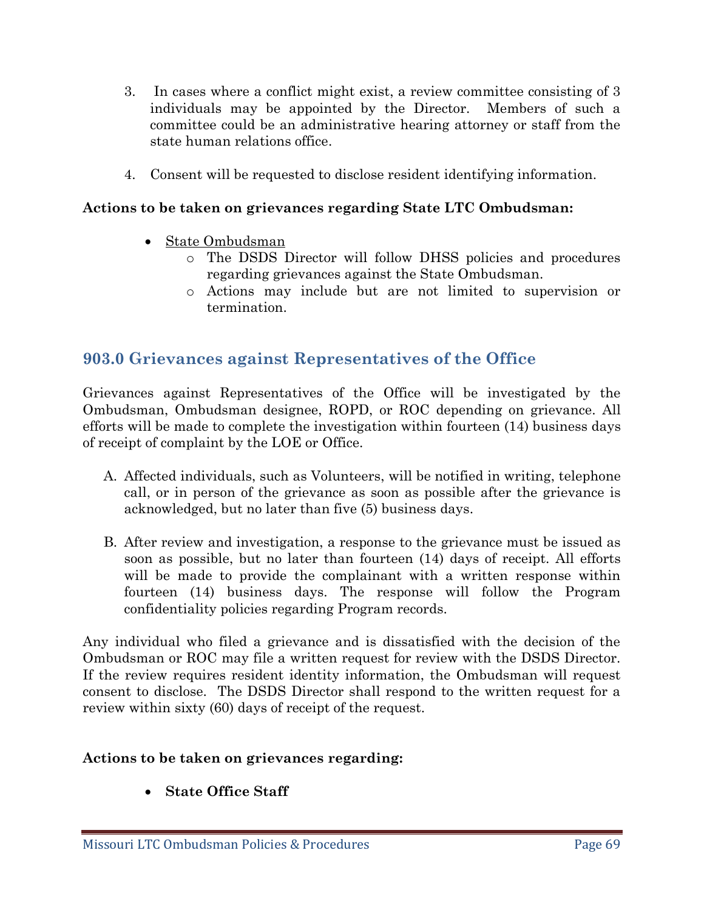3. In cases where a conflict might exist, a review committee consisting of 3 individuals may be appointed by the Director. Members of such a committee could be an administrative hearing attorney or staff from the state human relations office.

4. Consent will be requested to disclose resident identifying information.

**Actions to be taken on grievances regarding State LTC Ombudsman:**

- State Ombudsman
    - The DSDS Director will follow DHSS policies and procedures regarding grievances against the State Ombudsman.
    - Actions may include but are not limited to supervision or termination.

## 903.0 Grievances against Representatives of the Office

Grievances against Representatives of the Office will be investigated by the Ombudsman, Ombudsman designee, ROPD, or ROC depending on grievance. All efforts will be made to complete the investigation within fourteen (14) business days of receipt of complaint by the LOE or Office.

A. Affected individuals, such as Volunteers, will be notified in writing, telephone call, or in person of the grievance as soon as possible after the grievance is acknowledged, but no later than five (5) business days.

B. After review and investigation, a response to the grievance must be issued as soon as possible, but no later than fourteen (14) days of receipt. All efforts will be made to provide the complainant with a written response within fourteen (14) business days. The response will follow the Program confidentiality policies regarding Program records.

Any individual who filed a grievance and is dissatisfied with the decision of the Ombudsman or ROC may file a written request for review with the DSDS Director. If the review requires resident identity information, the Ombudsman will request consent to disclose. The DSDS Director shall respond to the written request for a review within sixty (60) days of receipt of the request.

**Actions to be taken on grievances regarding:**

- **State Office Staff**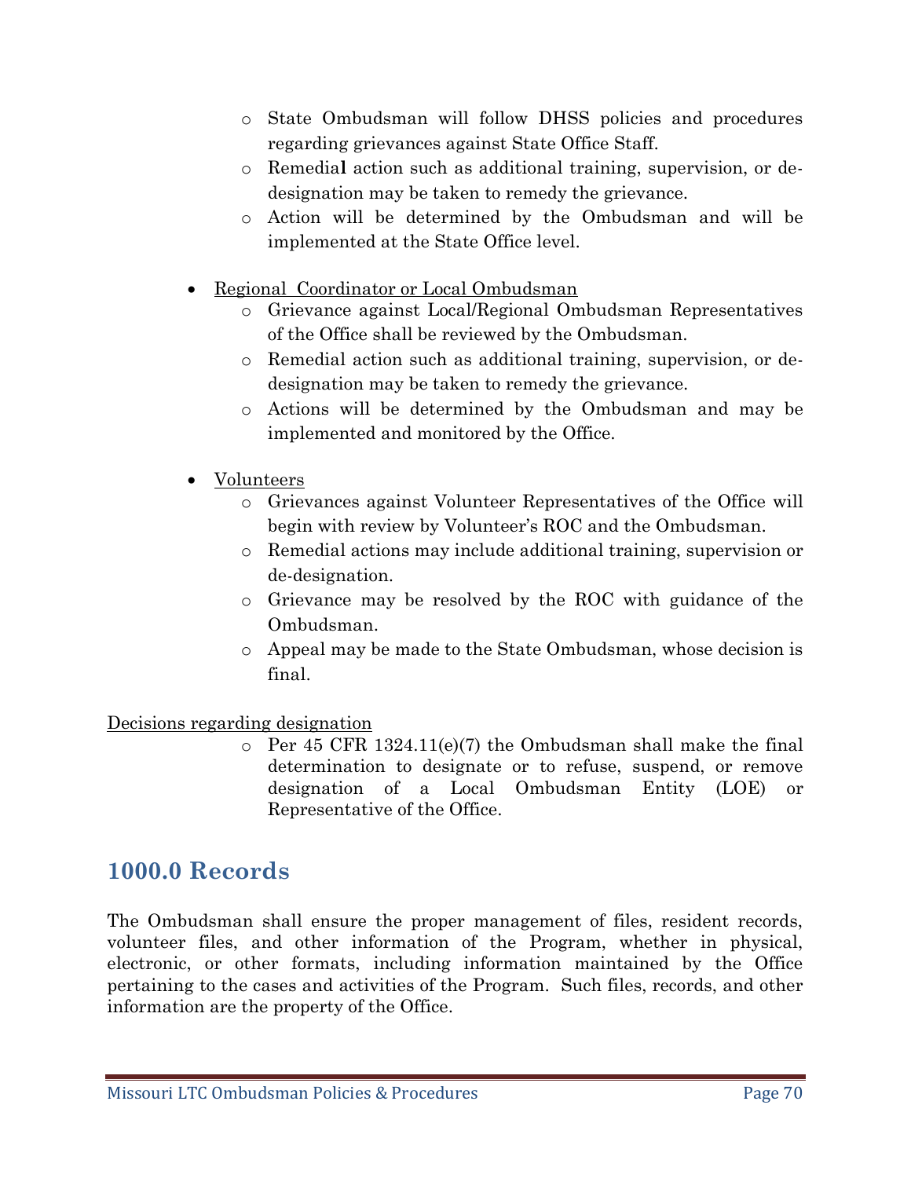- State Ombudsman will follow DHSS policies and procedures regarding grievances against State Office Staff.
  - Remedial action such as additional training, supervision, or de-designation may be taken to remedy the grievance.
  - Action will be determined by the Ombudsman and will be implemented at the State Office level.

- <u>Regional Coordinator or Local Ombudsman</u>
  - Grievance against Local/Regional Ombudsman Representatives of the Office shall be reviewed by the Ombudsman.
  - Remedial action such as additional training, supervision, or de-designation may be taken to remedy the grievance.
  - Actions will be determined by the Ombudsman and may be implemented and monitored by the Office.

- <u>Volunteers</u>
  - Grievances against Volunteer Representatives of the Office will begin with review by Volunteer's ROC and the Ombudsman.
  - Remedial actions may include additional training, supervision or de-designation.
  - Grievance may be resolved by the ROC with guidance of the Ombudsman.
  - Appeal may be made to the State Ombudsman, whose decision is final.

<u>Decisions regarding designation</u>

  - Per 45 CFR 1324.11(e)(7) the Ombudsman shall make the final determination to designate or to refuse, suspend, or remove designation of a Local Ombudsman Entity (LOE) or Representative of the Office.

# 1000.0 Records

The Ombudsman shall ensure the proper management of files, resident records, volunteer files, and other information of the Program, whether in physical, electronic, or other formats, including information maintained by the Office pertaining to the cases and activities of the Program. Such files, records, and other information are the property of the Office.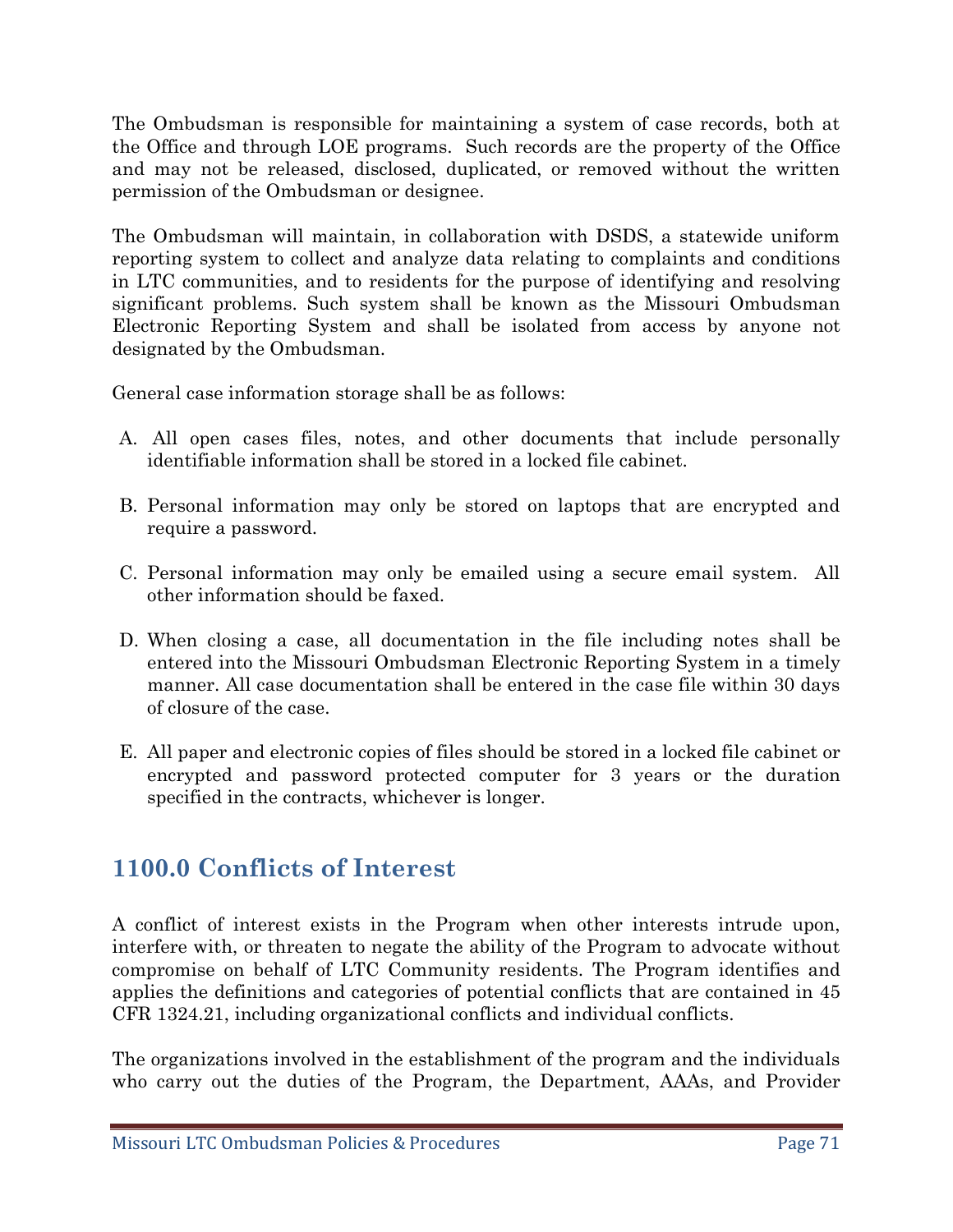The Ombudsman is responsible for maintaining a system of case records, both at the Office and through LOE programs. Such records are the property of the Office and may not be released, disclosed, duplicated, or removed without the written permission of the Ombudsman or designee.

The Ombudsman will maintain, in collaboration with DSDS, a statewide uniform reporting system to collect and analyze data relating to complaints and conditions in LTC communities, and to residents for the purpose of identifying and resolving significant problems. Such system shall be known as the Missouri Ombudsman Electronic Reporting System and shall be isolated from access by anyone not designated by the Ombudsman.

General case information storage shall be as follows:

A. All open cases files, notes, and other documents that include personally identifiable information shall be stored in a locked file cabinet.

B. Personal information may only be stored on laptops that are encrypted and require a password.

C. Personal information may only be emailed using a secure email system. All other information should be faxed.

D. When closing a case, all documentation in the file including notes shall be entered into the Missouri Ombudsman Electronic Reporting System in a timely manner. All case documentation shall be entered in the case file within 30 days of closure of the case.

E. All paper and electronic copies of files should be stored in a locked file cabinet or encrypted and password protected computer for 3 years or the duration specified in the contracts, whichever is longer.

## 1100.0 Conflicts of Interest

A conflict of interest exists in the Program when other interests intrude upon, interfere with, or threaten to negate the ability of the Program to advocate without compromise on behalf of LTC Community residents. The Program identifies and applies the definitions and categories of potential conflicts that are contained in 45 CFR 1324.21, including organizational conflicts and individual conflicts.

The organizations involved in the establishment of the program and the individuals who carry out the duties of the Program, the Department, AAAs, and Provider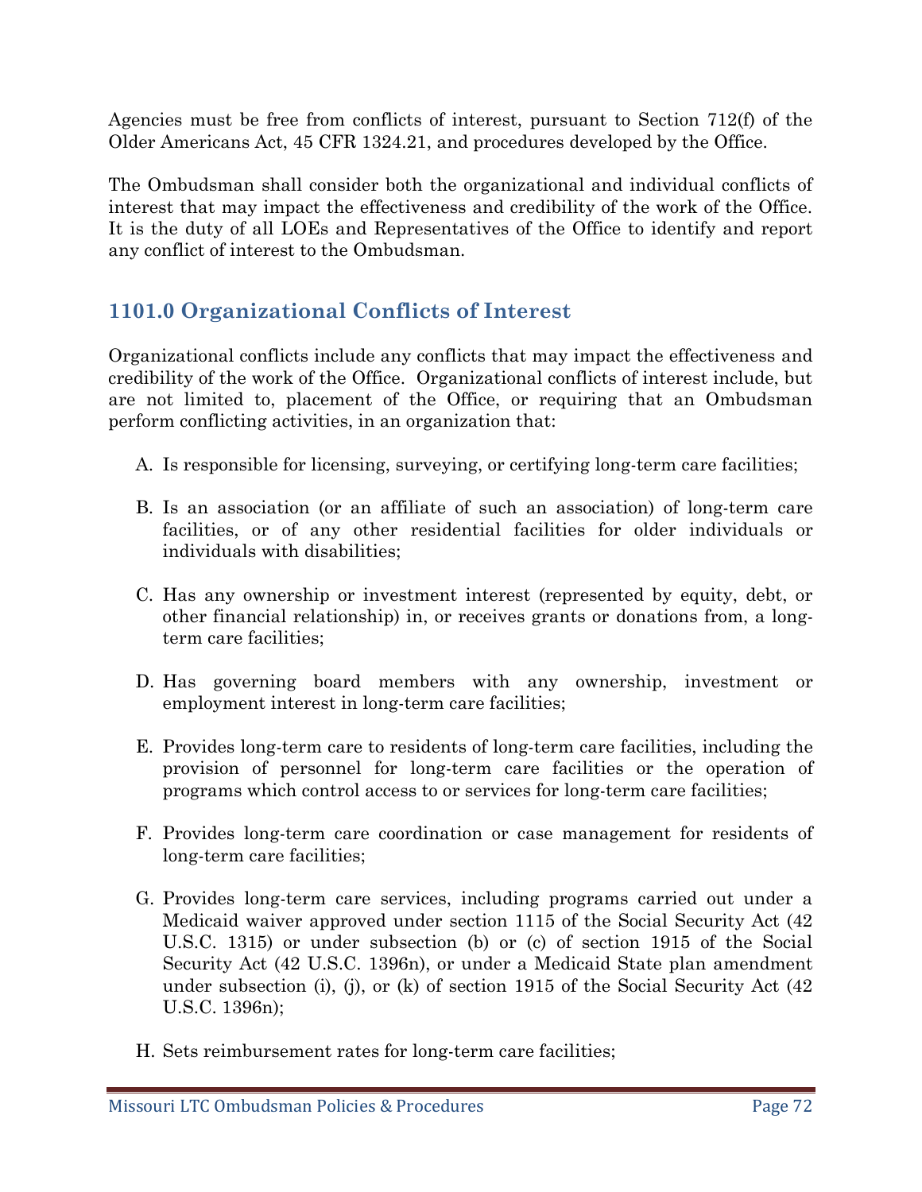Agencies must be free from conflicts of interest, pursuant to Section 712(f) of the Older Americans Act, 45 CFR 1324.21, and procedures developed by the Office.

The Ombudsman shall consider both the organizational and individual conflicts of interest that may impact the effectiveness and credibility of the work of the Office. It is the duty of all LOEs and Representatives of the Office to identify and report any conflict of interest to the Ombudsman.

## 1101.0 Organizational Conflicts of Interest

Organizational conflicts include any conflicts that may impact the effectiveness and credibility of the work of the Office. Organizational conflicts of interest include, but are not limited to, placement of the Office, or requiring that an Ombudsman perform conflicting activities, in an organization that:

A. Is responsible for licensing, surveying, or certifying long-term care facilities;

B. Is an association (or an affiliate of such an association) of long-term care facilities, or of any other residential facilities for older individuals or individuals with disabilities;

C. Has any ownership or investment interest (represented by equity, debt, or other financial relationship) in, or receives grants or donations from, a long-term care facilities;

D. Has governing board members with any ownership, investment or employment interest in long-term care facilities;

E. Provides long-term care to residents of long-term care facilities, including the provision of personnel for long-term care facilities or the operation of programs which control access to or services for long-term care facilities;

F. Provides long-term care coordination or case management for residents of long-term care facilities;

G. Provides long-term care services, including programs carried out under a Medicaid waiver approved under section 1115 of the Social Security Act (42 U.S.C. 1315) or under subsection (b) or (c) of section 1915 of the Social Security Act (42 U.S.C. 1396n), or under a Medicaid State plan amendment under subsection (i), (j), or (k) of section 1915 of the Social Security Act (42 U.S.C. 1396n);

H. Sets reimbursement rates for long-term care facilities;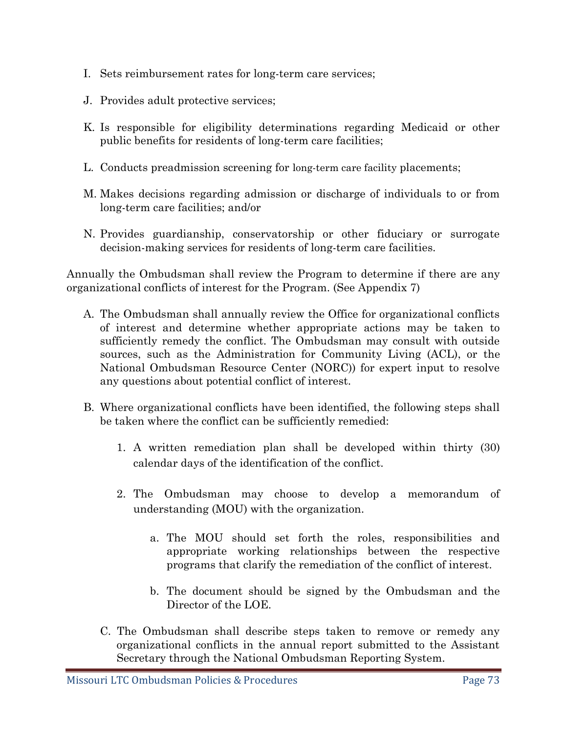I. Sets reimbursement rates for long-term care services;

J. Provides adult protective services;

K. Is responsible for eligibility determinations regarding Medicaid or other public benefits for residents of long-term care facilities;

L. Conducts preadmission screening for long-term care facility placements;

M. Makes decisions regarding admission or discharge of individuals to or from long-term care facilities; and/or

N. Provides guardianship, conservatorship or other fiduciary or surrogate decision-making services for residents of long-term care facilities.

Annually the Ombudsman shall review the Program to determine if there are any organizational conflicts of interest for the Program. (See Appendix 7)

A. The Ombudsman shall annually review the Office for organizational conflicts of interest and determine whether appropriate actions may be taken to sufficiently remedy the conflict. The Ombudsman may consult with outside sources, such as the Administration for Community Living (ACL), or the National Ombudsman Resource Center (NORC)) for expert input to resolve any questions about potential conflict of interest.

B. Where organizational conflicts have been identified, the following steps shall be taken where the conflict can be sufficiently remedied:

   1. A written remediation plan shall be developed within thirty (30) calendar days of the identification of the conflict.

   2. The Ombudsman may choose to develop a memorandum of understanding (MOU) with the organization.

      a. The MOU should set forth the roles, responsibilities and appropriate working relationships between the respective programs that clarify the remediation of the conflict of interest.

      b. The document should be signed by the Ombudsman and the Director of the LOE.

C. The Ombudsman shall describe steps taken to remove or remedy any organizational conflicts in the annual report submitted to the Assistant Secretary through the National Ombudsman Reporting System.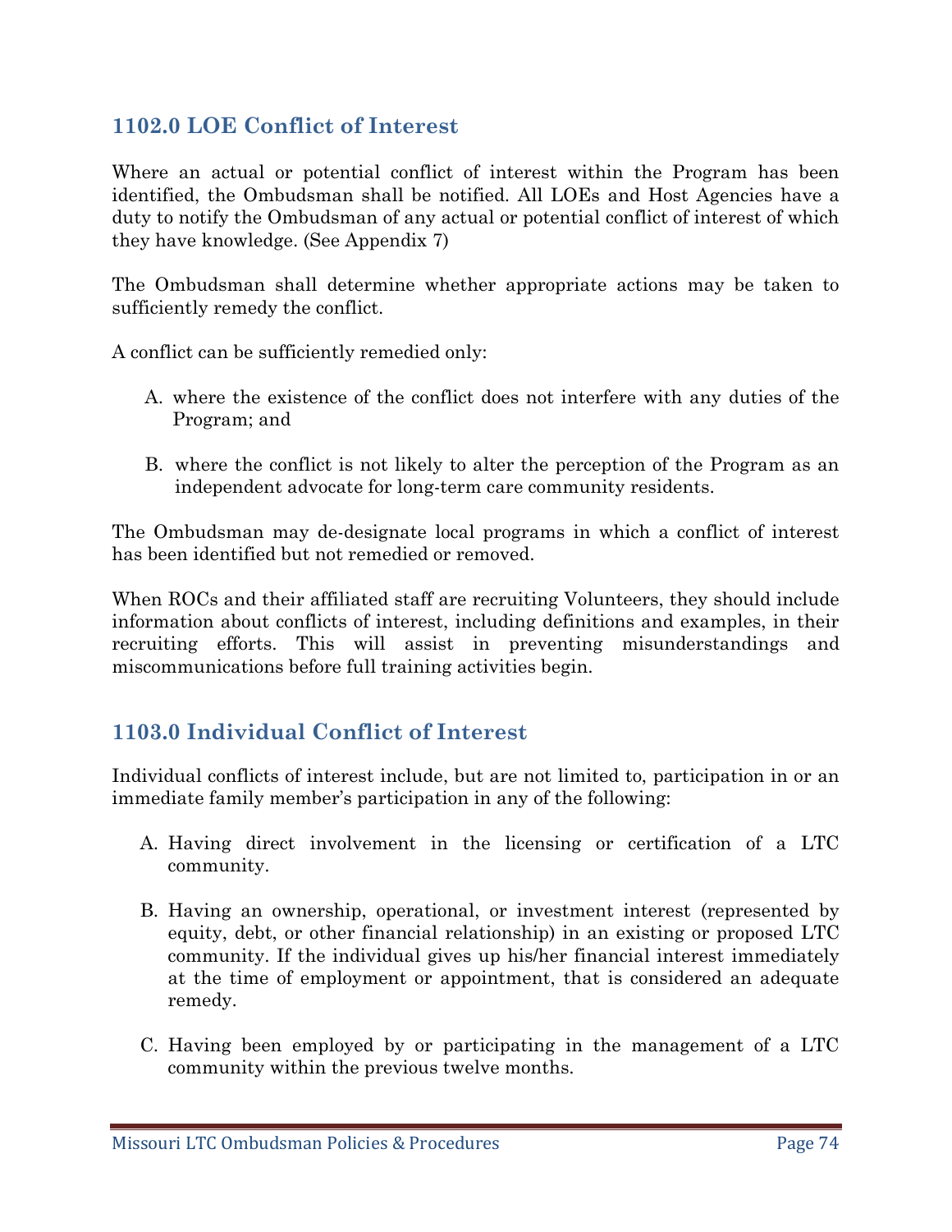## 1102.0 LOE Conflict of Interest

Where an actual or potential conflict of interest within the Program has been identified, the Ombudsman shall be notified. All LOEs and Host Agencies have a duty to notify the Ombudsman of any actual or potential conflict of interest of which they have knowledge. (See Appendix 7)

The Ombudsman shall determine whether appropriate actions may be taken to sufficiently remedy the conflict.

A conflict can be sufficiently remedied only:

A. where the existence of the conflict does not interfere with any duties of the Program; and

B. where the conflict is not likely to alter the perception of the Program as an independent advocate for long-term care community residents.

The Ombudsman may de-designate local programs in which a conflict of interest has been identified but not remedied or removed.

When ROCs and their affiliated staff are recruiting Volunteers, they should include information about conflicts of interest, including definitions and examples, in their recruiting efforts. This will assist in preventing misunderstandings and miscommunications before full training activities begin.

## 1103.0 Individual Conflict of Interest

Individual conflicts of interest include, but are not limited to, participation in or an immediate family member's participation in any of the following:

A. Having direct involvement in the licensing or certification of a LTC community.

B. Having an ownership, operational, or investment interest (represented by equity, debt, or other financial relationship) in an existing or proposed LTC community. If the individual gives up his/her financial interest immediately at the time of employment or appointment, that is considered an adequate remedy.

C. Having been employed by or participating in the management of a LTC community within the previous twelve months.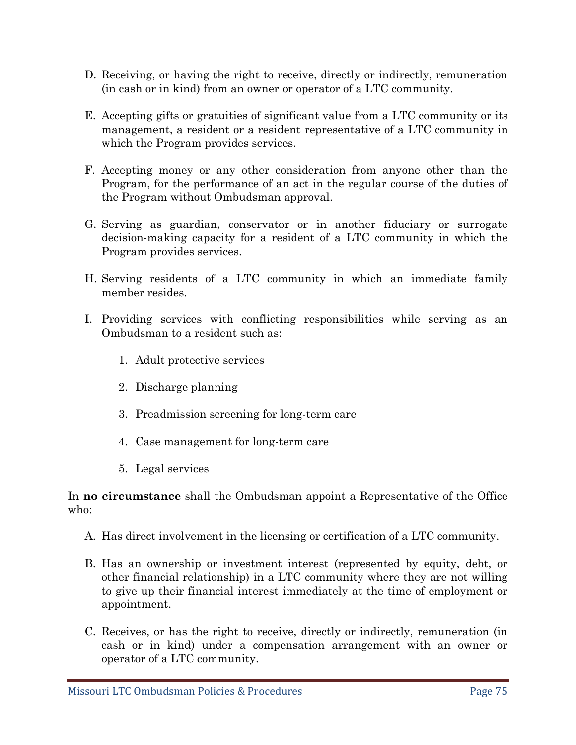D. Receiving, or having the right to receive, directly or indirectly, remuneration (in cash or in kind) from an owner or operator of a LTC community.

E. Accepting gifts or gratuities of significant value from a LTC community or its management, a resident or a resident representative of a LTC community in which the Program provides services.

F. Accepting money or any other consideration from anyone other than the Program, for the performance of an act in the regular course of the duties of the Program without Ombudsman approval.

G. Serving as guardian, conservator or in another fiduciary or surrogate decision-making capacity for a resident of a LTC community in which the Program provides services.

H. Serving residents of a LTC community in which an immediate family member resides.

I. Providing services with conflicting responsibilities while serving as an Ombudsman to a resident such as:

   1. Adult protective services
   2. Discharge planning
   3. Preadmission screening for long-term care
   4. Case management for long-term care
   5. Legal services

In **no circumstance** shall the Ombudsman appoint a Representative of the Office who:

A. Has direct involvement in the licensing or certification of a LTC community.

B. Has an ownership or investment interest (represented by equity, debt, or other financial relationship) in a LTC community where they are not willing to give up their financial interest immediately at the time of employment or appointment.

C. Receives, or has the right to receive, directly or indirectly, remuneration (in cash or in kind) under a compensation arrangement with an owner or operator of a LTC community.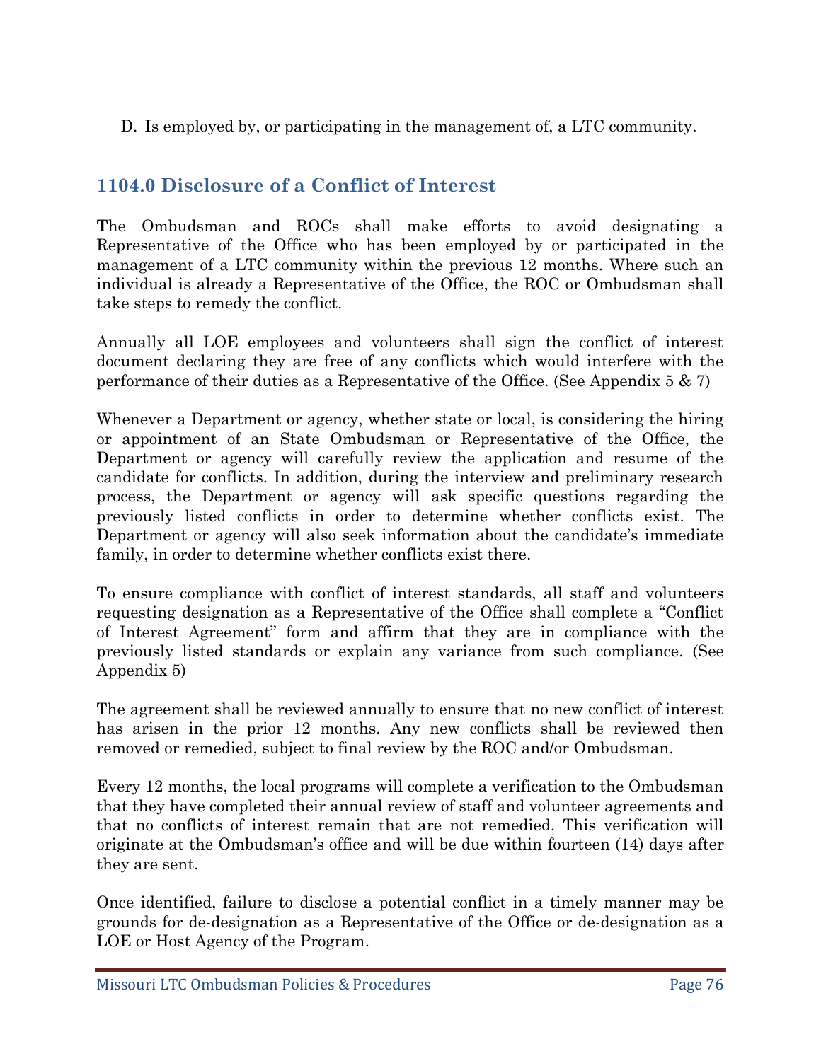D. Is employed by, or participating in the management of, a LTC community.

## 1104.0 Disclosure of a Conflict of Interest

**T**he Ombudsman and ROCs shall make efforts to avoid designating a Representative of the Office who has been employed by or participated in the management of a LTC community within the previous 12 months. Where such an individual is already a Representative of the Office, the ROC or Ombudsman shall take steps to remedy the conflict.

Annually all LOE employees and volunteers shall sign the conflict of interest document declaring they are free of any conflicts which would interfere with the performance of their duties as a Representative of the Office. (See Appendix 5 & 7)

Whenever a Department or agency, whether state or local, is considering the hiring or appointment of an State Ombudsman or Representative of the Office, the Department or agency will carefully review the application and resume of the candidate for conflicts. In addition, during the interview and preliminary research process, the Department or agency will ask specific questions regarding the previously listed conflicts in order to determine whether conflicts exist. The Department or agency will also seek information about the candidate's immediate family, in order to determine whether conflicts exist there.

To ensure compliance with conflict of interest standards, all staff and volunteers requesting designation as a Representative of the Office shall complete a "Conflict of Interest Agreement" form and affirm that they are in compliance with the previously listed standards or explain any variance from such compliance. (See Appendix 5)

The agreement shall be reviewed annually to ensure that no new conflict of interest has arisen in the prior 12 months. Any new conflicts shall be reviewed then removed or remedied, subject to final review by the ROC and/or Ombudsman.

Every 12 months, the local programs will complete a verification to the Ombudsman that they have completed their annual review of staff and volunteer agreements and that no conflicts of interest remain that are not remedied. This verification will originate at the Ombudsman's office and will be due within fourteen (14) days after they are sent.

Once identified, failure to disclose a potential conflict in a timely manner may be grounds for de-designation as a Representative of the Office or de-designation as a LOE or Host Agency of the Program.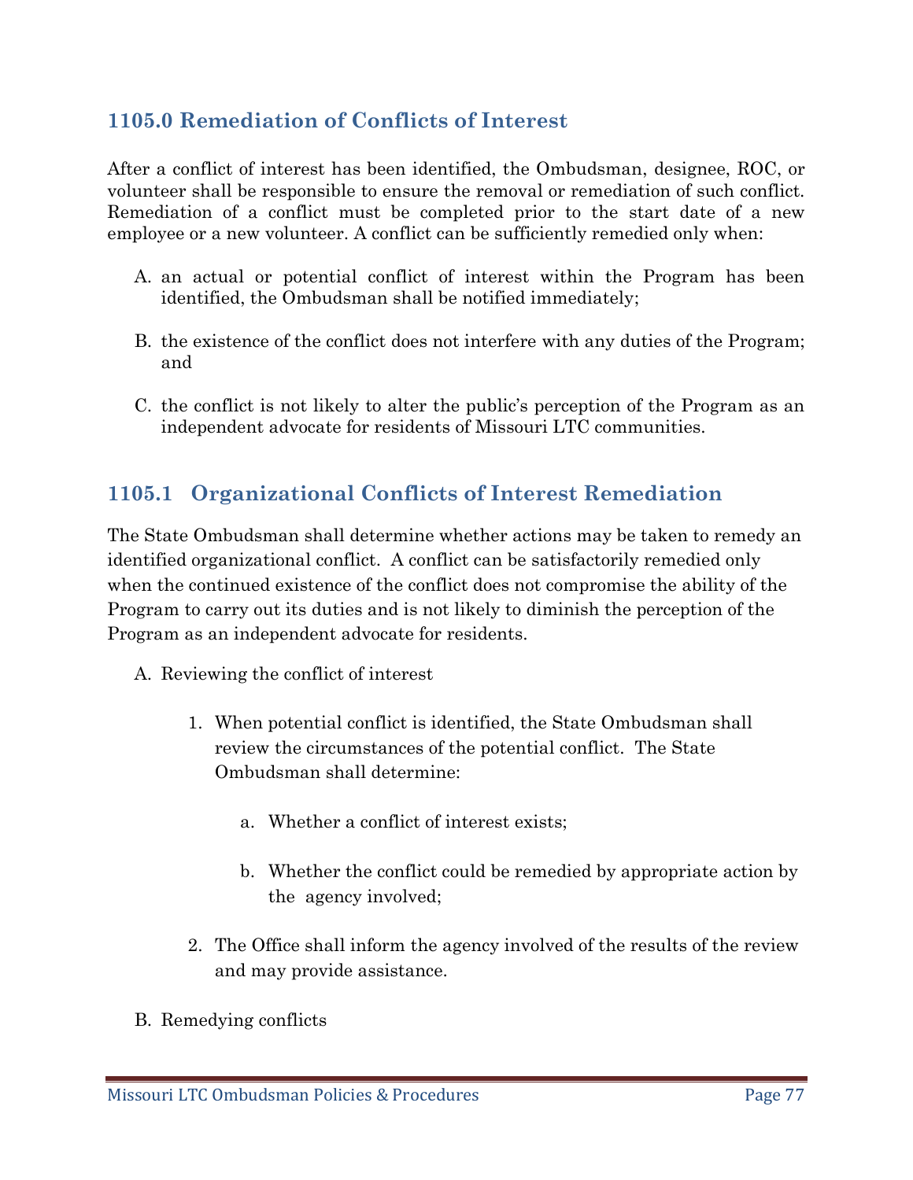## 1105.0 Remediation of Conflicts of Interest

After a conflict of interest has been identified, the Ombudsman, designee, ROC, or volunteer shall be responsible to ensure the removal or remediation of such conflict. Remediation of a conflict must be completed prior to the start date of a new employee or a new volunteer. A conflict can be sufficiently remedied only when:

A. an actual or potential conflict of interest within the Program has been identified, the Ombudsman shall be notified immediately;

B. the existence of the conflict does not interfere with any duties of the Program; and

C. the conflict is not likely to alter the public's perception of the Program as an independent advocate for residents of Missouri LTC communities.

## 1105.1 Organizational Conflicts of Interest Remediation

The State Ombudsman shall determine whether actions may be taken to remedy an identified organizational conflict. A conflict can be satisfactorily remedied only when the continued existence of the conflict does not compromise the ability of the Program to carry out its duties and is not likely to diminish the perception of the Program as an independent advocate for residents.

A. Reviewing the conflict of interest

   1. When potential conflict is identified, the State Ombudsman shall review the circumstances of the potential conflict. The State Ombudsman shall determine:

      a. Whether a conflict of interest exists;

      b. Whether the conflict could be remedied by appropriate action by the agency involved;

   2. The Office shall inform the agency involved of the results of the review and may provide assistance.

B. Remedying conflicts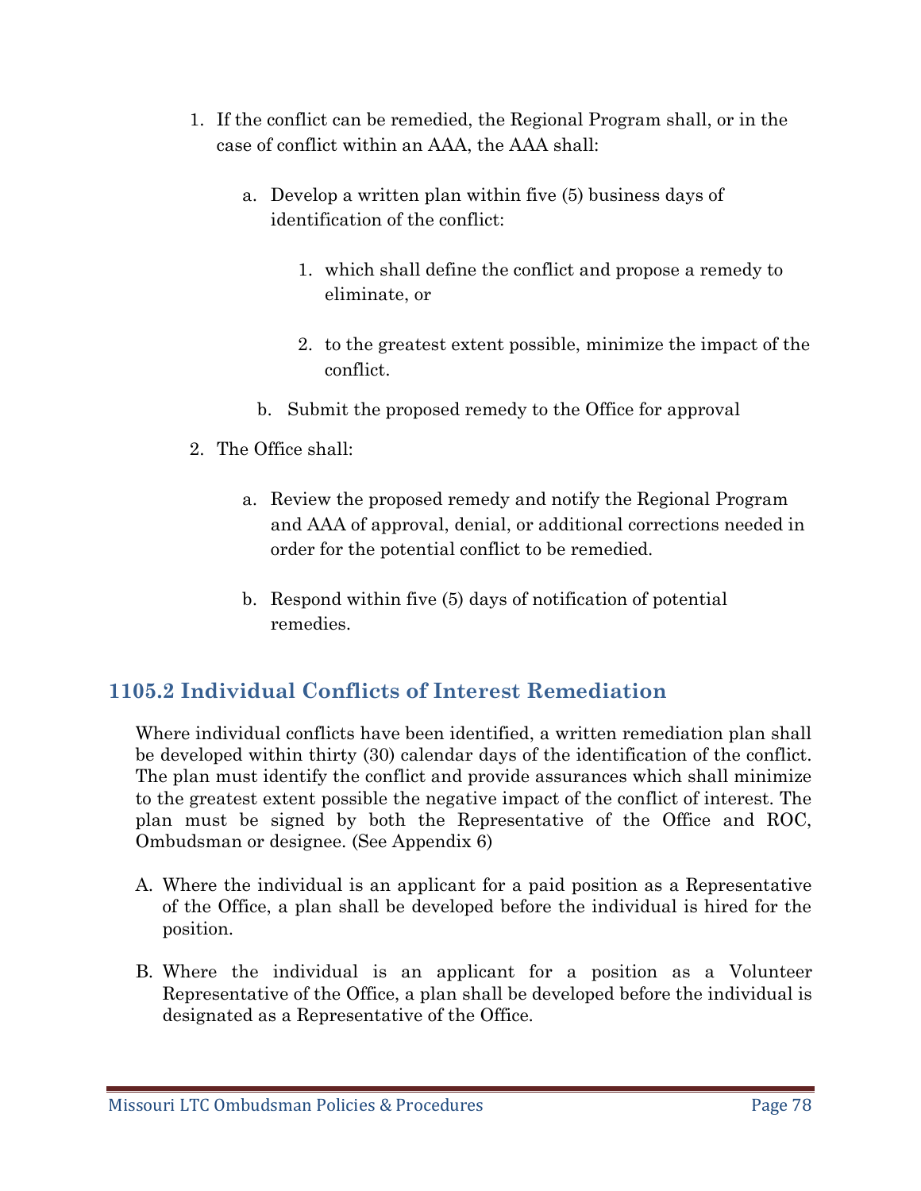1. If the conflict can be remedied, the Regional Program shall, or in the case of conflict within an AAA, the AAA shall:

    a. Develop a written plan within five (5) business days of identification of the conflict:

        1. which shall define the conflict and propose a remedy to eliminate, or

        2. to the greatest extent possible, minimize the impact of the conflict.

    b. Submit the proposed remedy to the Office for approval

2. The Office shall:

    a. Review the proposed remedy and notify the Regional Program and AAA of approval, denial, or additional corrections needed in order for the potential conflict to be remedied.

    b. Respond within five (5) days of notification of potential remedies.

## 1105.2 Individual Conflicts of Interest Remediation

Where individual conflicts have been identified, a written remediation plan shall be developed within thirty (30) calendar days of the identification of the conflict. The plan must identify the conflict and provide assurances which shall minimize to the greatest extent possible the negative impact of the conflict of interest. The plan must be signed by both the Representative of the Office and ROC, Ombudsman or designee. (See Appendix 6)

A. Where the individual is an applicant for a paid position as a Representative of the Office, a plan shall be developed before the individual is hired for the position.

B. Where the individual is an applicant for a position as a Volunteer Representative of the Office, a plan shall be developed before the individual is designated as a Representative of the Office.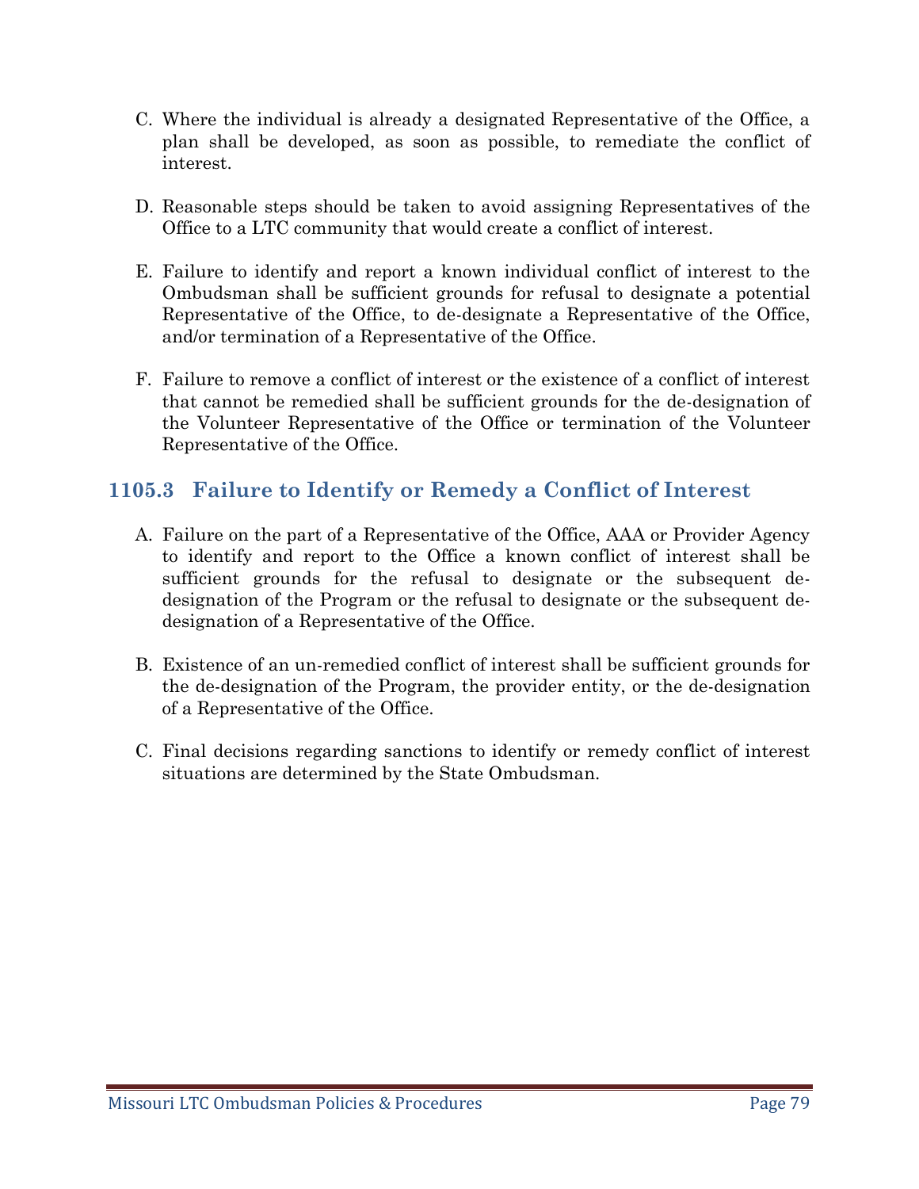C. Where the individual is already a designated Representative of the Office, a plan shall be developed, as soon as possible, to remediate the conflict of interest.

D. Reasonable steps should be taken to avoid assigning Representatives of the Office to a LTC community that would create a conflict of interest.

E. Failure to identify and report a known individual conflict of interest to the Ombudsman shall be sufficient grounds for refusal to designate a potential Representative of the Office, to de-designate a Representative of the Office, and/or termination of a Representative of the Office.

F. Failure to remove a conflict of interest or the existence of a conflict of interest that cannot be remedied shall be sufficient grounds for the de-designation of the Volunteer Representative of the Office or termination of the Volunteer Representative of the Office.

## 1105.3 Failure to Identify or Remedy a Conflict of Interest

A. Failure on the part of a Representative of the Office, AAA or Provider Agency to identify and report to the Office a known conflict of interest shall be sufficient grounds for the refusal to designate or the subsequent de-designation of the Program or the refusal to designate or the subsequent de-designation of a Representative of the Office.

B. Existence of an un-remedied conflict of interest shall be sufficient grounds for the de-designation of the Program, the provider entity, or the de-designation of a Representative of the Office.

C. Final decisions regarding sanctions to identify or remedy conflict of interest situations are determined by the State Ombudsman.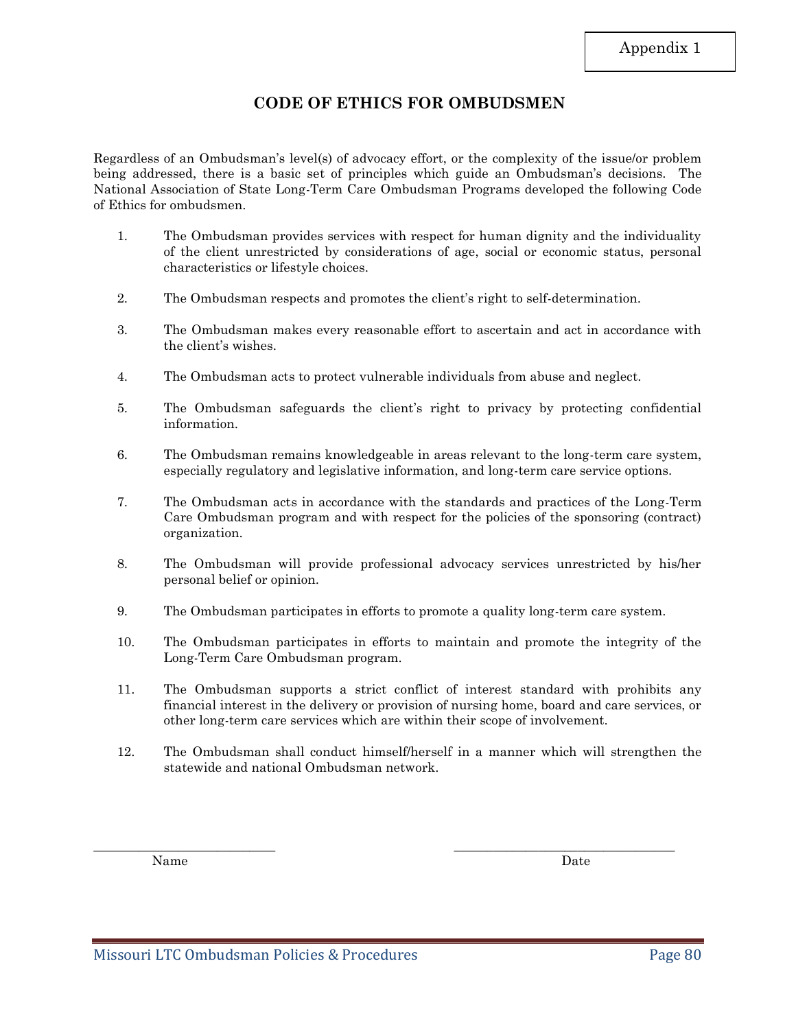Appendix 1

# CODE OF ETHICS FOR OMBUDSMEN

Regardless of an Ombudsman's level(s) of advocacy effort, or the complexity of the issue/or problem being addressed, there is a basic set of principles which guide an Ombudsman's decisions. The National Association of State Long-Term Care Ombudsman Programs developed the following Code of Ethics for ombudsmen.

1. The Ombudsman provides services with respect for human dignity and the individuality of the client unrestricted by considerations of age, social or economic status, personal characteristics or lifestyle choices.

2. The Ombudsman respects and promotes the client's right to self-determination.

3. The Ombudsman makes every reasonable effort to ascertain and act in accordance with the client's wishes.

4. The Ombudsman acts to protect vulnerable individuals from abuse and neglect.

5. The Ombudsman safeguards the client's right to privacy by protecting confidential information.

6. The Ombudsman remains knowledgeable in areas relevant to the long-term care system, especially regulatory and legislative information, and long-term care service options.

7. The Ombudsman acts in accordance with the standards and practices of the Long-Term Care Ombudsman program and with respect for the policies of the sponsoring (contract) organization.

8. The Ombudsman will provide professional advocacy services unrestricted by his/her personal belief or opinion.

9. The Ombudsman participates in efforts to promote a quality long-term care system.

10. The Ombudsman participates in efforts to maintain and promote the integrity of the Long-Term Care Ombudsman program.

11. The Ombudsman supports a strict conflict of interest standard with prohibits any financial interest in the delivery or provision of nursing home, board and care services, or other long-term care services which are within their scope of involvement.

12. The Ombudsman shall conduct himself/herself in a manner which will strengthen the statewide and national Ombudsman network.

\_\_\_\_\_\_\_\_\_\_\_\_\_\_\_\_\_\_\_\_\_\_\_\_\_\_\_\_ \_\_\_\_\_\_\_\_\_\_\_\_\_\_\_\_\_\_\_\_\_\_\_\_\_\_\_\_\_\_\_\_\_\_

Name Date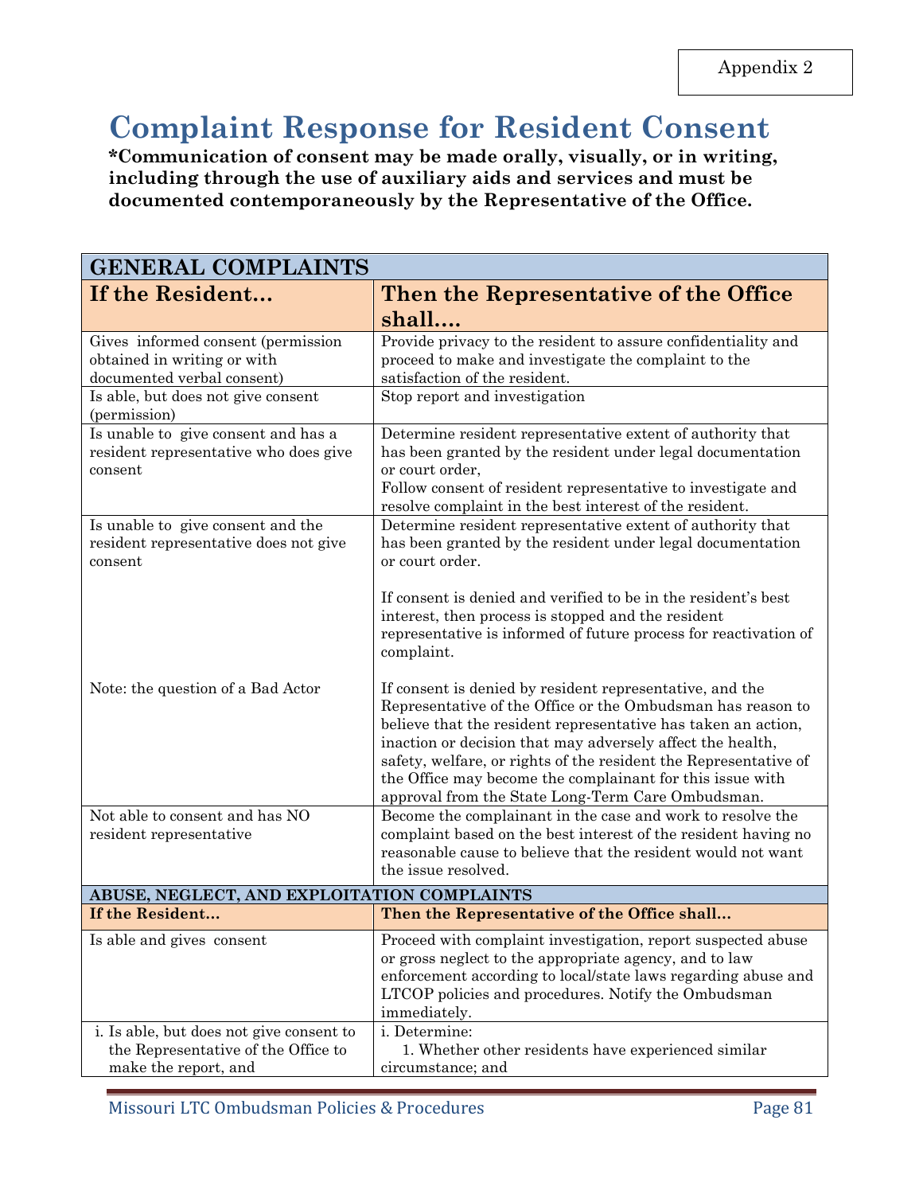Appendix 2

# Complaint Response for Resident Consent

**\*Communication of consent may be made orally, visually, or in writing, including through the use of auxiliary aids and services and must be documented contemporaneously by the Representative of the Office.**

| **GENERAL COMPLAINTS** | |
|---|---|
| **If the Resident…** | **Then the Representative of the Office shall….** |
| Gives informed consent (permission obtained in writing or with documented verbal consent) | Provide privacy to the resident to assure confidentiality and proceed to make and investigate the complaint to the satisfaction of the resident. |
| Is able, but does not give consent (permission) | Stop report and investigation |
| Is unable to give consent and has a resident representative who does give consent | Determine resident representative extent of authority that has been granted by the resident under legal documentation or court order,<br>Follow consent of resident representative to investigate and resolve complaint in the best interest of the resident. |
| Is unable to give consent and the resident representative does not give consent<br><br>Note: the question of a Bad Actor | Determine resident representative extent of authority that has been granted by the resident under legal documentation or court order.<br><br>If consent is denied and verified to be in the resident's best interest, then process is stopped and the resident representative is informed of future process for reactivation of complaint.<br><br>If consent is denied by resident representative, and the Representative of the Office or the Ombudsman has reason to believe that the resident representative has taken an action, inaction or decision that may adversely affect the health, safety, welfare, or rights of the resident the Representative of the Office may become the complainant for this issue with approval from the State Long-Term Care Ombudsman. |
| Not able to consent and has NO resident representative | Become the complainant in the case and work to resolve the complaint based on the best interest of the resident having no reasonable cause to believe that the resident would not want the issue resolved. |
| **ABUSE, NEGLECT, AND EXPLOITATION COMPLAINTS** | |
| **If the Resident…** | **Then the Representative of the Office shall…** |
| Is able and gives consent | Proceed with complaint investigation, report suspected abuse or gross neglect to the appropriate agency, and to law enforcement according to local/state laws regarding abuse and LTCOP policies and procedures. Notify the Ombudsman immediately. |
| i. Is able, but does not give consent to the Representative of the Office to make the report, and | i. Determine:<br>1. Whether other residents have experienced similar circumstance; and |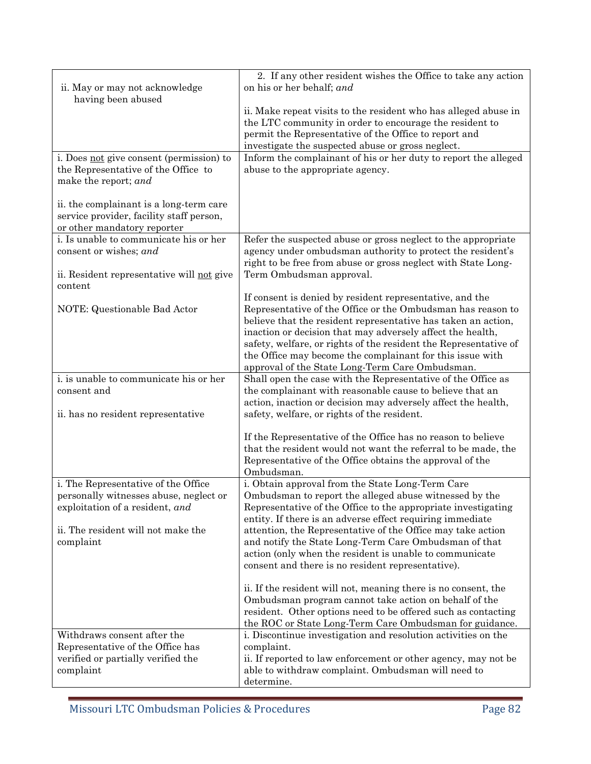| | |
|---|---|
| ii. May or may not acknowledge having been abused | 2. If any other resident wishes the Office to take any action on his or her behalf; *and*<br><br>ii. Make repeat visits to the resident who has alleged abuse in the LTC community in order to encourage the resident to permit the Representative of the Office to report and investigate the suspected abuse or gross neglect. |
| i. Does not give consent (permission) to the Representative of the Office to make the report; *and*<br><br>ii. the complainant is a long-term care service provider, facility staff person, or other mandatory reporter | Inform the complainant of his or her duty to report the alleged abuse to the appropriate agency. |
| i. Is unable to communicate his or her consent or wishes; *and*<br><br>ii. Resident representative will not give content<br><br>NOTE: Questionable Bad Actor | Refer the suspected abuse or gross neglect to the appropriate agency under ombudsman authority to protect the resident's right to be free from abuse or gross neglect with State Long-Term Ombudsman approval.<br><br>If consent is denied by resident representative, and the Representative of the Office or the Ombudsman has reason to believe that the resident representative has taken an action, inaction or decision that may adversely affect the health, safety, welfare, or rights of the resident the Representative of the Office may become the complainant for this issue with approval of the State Long-Term Care Ombudsman. |
| i. is unable to communicate his or her consent and<br><br>ii. has no resident representative | Shall open the case with the Representative of the Office as the complainant with reasonable cause to believe that an action, inaction or decision may adversely affect the health, safety, welfare, or rights of the resident.<br><br>If the Representative of the Office has no reason to believe that the resident would not want the referral to be made, the Representative of the Office obtains the approval of the Ombudsman. |
| i. The Representative of the Office personally witnesses abuse, neglect or exploitation of a resident, *and*<br><br>ii. The resident will not make the complaint | i. Obtain approval from the State Long-Term Care Ombudsman to report the alleged abuse witnessed by the Representative of the Office to the appropriate investigating entity. If there is an adverse effect requiring immediate attention, the Representative of the Office may take action and notify the State Long-Term Care Ombudsman of that action (only when the resident is unable to communicate consent and there is no resident representative).<br><br>ii. If the resident will not, meaning there is no consent, the Ombudsman program cannot take action on behalf of the resident. Other options need to be offered such as contacting the ROC or State Long-Term Care Ombudsman for guidance. |
| Withdraws consent after the Representative of the Office has verified or partially verified the complaint | i. Discontinue investigation and resolution activities on the complaint.<br>ii. If reported to law enforcement or other agency, may not be able to withdraw complaint. Ombudsman will need to determine. |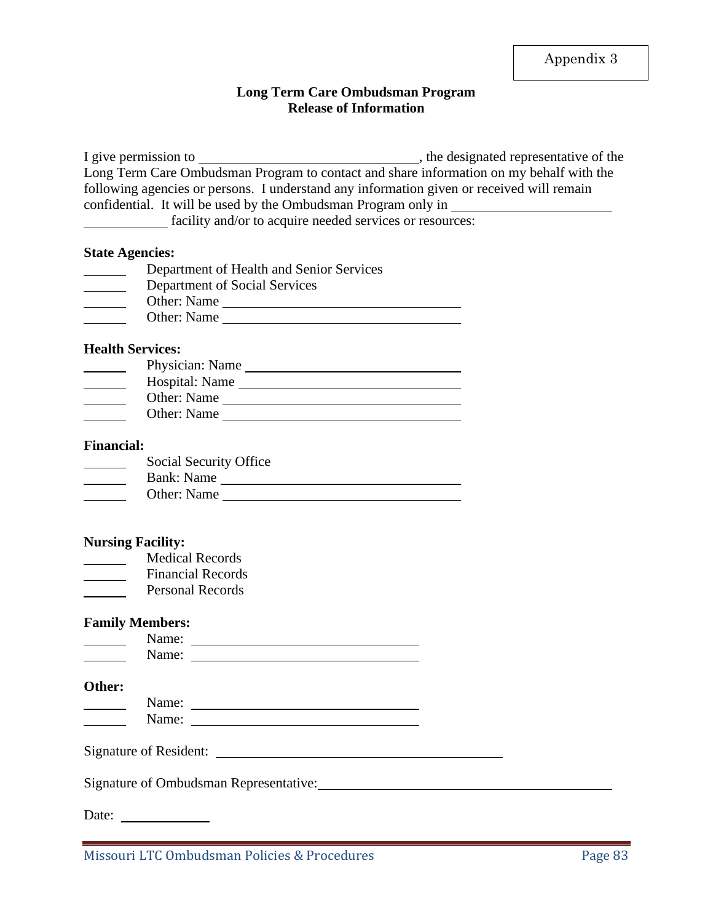Appendix 3

**Long Term Care Ombudsman Program**
**Release of Information**

I give permission to ______________________________, the designated representative of the Long Term Care Ombudsman Program to contact and share information on my behalf with the following agencies or persons. I understand any information given or received will remain confidential. It will be used by the Ombudsman Program only in ______________________ ____________ facility and/or to acquire needed services or resources:

**State Agencies:**

______ Department of Health and Senior Services
______ Department of Social Services
______ Other: Name ________________________________
______ Other: Name ________________________________

**Health Services:**

______ Physician: Name ______________________________
______ Hospital: Name ______________________________
______ Other: Name ________________________________
______ Other: Name ________________________________

**Financial:**

______ Social Security Office
______ Bank: Name ________________________________
______ Other: Name ________________________________

**Nursing Facility:**

______ Medical Records
______ Financial Records
______ Personal Records

**Family Members:**

______ Name: ________________________________
______ Name: ________________________________

**Other:**

______ Name: ________________________________
______ Name: ________________________________

Signature of Resident: ________________________________________

Signature of Ombudsman Representative: ________________________________________

Date: ____________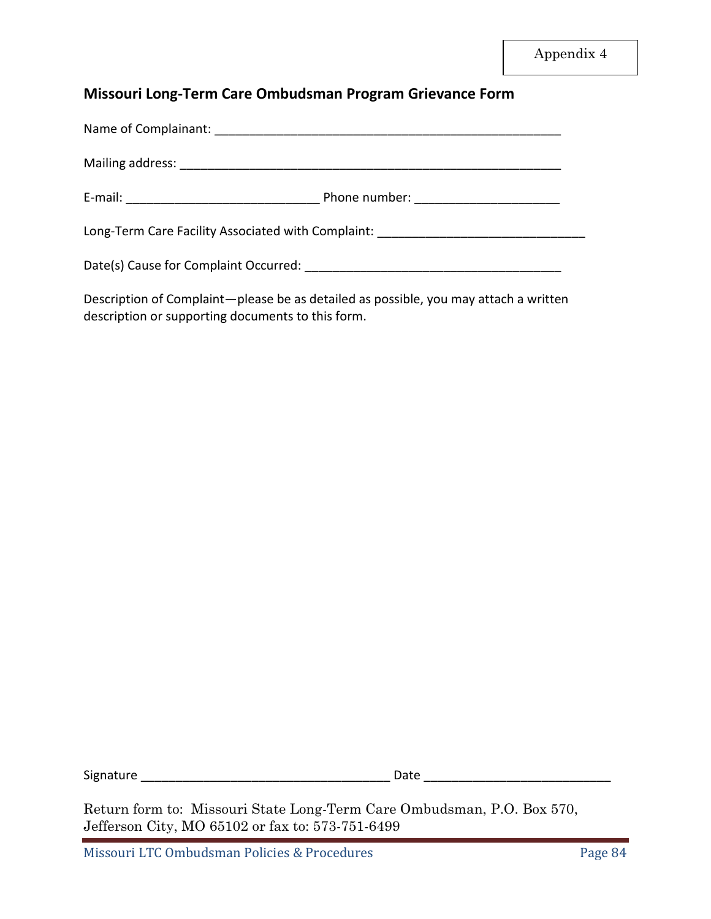Appendix 4

## Missouri Long-Term Care Ombudsman Program Grievance Form

Name of Complainant: ___________________________________________________

Mailing address: _______________________________________________________

E-mail: ____________________________ Phone number: _____________________

Long-Term Care Facility Associated with Complaint: ______________________________

Date(s) Cause for Complaint Occurred: _____________________________________

Description of Complaint—please be as detailed as possible, you may attach a written description or supporting documents to this form.

Signature ____________________________________ Date ___________________________

Return form to: Missouri State Long-Term Care Ombudsman, P.O. Box 570, Jefferson City, MO 65102 or fax to: 573-751-6499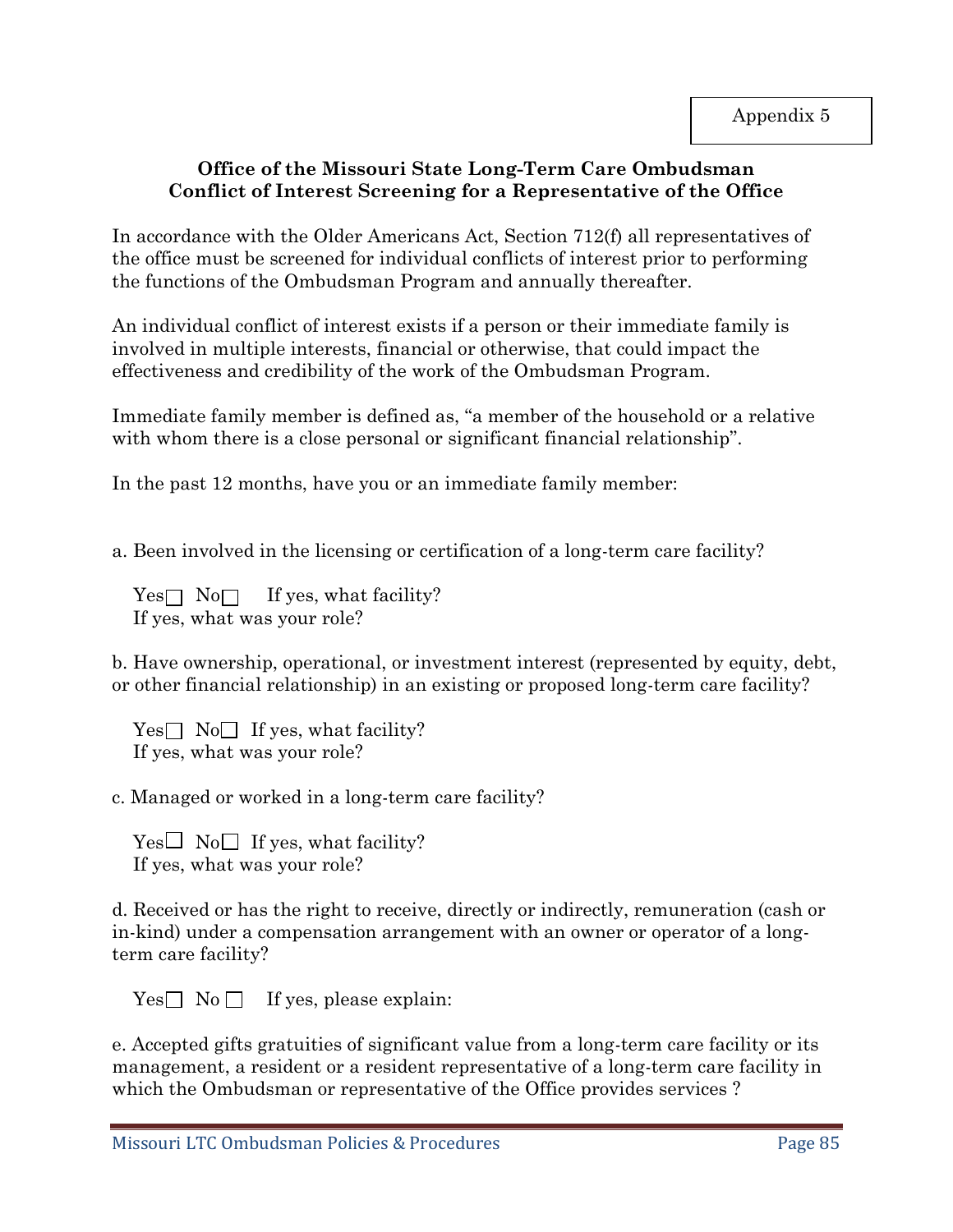Appendix 5

**Office of the Missouri State Long-Term Care Ombudsman**
**Conflict of Interest Screening for a Representative of the Office**

In accordance with the Older Americans Act, Section 712(f) all representatives of the office must be screened for individual conflicts of interest prior to performing the functions of the Ombudsman Program and annually thereafter.

An individual conflict of interest exists if a person or their immediate family is involved in multiple interests, financial or otherwise, that could impact the effectiveness and credibility of the work of the Ombudsman Program.

Immediate family member is defined as, "a member of the household or a relative with whom there is a close personal or significant financial relationship".

In the past 12 months, have you or an immediate family member:

a. Been involved in the licensing or certification of a long-term care facility?

Yes☐ No☐ If yes, what facility?
If yes, what was your role?

b. Have ownership, operational, or investment interest (represented by equity, debt, or other financial relationship) in an existing or proposed long-term care facility?

Yes☐ No☐ If yes, what facility?
If yes, what was your role?

c. Managed or worked in a long-term care facility?

Yes☐ No☐ If yes, what facility?
If yes, what was your role?

d. Received or has the right to receive, directly or indirectly, remuneration (cash or in-kind) under a compensation arrangement with an owner or operator of a long-term care facility?

Yes☐ No ☐ If yes, please explain:

e. Accepted gifts gratuities of significant value from a long-term care facility or its management, a resident or a resident representative of a long-term care facility in which the Ombudsman or representative of the Office provides services ?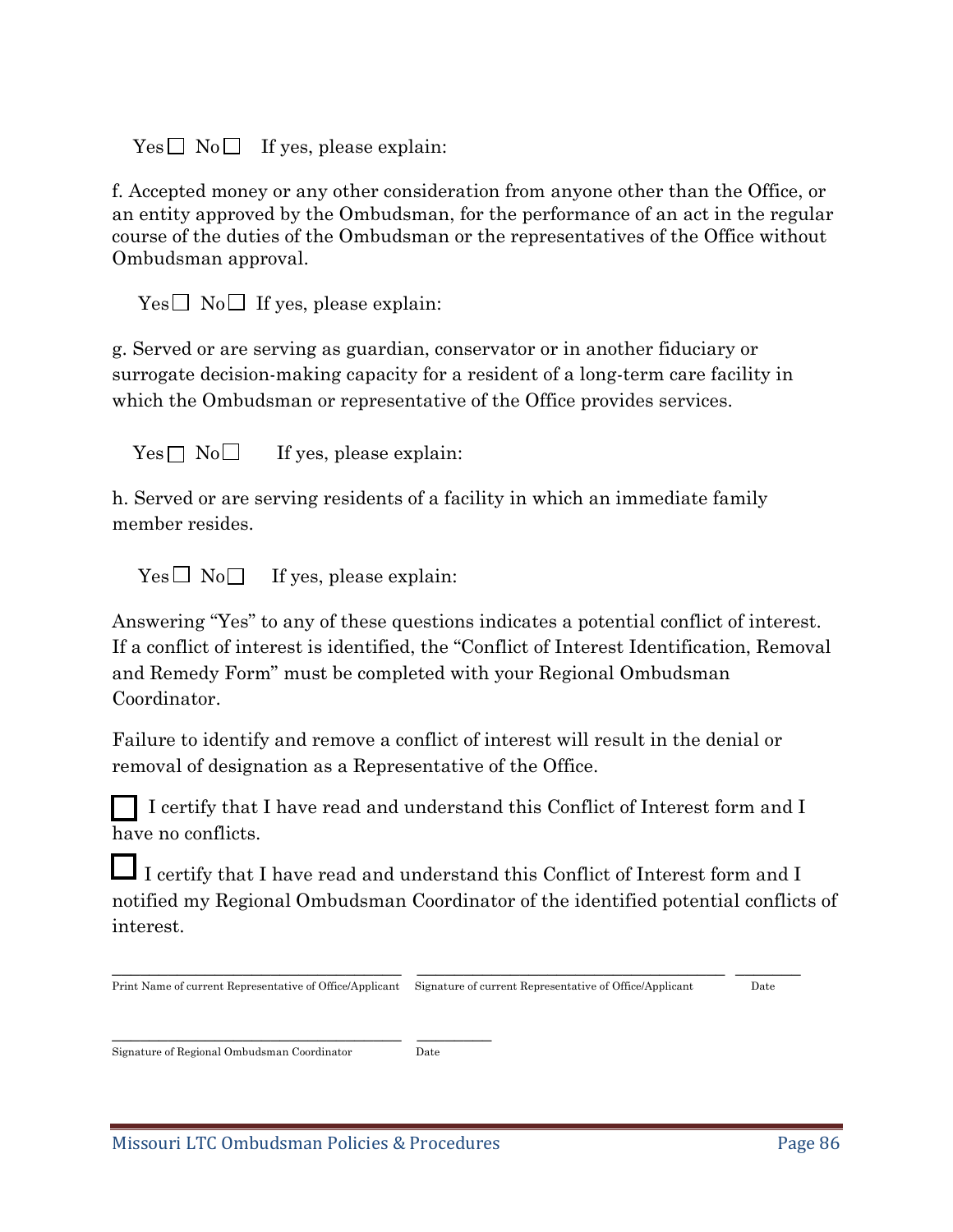Yes ☐ No ☐ If yes, please explain:

f. Accepted money or any other consideration from anyone other than the Office, or an entity approved by the Ombudsman, for the performance of an act in the regular course of the duties of the Ombudsman or the representatives of the Office without Ombudsman approval.

Yes ☐ No ☐ If yes, please explain:

g. Served or are serving as guardian, conservator or in another fiduciary or surrogate decision-making capacity for a resident of a long-term care facility in which the Ombudsman or representative of the Office provides services.

Yes ☐ No ☐ If yes, please explain:

h. Served or are serving residents of a facility in which an immediate family member resides.

Yes ☐ No ☐ If yes, please explain:

Answering "Yes" to any of these questions indicates a potential conflict of interest. If a conflict of interest is identified, the "Conflict of Interest Identification, Removal and Remedy Form" must be completed with your Regional Ombudsman Coordinator.

Failure to identify and remove a conflict of interest will result in the denial or removal of designation as a Representative of the Office.

☐ I certify that I have read and understand this Conflict of Interest form and I have no conflicts.

☐ I certify that I have read and understand this Conflict of Interest form and I notified my Regional Ombudsman Coordinator of the identified potential conflicts of interest.

| ______________________________ | ______________________________ | ________ |
|---|---|---|
| Print Name of current Representative of Office/Applicant | Signature of current Representative of Office/Applicant | Date |

| ______________________________ | ________ |
|---|---|
| Signature of Regional Ombudsman Coordinator | Date |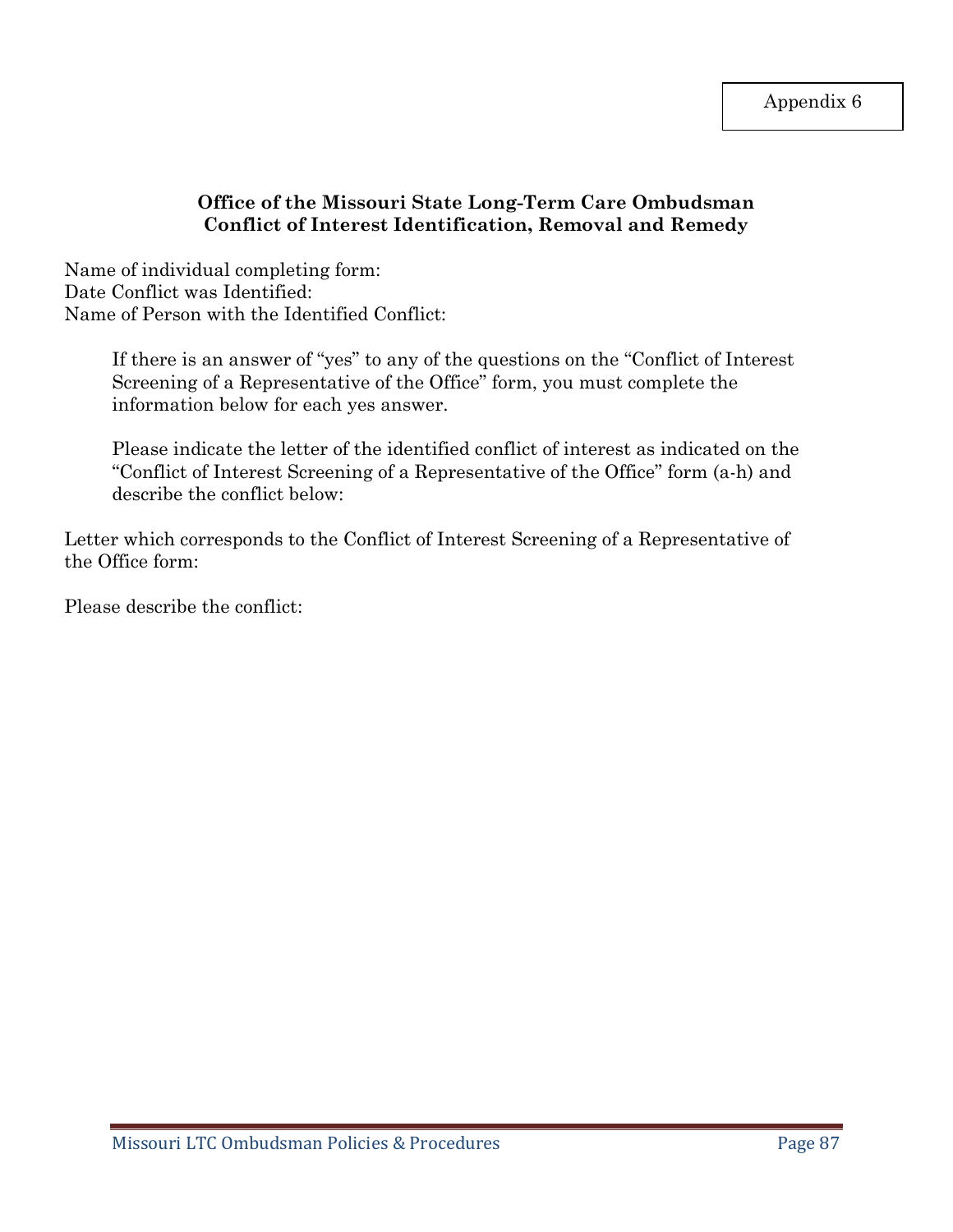Appendix 6

**Office of the Missouri State Long-Term Care Ombudsman**
**Conflict of Interest Identification, Removal and Remedy**

Name of individual completing form:
Date Conflict was Identified:
Name of Person with the Identified Conflict:

> If there is an answer of "yes" to any of the questions on the "Conflict of Interest Screening of a Representative of the Office" form, you must complete the information below for each yes answer.
>
> Please indicate the letter of the identified conflict of interest as indicated on the "Conflict of Interest Screening of a Representative of the Office" form (a-h) and describe the conflict below:

Letter which corresponds to the Conflict of Interest Screening of a Representative of the Office form:

Please describe the conflict: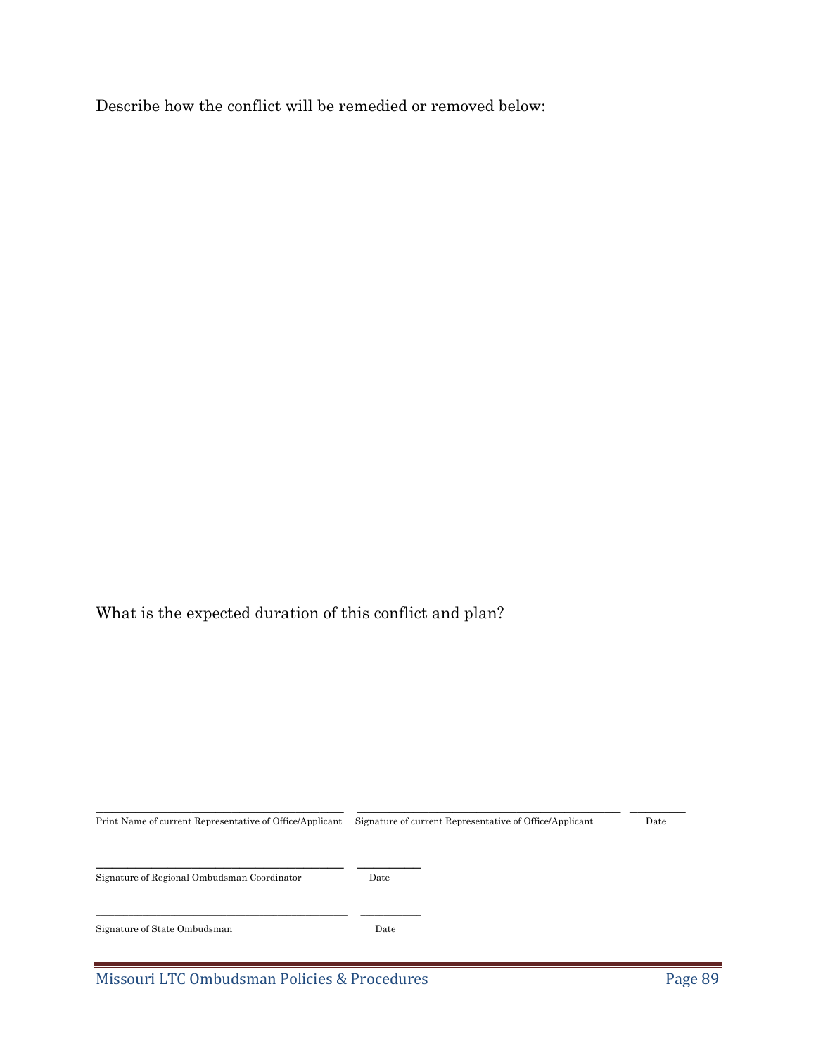Describe how the conflict will be remedied or removed below:

What is the expected duration of this conflict and plan?

\_\_\_\_\_\_\_\_\_\_\_\_\_\_\_\_\_\_\_\_\_\_\_\_\_\_\_\_\_\_\_\_\_\_\_\_\_\_\_\_ \_\_\_\_\_\_\_\_\_\_\_\_\_\_\_\_\_\_\_\_\_\_\_\_\_\_\_\_\_\_\_\_\_\_\_\_\_\_\_\_ \_\_\_\_\_\_\_\_\_\_
Print Name of current Representative of Office/Applicant Signature of current Representative of Office/Applicant Date

\_\_\_\_\_\_\_\_\_\_\_\_\_\_\_\_\_\_\_\_\_\_\_\_\_\_\_\_\_\_\_\_\_\_\_\_\_\_\_\_ \_\_\_\_\_\_\_\_\_\_
Signature of Regional Ombudsman Coordinator Date

\_\_\_\_\_\_\_\_\_\_\_\_\_\_\_\_\_\_\_\_\_\_\_\_\_\_\_\_\_\_\_\_\_\_\_\_\_\_\_\_ \_\_\_\_\_\_\_\_\_\_
Signature of State Ombudsman Date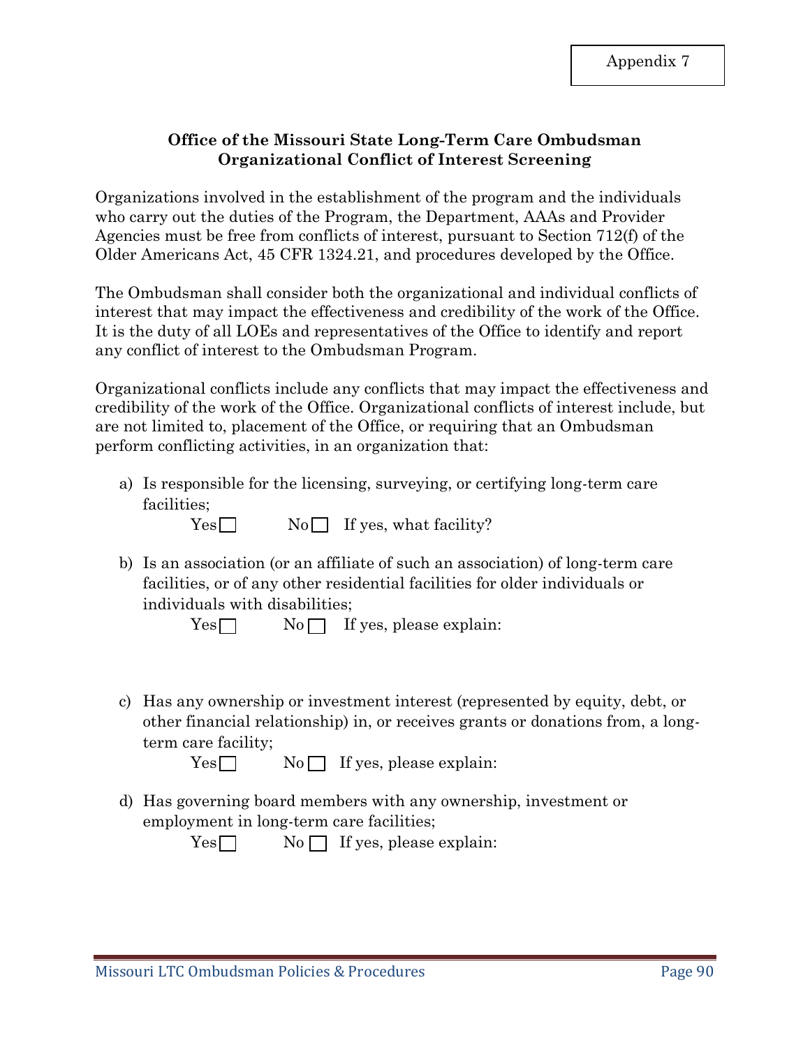Appendix 7

**Office of the Missouri State Long-Term Care Ombudsman**
**Organizational Conflict of Interest Screening**

Organizations involved in the establishment of the program and the individuals who carry out the duties of the Program, the Department, AAAs and Provider Agencies must be free from conflicts of interest, pursuant to Section 712(f) of the Older Americans Act, 45 CFR 1324.21, and procedures developed by the Office.

The Ombudsman shall consider both the organizational and individual conflicts of interest that may impact the effectiveness and credibility of the work of the Office. It is the duty of all LOEs and representatives of the Office to identify and report any conflict of interest to the Ombudsman Program.

Organizational conflicts include any conflicts that may impact the effectiveness and credibility of the work of the Office. Organizational conflicts of interest include, but are not limited to, placement of the Office, or requiring that an Ombudsman perform conflicting activities, in an organization that:

a) Is responsible for the licensing, surveying, or certifying long-term care facilities;

   Yes ☐ No ☐ If yes, what facility?

b) Is an association (or an affiliate of such an association) of long-term care facilities, or of any other residential facilities for older individuals or individuals with disabilities;

   Yes ☐ No ☐ If yes, please explain:

c) Has any ownership or investment interest (represented by equity, debt, or other financial relationship) in, or receives grants or donations from, a long-term care facility;

   Yes ☐ No ☐ If yes, please explain:

d) Has governing board members with any ownership, investment or employment in long-term care facilities;

   Yes ☐ No ☐ If yes, please explain: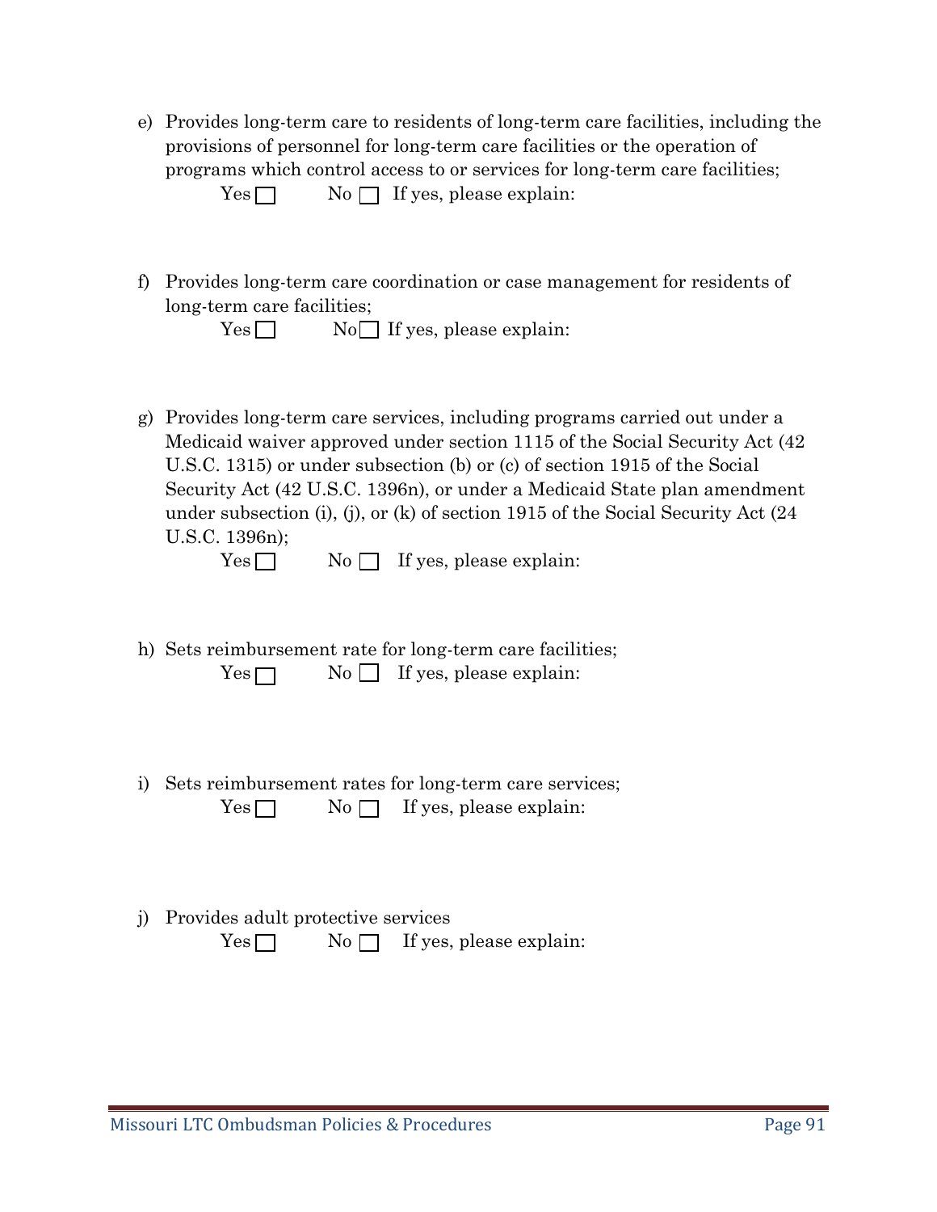e) Provides long-term care to residents of long-term care facilities, including the provisions of personnel for long-term care facilities or the operation of programs which control access to or services for long-term care facilities;

   Yes ☐ No ☐ If yes, please explain:

f) Provides long-term care coordination or case management for residents of long-term care facilities;

   Yes ☐ No ☐ If yes, please explain:

g) Provides long-term care services, including programs carried out under a Medicaid waiver approved under section 1115 of the Social Security Act (42 U.S.C. 1315) or under subsection (b) or (c) of section 1915 of the Social Security Act (42 U.S.C. 1396n), or under a Medicaid State plan amendment under subsection (i), (j), or (k) of section 1915 of the Social Security Act (24 U.S.C. 1396n);

   Yes ☐ No ☐ If yes, please explain:

h) Sets reimbursement rate for long-term care facilities;

   Yes ☐ No ☐ If yes, please explain:

i) Sets reimbursement rates for long-term care services;

   Yes ☐ No ☐ If yes, please explain:

j) Provides adult protective services

   Yes ☐ No ☐ If yes, please explain: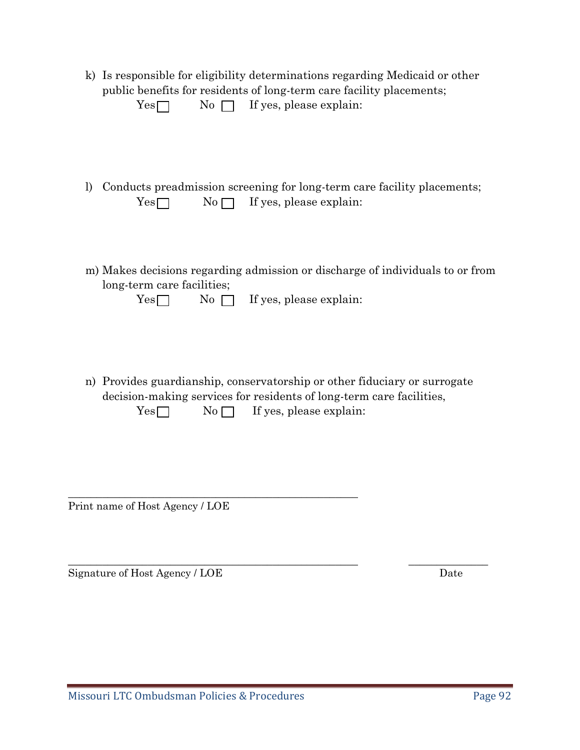k) Is responsible for eligibility determinations regarding Medicaid or other public benefits for residents of long-term care facility placements;

Yes ☐ No ☐ If yes, please explain:

l) Conducts preadmission screening for long-term care facility placements;

Yes ☐ No ☐ If yes, please explain:

m) Makes decisions regarding admission or discharge of individuals to or from long-term care facilities;

Yes ☐ No ☐ If yes, please explain:

n) Provides guardianship, conservatorship or other fiduciary or surrogate decision-making services for residents of long-term care facilities,

Yes ☐ No ☐ If yes, please explain:

\_\_\_\_\_\_\_\_\_\_\_\_\_\_\_\_\_\_\_\_\_\_\_\_\_\_\_\_\_\_\_\_\_\_\_\_\_\_\_\_\_\_\_\_\_\_\_\_\_\_\_\_

Print name of Host Agency / LOE

\_\_\_\_\_\_\_\_\_\_\_\_\_\_\_\_\_\_\_\_\_\_\_\_\_\_\_\_\_\_\_\_\_\_\_\_\_\_\_\_\_\_\_\_\_\_\_\_\_\_\_\_ \_\_\_\_\_\_\_\_\_\_\_\_\_\_\_

Signature of Host Agency / LOE Date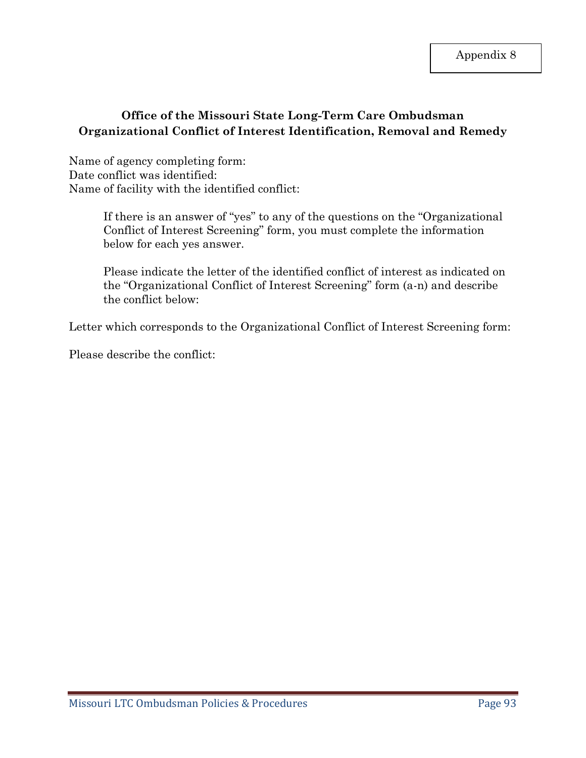Appendix 8

**Office of the Missouri State Long-Term Care Ombudsman**
**Organizational Conflict of Interest Identification, Removal and Remedy**

Name of agency completing form:
Date conflict was identified:
Name of facility with the identified conflict:

> If there is an answer of "yes" to any of the questions on the "Organizational Conflict of Interest Screening" form, you must complete the information below for each yes answer.
>
> Please indicate the letter of the identified conflict of interest as indicated on the "Organizational Conflict of Interest Screening" form (a-n) and describe the conflict below:

Letter which corresponds to the Organizational Conflict of Interest Screening form:

Please describe the conflict: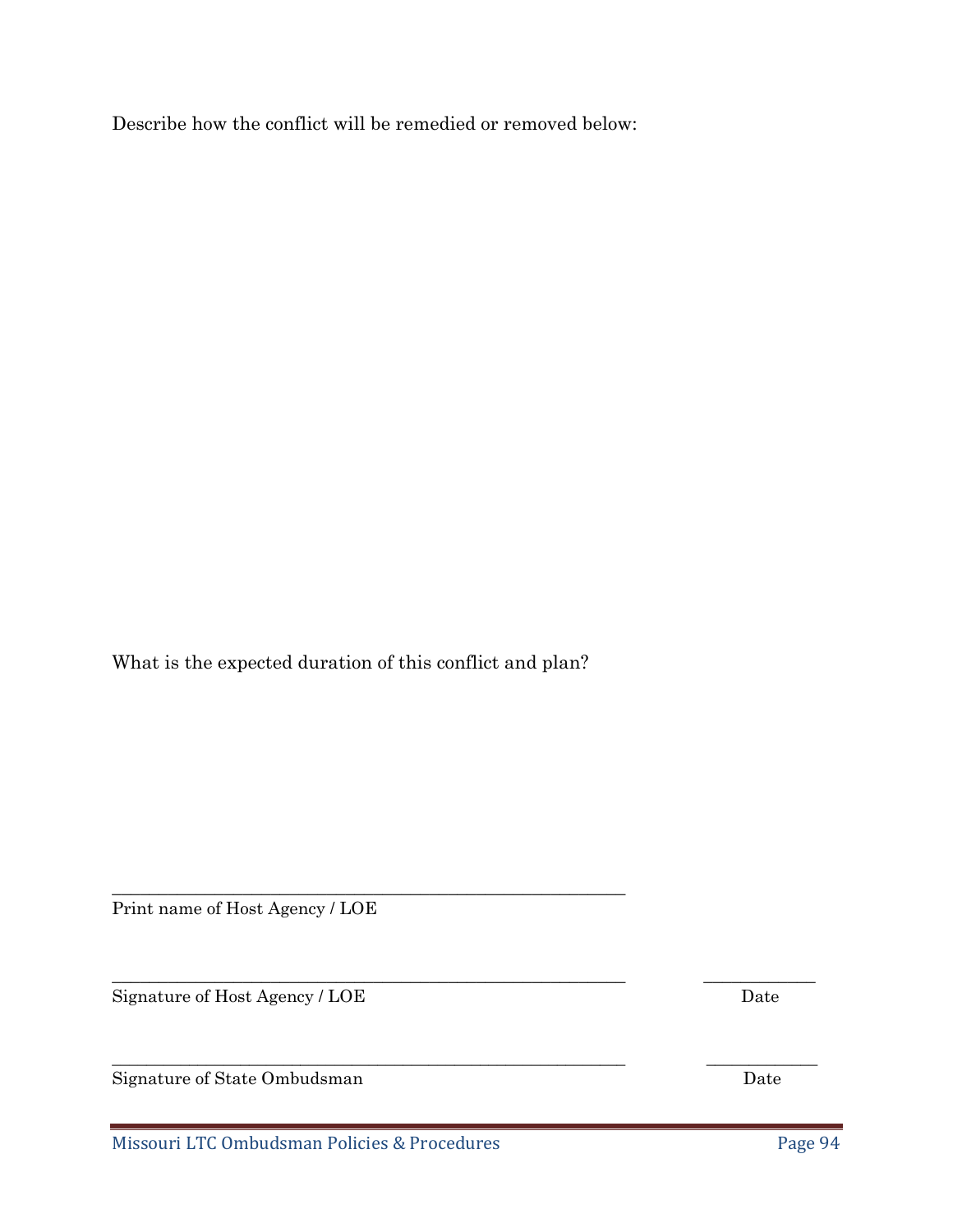Describe how the conflict will be remedied or removed below:

What is the expected duration of this conflict and plan?

\_\_\_\_\_\_\_\_\_\_\_\_\_\_\_\_\_\_\_\_\_\_\_\_\_\_\_\_\_\_\_\_\_\_\_\_\_\_\_\_\_\_\_\_\_\_\_\_\_\_\_\_\_\_\_\_\_\_

Print name of Host Agency / LOE

\_\_\_\_\_\_\_\_\_\_\_\_\_\_\_\_\_\_\_\_\_\_\_\_\_\_\_\_\_\_\_\_\_\_\_\_\_\_\_\_\_\_\_\_\_\_\_\_\_\_\_\_\_\_\_\_\_\_ \_\_\_\_\_\_\_\_\_\_\_\_\_

Signature of Host Agency / LOE Date

\_\_\_\_\_\_\_\_\_\_\_\_\_\_\_\_\_\_\_\_\_\_\_\_\_\_\_\_\_\_\_\_\_\_\_\_\_\_\_\_\_\_\_\_\_\_\_\_\_\_\_\_\_\_\_\_\_\_ \_\_\_\_\_\_\_\_\_\_\_\_\_

Signature of State Ombudsman Date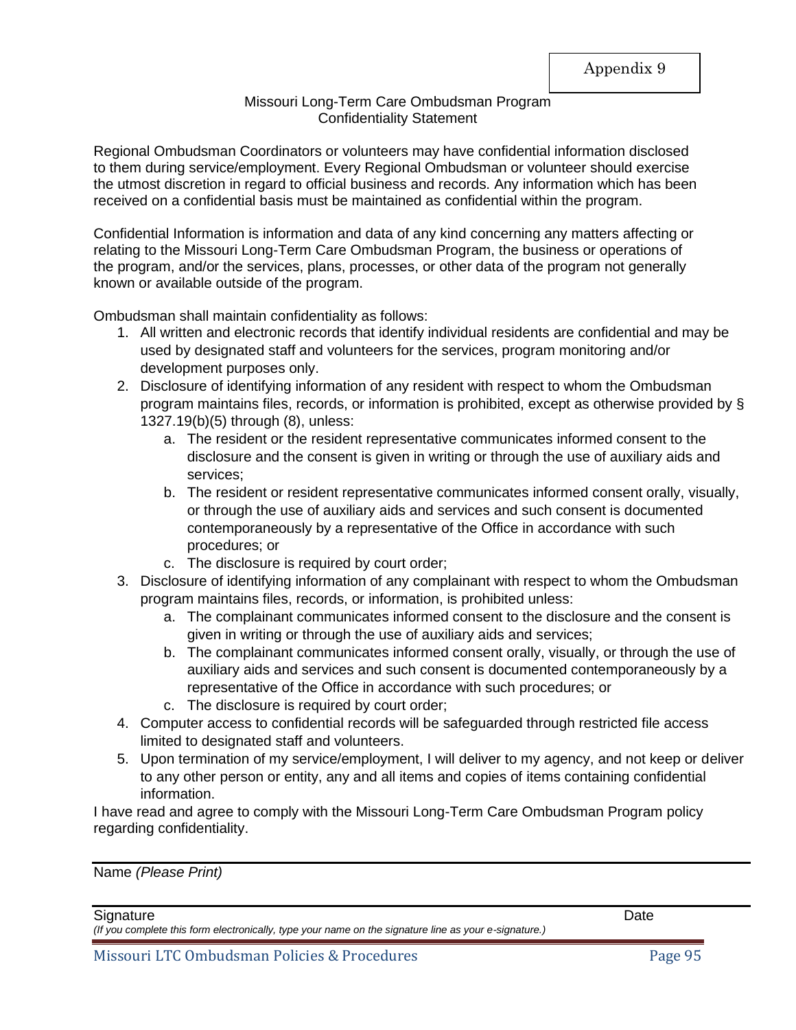Appendix 9

## Missouri Long-Term Care Ombudsman Program
## Confidentiality Statement

Regional Ombudsman Coordinators or volunteers may have confidential information disclosed to them during service/employment. Every Regional Ombudsman or volunteer should exercise the utmost discretion in regard to official business and records. Any information which has been received on a confidential basis must be maintained as confidential within the program.

Confidential Information is information and data of any kind concerning any matters affecting or relating to the Missouri Long-Term Care Ombudsman Program, the business or operations of the program, and/or the services, plans, processes, or other data of the program not generally known or available outside of the program.

Ombudsman shall maintain confidentiality as follows:

1. All written and electronic records that identify individual residents are confidential and may be used by designated staff and volunteers for the services, program monitoring and/or development purposes only.
2. Disclosure of identifying information of any resident with respect to whom the Ombudsman program maintains files, records, or information is prohibited, except as otherwise provided by § 1327.19(b)(5) through (8), unless:
   a. The resident or the resident representative communicates informed consent to the disclosure and the consent is given in writing or through the use of auxiliary aids and services;
   b. The resident or resident representative communicates informed consent orally, visually, or through the use of auxiliary aids and services and such consent is documented contemporaneously by a representative of the Office in accordance with such procedures; or
   c. The disclosure is required by court order;
3. Disclosure of identifying information of any complainant with respect to whom the Ombudsman program maintains files, records, or information, is prohibited unless:
   a. The complainant communicates informed consent to the disclosure and the consent is given in writing or through the use of auxiliary aids and services;
   b. The complainant communicates informed consent orally, visually, or through the use of auxiliary aids and services and such consent is documented contemporaneously by a representative of the Office in accordance with such procedures; or
   c. The disclosure is required by court order;
4. Computer access to confidential records will be safeguarded through restricted file access limited to designated staff and volunteers.
5. Upon termination of my service/employment, I will deliver to my agency, and not keep or deliver to any other person or entity, any and all items and copies of items containing confidential information.

I have read and agree to comply with the Missouri Long-Term Care Ombudsman Program policy regarding confidentiality.

______________________________________________

Name *(Please Print)*

______________________________________________

Signature Date

*(If you complete this form electronically, type your name on the signature line as your e-signature.)*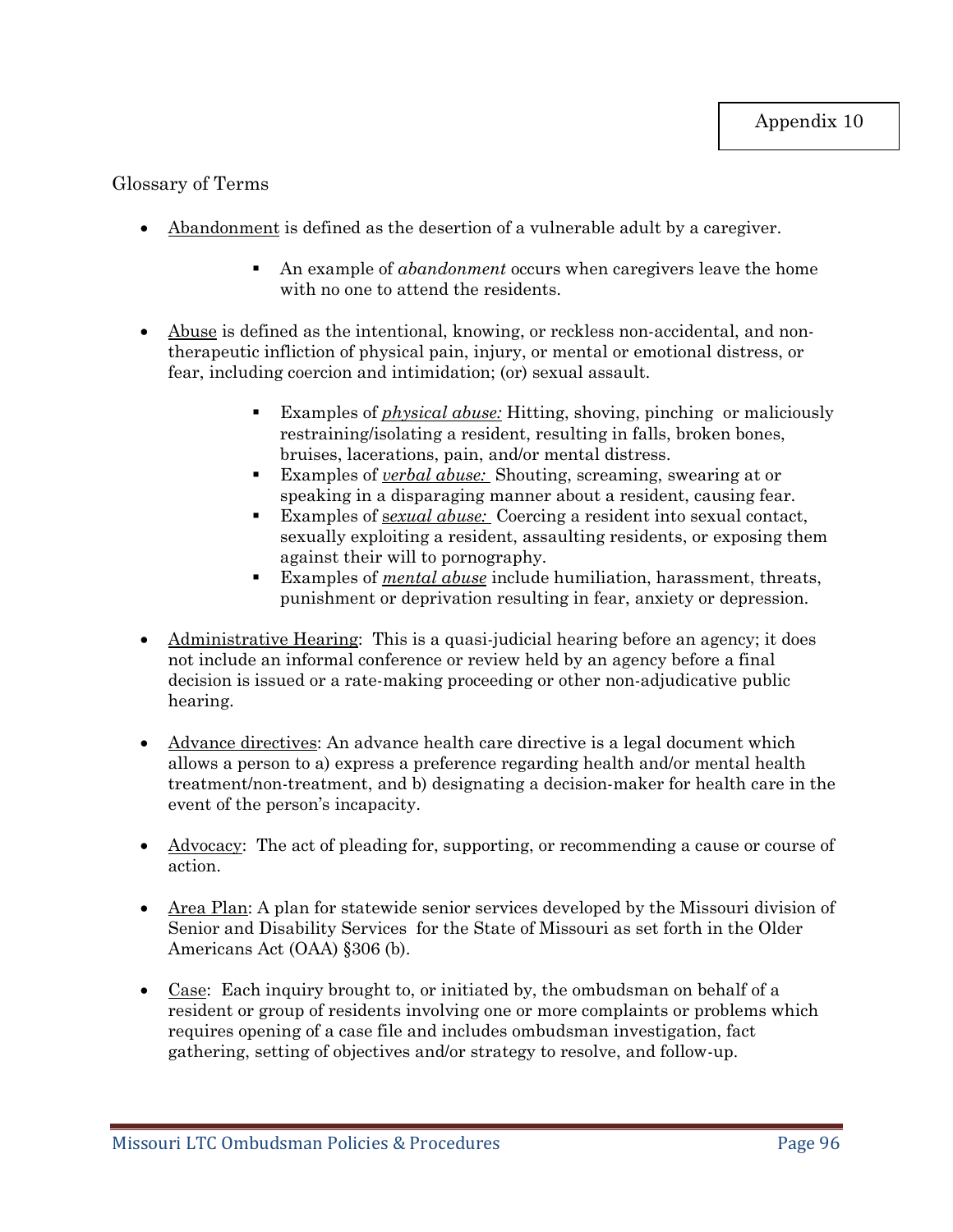Appendix 10

Glossary of Terms

- Abandonment is defined as the desertion of a vulnerable adult by a caregiver.
  - An example of *abandonment* occurs when caregivers leave the home with no one to attend the residents.

- Abuse is defined as the intentional, knowing, or reckless non-accidental, and non-therapeutic infliction of physical pain, injury, or mental or emotional distress, or fear, including coercion and intimidation; (or) sexual assault.
  - Examples of ***physical abuse:*** Hitting, shoving, pinching or maliciously restraining/isolating a resident, resulting in falls, broken bones, bruises, lacerations, pain, and/or mental distress.
  - Examples of ***verbal abuse:*** Shouting, screaming, swearing at or speaking in a disparaging manner about a resident, causing fear.
  - Examples of ***sexual abuse:*** Coercing a resident into sexual contact, sexually exploiting a resident, assaulting residents, or exposing them against their will to pornography.
  - Examples of ***mental abuse*** include humiliation, harassment, threats, punishment or deprivation resulting in fear, anxiety or depression.

- Administrative Hearing: This is a quasi-judicial hearing before an agency; it does not include an informal conference or review held by an agency before a final decision is issued or a rate-making proceeding or other non-adjudicative public hearing.

- Advance directives: An advance health care directive is a legal document which allows a person to a) express a preference regarding health and/or mental health treatment/non-treatment, and b) designating a decision-maker for health care in the event of the person's incapacity.

- Advocacy: The act of pleading for, supporting, or recommending a cause or course of action.

- Area Plan: A plan for statewide senior services developed by the Missouri division of Senior and Disability Services for the State of Missouri as set forth in the Older Americans Act (OAA) §306 (b).

- Case: Each inquiry brought to, or initiated by, the ombudsman on behalf of a resident or group of residents involving one or more complaints or problems which requires opening of a case file and includes ombudsman investigation, fact gathering, setting of objectives and/or strategy to resolve, and follow-up.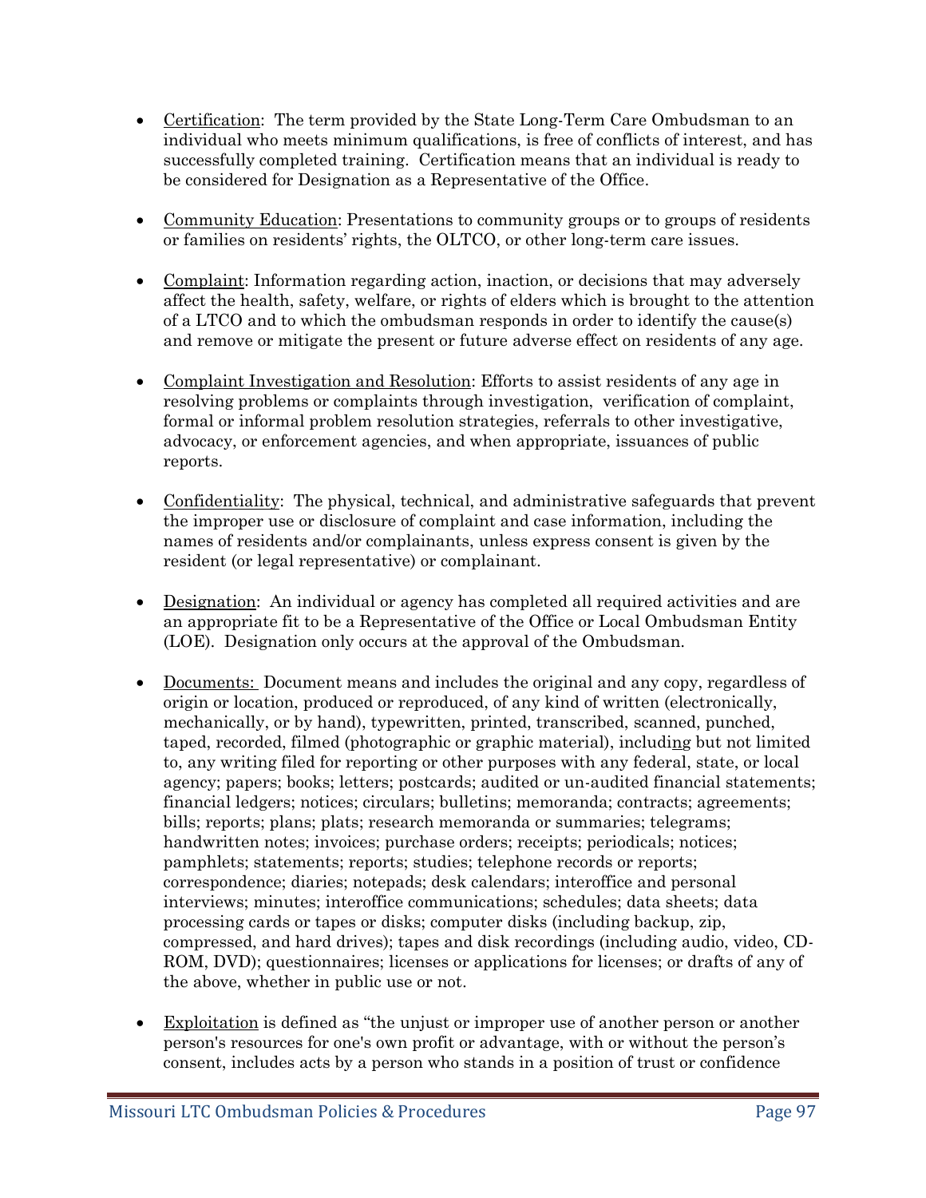- Certification: The term provided by the State Long-Term Care Ombudsman to an individual who meets minimum qualifications, is free of conflicts of interest, and has successfully completed training. Certification means that an individual is ready to be considered for Designation as a Representative of the Office.

- Community Education: Presentations to community groups or to groups of residents or families on residents' rights, the OLTCO, or other long-term care issues.

- Complaint: Information regarding action, inaction, or decisions that may adversely affect the health, safety, welfare, or rights of elders which is brought to the attention of a LTCO and to which the ombudsman responds in order to identify the cause(s) and remove or mitigate the present or future adverse effect on residents of any age.

- Complaint Investigation and Resolution: Efforts to assist residents of any age in resolving problems or complaints through investigation, verification of complaint, formal or informal problem resolution strategies, referrals to other investigative, advocacy, or enforcement agencies, and when appropriate, issuances of public reports.

- Confidentiality: The physical, technical, and administrative safeguards that prevent the improper use or disclosure of complaint and case information, including the names of residents and/or complainants, unless express consent is given by the resident (or legal representative) or complainant.

- Designation: An individual or agency has completed all required activities and are an appropriate fit to be a Representative of the Office or Local Ombudsman Entity (LOE). Designation only occurs at the approval of the Ombudsman.

- Documents: Document means and includes the original and any copy, regardless of origin or location, produced or reproduced, of any kind of written (electronically, mechanically, or by hand), typewritten, printed, transcribed, scanned, punched, taped, recorded, filmed (photographic or graphic material), including but not limited to, any writing filed for reporting or other purposes with any federal, state, or local agency; papers; books; letters; postcards; audited or un-audited financial statements; financial ledgers; notices; circulars; bulletins; memoranda; contracts; agreements; bills; reports; plans; plats; research memoranda or summaries; telegrams; handwritten notes; invoices; purchase orders; receipts; periodicals; notices; pamphlets; statements; reports; studies; telephone records or reports; correspondence; diaries; notepads; desk calendars; interoffice and personal interviews; minutes; interoffice communications; schedules; data sheets; data processing cards or tapes or disks; computer disks (including backup, zip, compressed, and hard drives); tapes and disk recordings (including audio, video, CD-ROM, DVD); questionnaires; licenses or applications for licenses; or drafts of any of the above, whether in public use or not.

- Exploitation is defined as "the unjust or improper use of another person or another person's resources for one's own profit or advantage, with or without the person's consent, includes acts by a person who stands in a position of trust or confidence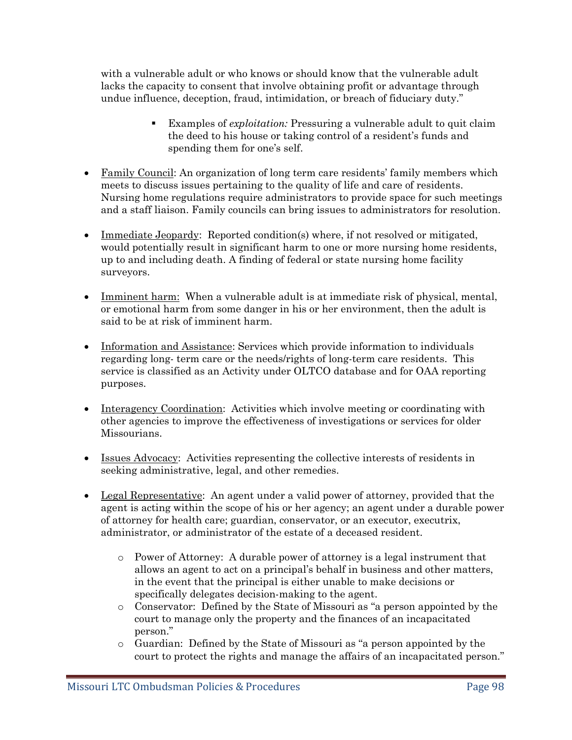with a vulnerable adult or who knows or should know that the vulnerable adult lacks the capacity to consent that involve obtaining profit or advantage through undue influence, deception, fraud, intimidation, or breach of fiduciary duty."

  - Examples of *exploitation:* Pressuring a vulnerable adult to quit claim the deed to his house or taking control of a resident's funds and spending them for one's self.

- Family Council: An organization of long term care residents' family members which meets to discuss issues pertaining to the quality of life and care of residents. Nursing home regulations require administrators to provide space for such meetings and a staff liaison. Family councils can bring issues to administrators for resolution.

- Immediate Jeopardy: Reported condition(s) where, if not resolved or mitigated, would potentially result in significant harm to one or more nursing home residents, up to and including death. A finding of federal or state nursing home facility surveyors.

- Imminent harm: When a vulnerable adult is at immediate risk of physical, mental, or emotional harm from some danger in his or her environment, then the adult is said to be at risk of imminent harm.

- Information and Assistance: Services which provide information to individuals regarding long- term care or the needs/rights of long-term care residents. This service is classified as an Activity under OLTCO database and for OAA reporting purposes.

- Interagency Coordination: Activities which involve meeting or coordinating with other agencies to improve the effectiveness of investigations or services for older Missourians.

- Issues Advocacy: Activities representing the collective interests of residents in seeking administrative, legal, and other remedies.

- Legal Representative: An agent under a valid power of attorney, provided that the agent is acting within the scope of his or her agency; an agent under a durable power of attorney for health care; guardian, conservator, or an executor, executrix, administrator, or administrator of the estate of a deceased resident.

  - Power of Attorney: A durable power of attorney is a legal instrument that allows an agent to act on a principal's behalf in business and other matters, in the event that the principal is either unable to make decisions or specifically delegates decision-making to the agent.
  - Conservator: Defined by the State of Missouri as "a person appointed by the court to manage only the property and the finances of an incapacitated person."
  - Guardian: Defined by the State of Missouri as "a person appointed by the court to protect the rights and manage the affairs of an incapacitated person."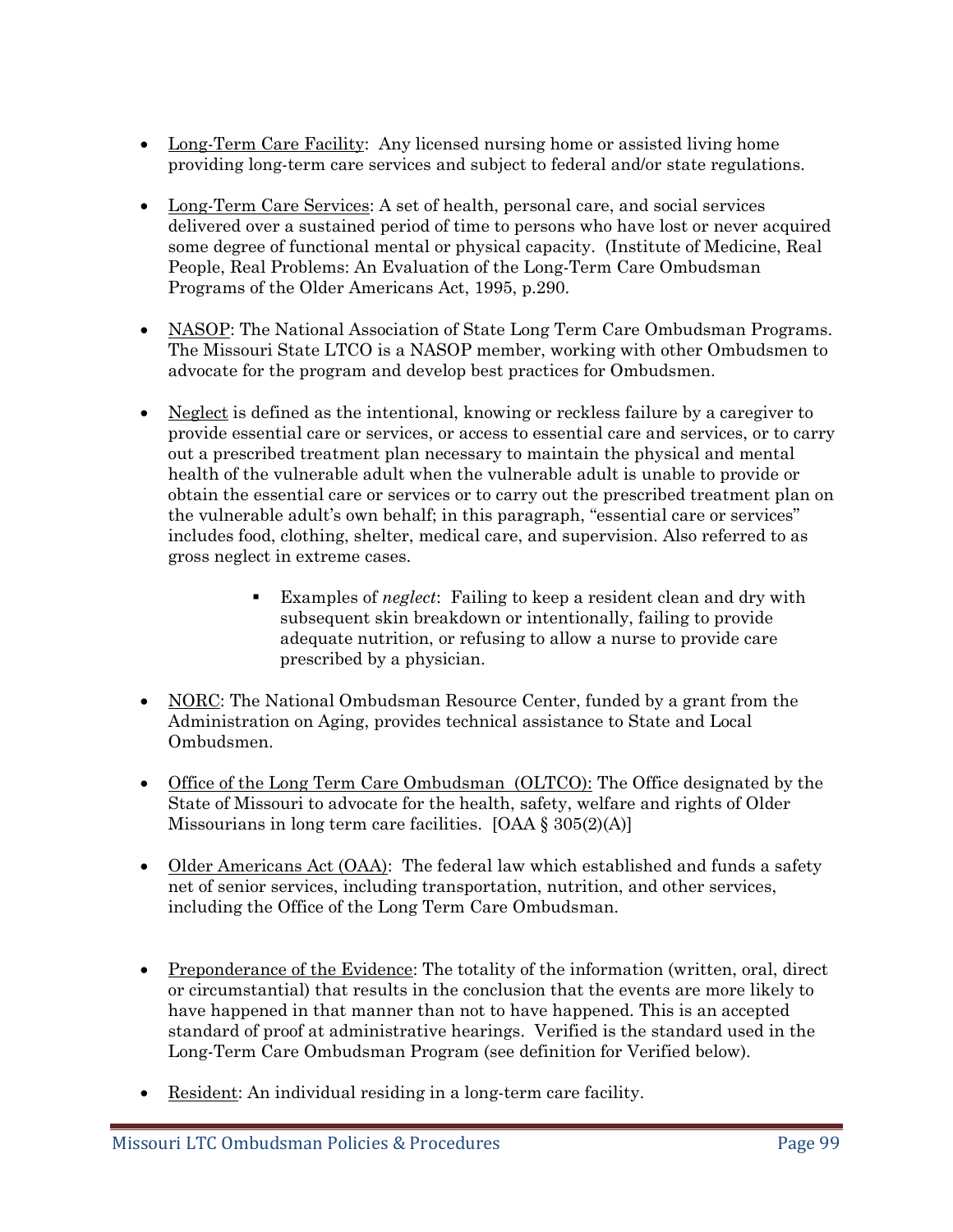- Long-Term Care Facility: Any licensed nursing home or assisted living home providing long-term care services and subject to federal and/or state regulations.

- Long-Term Care Services: A set of health, personal care, and social services delivered over a sustained period of time to persons who have lost or never acquired some degree of functional mental or physical capacity. (Institute of Medicine, Real People, Real Problems: An Evaluation of the Long-Term Care Ombudsman Programs of the Older Americans Act, 1995, p.290.

- NASOP: The National Association of State Long Term Care Ombudsman Programs. The Missouri State LTCO is a NASOP member, working with other Ombudsmen to advocate for the program and develop best practices for Ombudsmen.

- Neglect is defined as the intentional, knowing or reckless failure by a caregiver to provide essential care or services, or access to essential care and services, or to carry out a prescribed treatment plan necessary to maintain the physical and mental health of the vulnerable adult when the vulnerable adult is unable to provide or obtain the essential care or services or to carry out the prescribed treatment plan on the vulnerable adult's own behalf; in this paragraph, "essential care or services" includes food, clothing, shelter, medical care, and supervision. Also referred to as gross neglect in extreme cases.

    - Examples of *neglect*: Failing to keep a resident clean and dry with subsequent skin breakdown or intentionally, failing to provide adequate nutrition, or refusing to allow a nurse to provide care prescribed by a physician.

- NORC: The National Ombudsman Resource Center, funded by a grant from the Administration on Aging, provides technical assistance to State and Local Ombudsmen.

- Office of the Long Term Care Ombudsman (OLTCO): The Office designated by the State of Missouri to advocate for the health, safety, welfare and rights of Older Missourians in long term care facilities. [OAA § 305(2)(A)]

- Older Americans Act (OAA): The federal law which established and funds a safety net of senior services, including transportation, nutrition, and other services, including the Office of the Long Term Care Ombudsman.

- Preponderance of the Evidence: The totality of the information (written, oral, direct or circumstantial) that results in the conclusion that the events are more likely to have happened in that manner than not to have happened. This is an accepted standard of proof at administrative hearings. Verified is the standard used in the Long-Term Care Ombudsman Program (see definition for Verified below).

- Resident: An individual residing in a long-term care facility.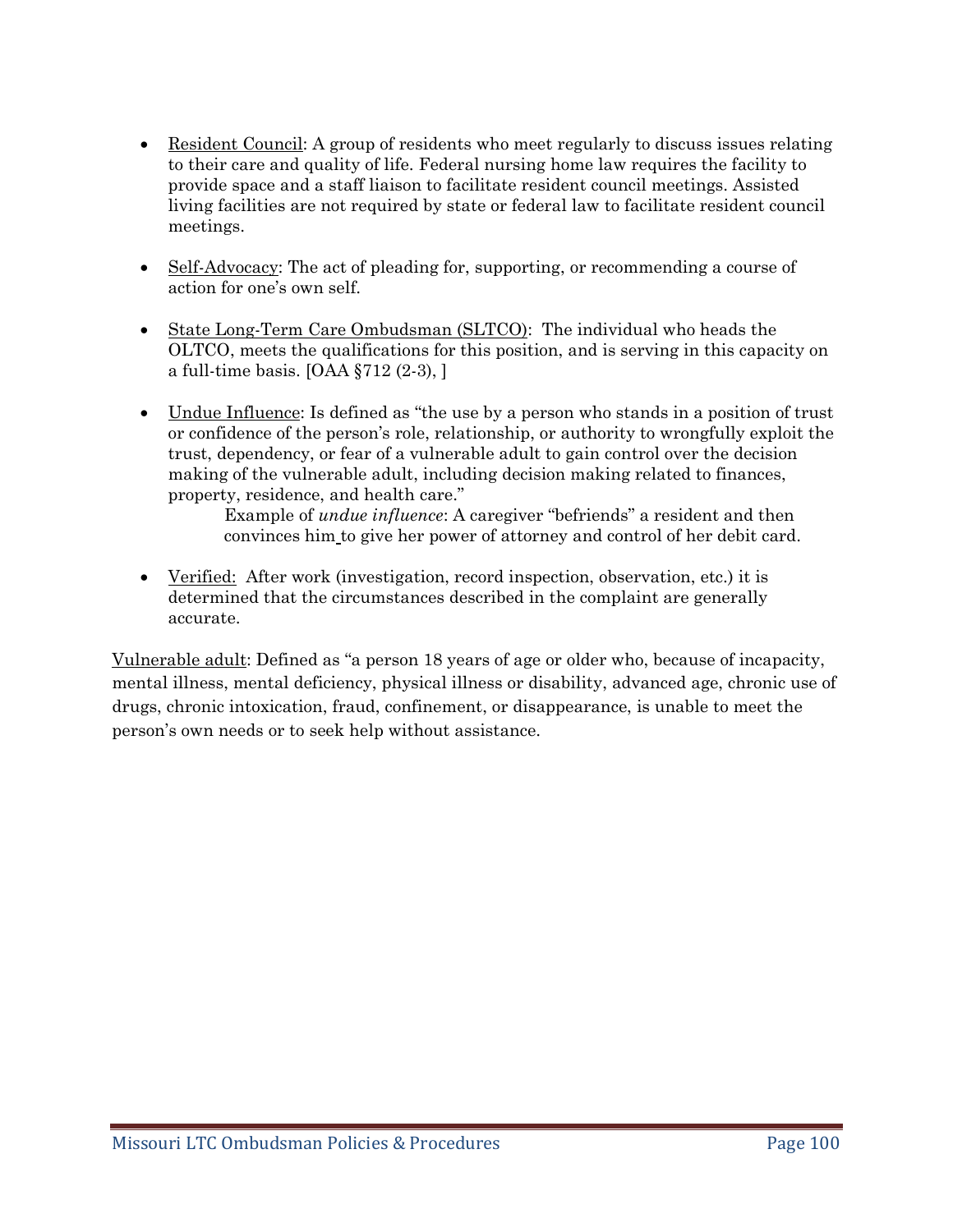- Resident Council: A group of residents who meet regularly to discuss issues relating to their care and quality of life. Federal nursing home law requires the facility to provide space and a staff liaison to facilitate resident council meetings. Assisted living facilities are not required by state or federal law to facilitate resident council meetings.

- Self-Advocacy: The act of pleading for, supporting, or recommending a course of action for one's own self.

- State Long-Term Care Ombudsman (SLTCO): The individual who heads the OLTCO, meets the qualifications for this position, and is serving in this capacity on a full-time basis. [OAA §712 (2-3), ]

- Undue Influence: Is defined as "the use by a person who stands in a position of trust or confidence of the person's role, relationship, or authority to wrongfully exploit the trust, dependency, or fear of a vulnerable adult to gain control over the decision making of the vulnerable adult, including decision making related to finances, property, residence, and health care."

  Example of *undue influence*: A caregiver "befriends" a resident and then convinces him to give her power of attorney and control of her debit card.

- Verified: After work (investigation, record inspection, observation, etc.) it is determined that the circumstances described in the complaint are generally accurate.

Vulnerable adult: Defined as "a person 18 years of age or older who, because of incapacity, mental illness, mental deficiency, physical illness or disability, advanced age, chronic use of drugs, chronic intoxication, fraud, confinement, or disappearance, is unable to meet the person's own needs or to seek help without assistance.